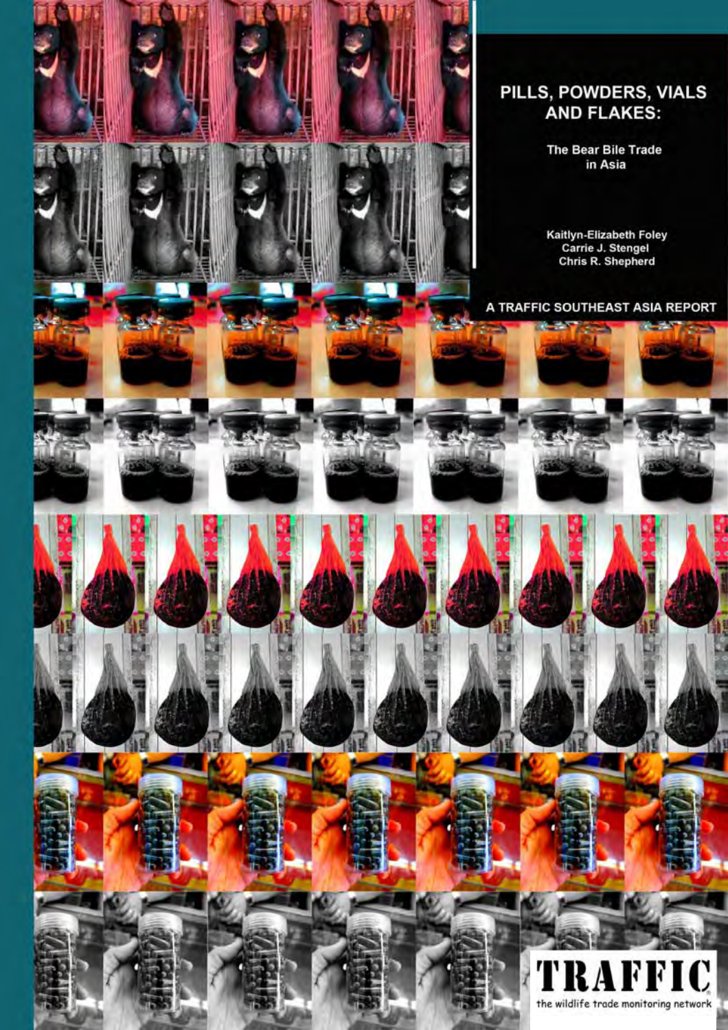# PILLS, POWDERS, VIALS AND FLAKES:

## The Bear Bile Trade in Asia

Kaitlyn-Elizabeth Foley
Carrie J. Stengel
Chris R. Shepherd

A TRAFFIC SOUTHEAST ASIA REPORT

TRAFFIC
the wildlife trade monitoring network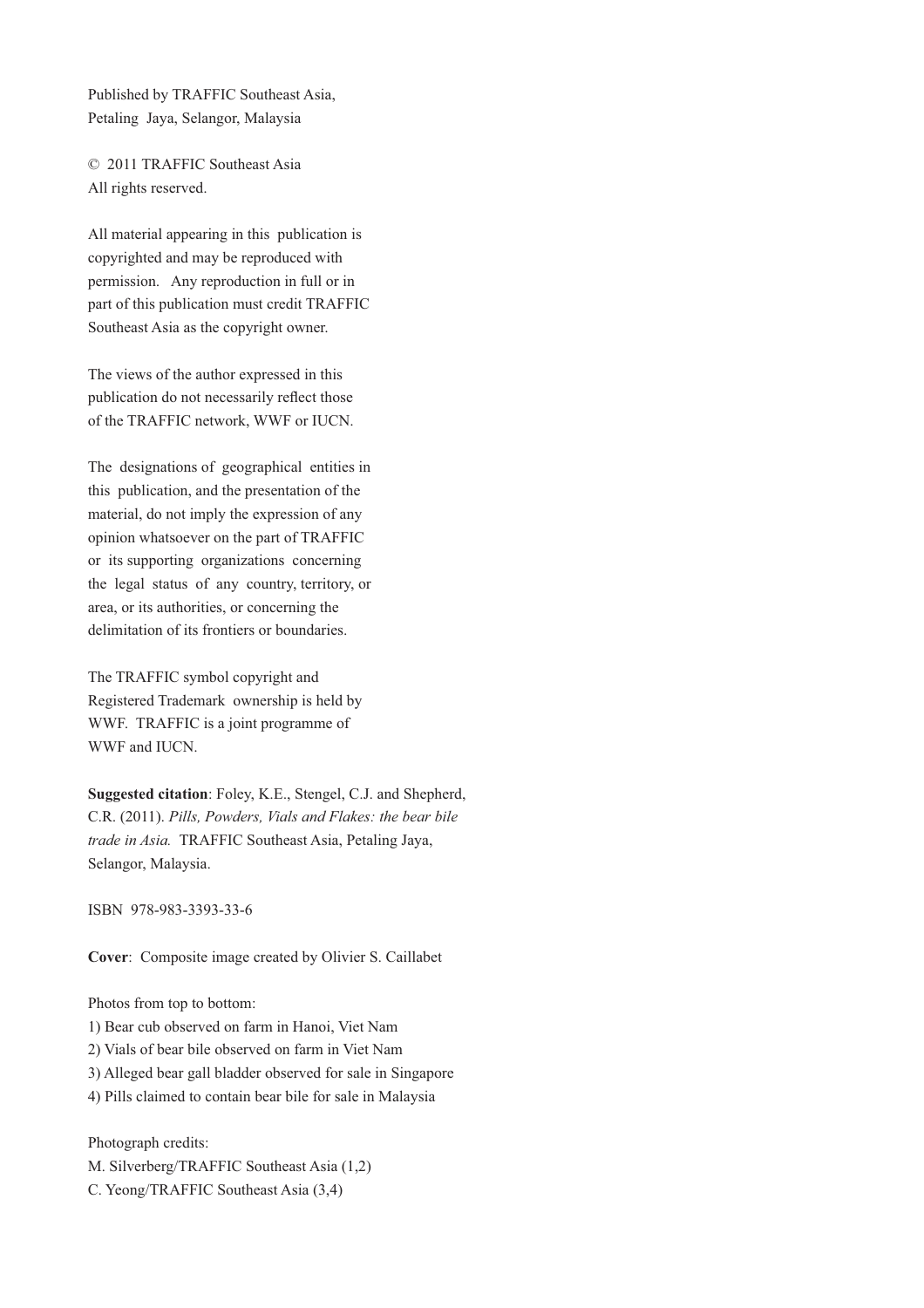Published by TRAFFIC Southeast Asia,
Petaling Jaya, Selangor, Malaysia

© 2011 TRAFFIC Southeast Asia
All rights reserved.

All material appearing in this publication is copyrighted and may be reproduced with permission. Any reproduction in full or in part of this publication must credit TRAFFIC Southeast Asia as the copyright owner.

The views of the author expressed in this publication do not necessarily reflect those of the TRAFFIC network, WWF or IUCN.

The designations of geographical entities in this publication, and the presentation of the material, do not imply the expression of any opinion whatsoever on the part of TRAFFIC or its supporting organizations concerning the legal status of any country, territory, or area, or its authorities, or concerning the delimitation of its frontiers or boundaries.

The TRAFFIC symbol copyright and Registered Trademark ownership is held by WWF. TRAFFIC is a joint programme of WWF and IUCN.

**Suggested citation**: Foley, K.E., Stengel, C.J. and Shepherd, C.R. (2011). *Pills, Powders, Vials and Flakes: the bear bile trade in Asia.* TRAFFIC Southeast Asia, Petaling Jaya, Selangor, Malaysia.

ISBN 978-983-3393-33-6

**Cover**: Composite image created by Olivier S. Caillabet

Photos from top to bottom:
1) Bear cub observed on farm in Hanoi, Viet Nam
2) Vials of bear bile observed on farm in Viet Nam
3) Alleged bear gall bladder observed for sale in Singapore
4) Pills claimed to contain bear bile for sale in Malaysia

Photograph credits:
M. Silverberg/TRAFFIC Southeast Asia (1,2)
C. Yeong/TRAFFIC Southeast Asia (3,4)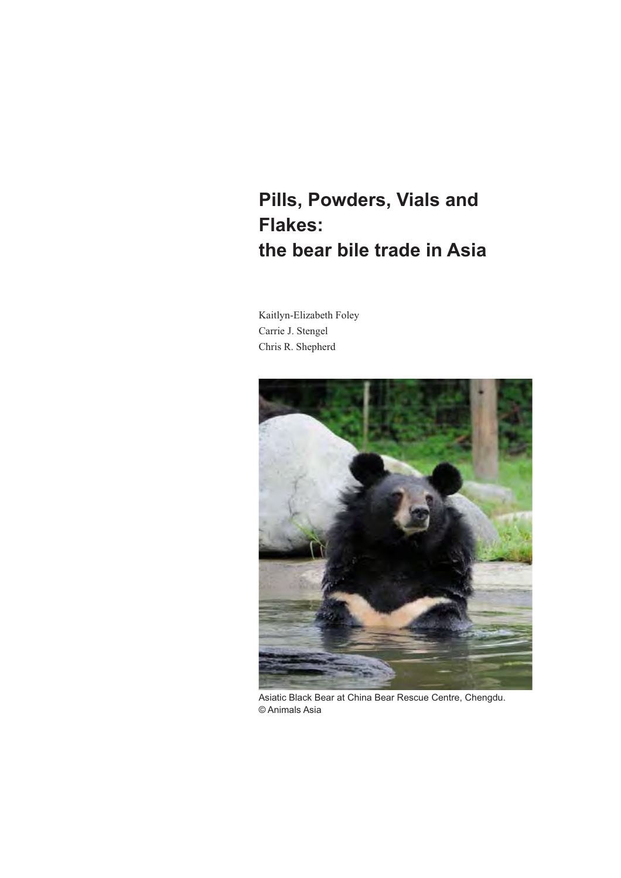# Pills, Powders, Vials and Flakes: the bear bile trade in Asia

Kaitlyn-Elizabeth Foley
Carrie J. Stengel
Chris R. Shepherd

Asiatic Black Bear at China Bear Rescue Centre, Chengdu.
© Animals Asia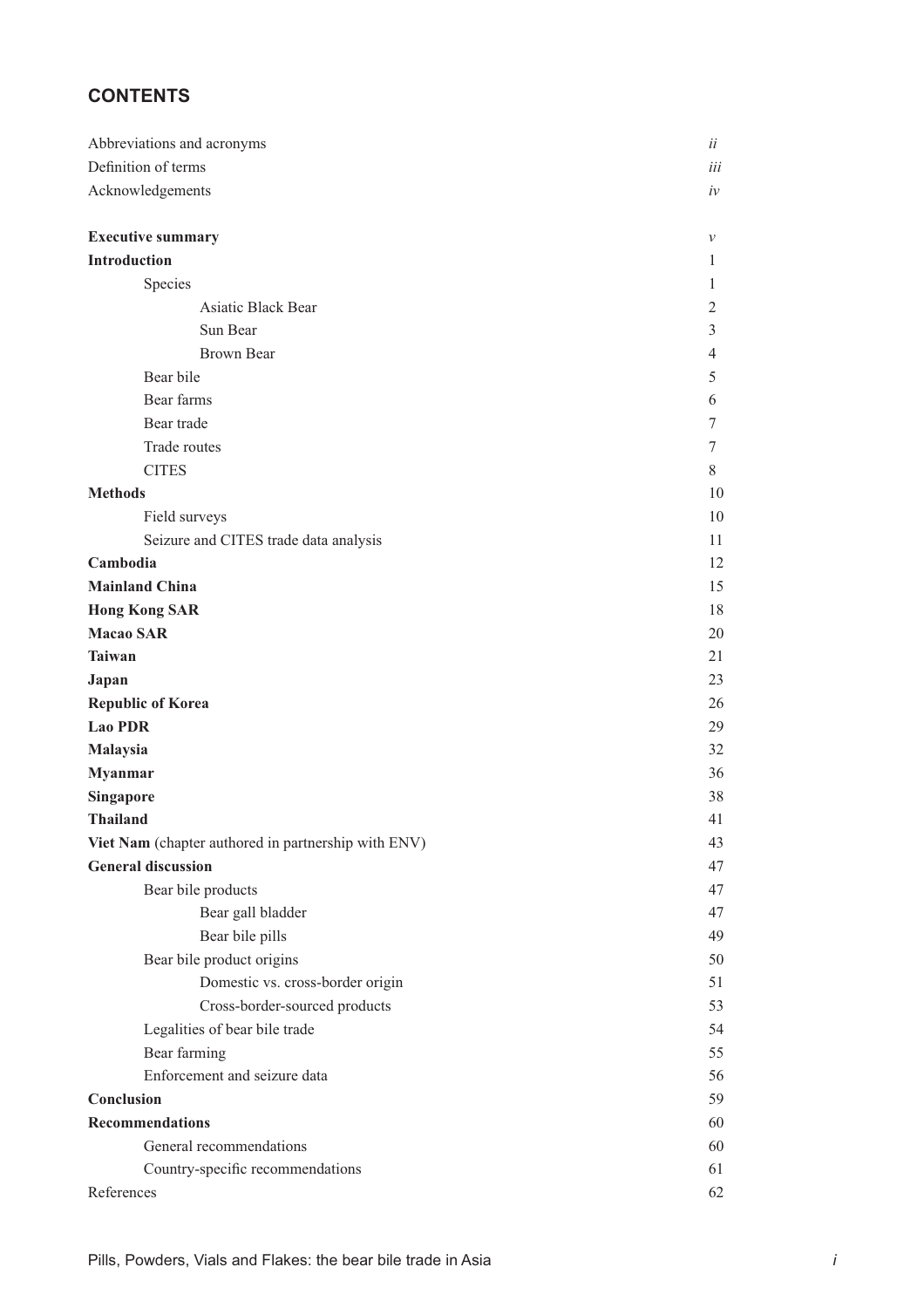## CONTENTS

| | |
|---|---|
| Abbreviations and acronyms | *ii* |
| Definition of terms | *iii* |
| Acknowledgements | *iv* |
| | |
| **Executive summary** | *v* |
| **Introduction** | 1 |
| Species | 1 |
| Asiatic Black Bear | 2 |
| Sun Bear | 3 |
| Brown Bear | 4 |
| Bear bile | 5 |
| Bear farms | 6 |
| Bear trade | 7 |
| Trade routes | 7 |
| CITES | 8 |
| **Methods** | 10 |
| Field surveys | 10 |
| Seizure and CITES trade data analysis | 11 |
| **Cambodia** | 12 |
| **Mainland China** | 15 |
| **Hong Kong SAR** | 18 |
| **Macao SAR** | 20 |
| **Taiwan** | 21 |
| **Japan** | 23 |
| **Republic of Korea** | 26 |
| **Lao PDR** | 29 |
| **Malaysia** | 32 |
| **Myanmar** | 36 |
| **Singapore** | 38 |
| **Thailand** | 41 |
| **Viet Nam** (chapter authored in partnership with ENV) | 43 |
| **General discussion** | 47 |
| Bear bile products | 47 |
| Bear gall bladder | 47 |
| Bear bile pills | 49 |
| Bear bile product origins | 50 |
| Domestic vs. cross-border origin | 51 |
| Cross-border-sourced products | 53 |
| Legalities of bear bile trade | 54 |
| Bear farming | 55 |
| Enforcement and seizure data | 56 |
| **Conclusion** | 59 |
| **Recommendations** | 60 |
| General recommendations | 60 |
| Country-specific recommendations | 61 |
| References | 62 |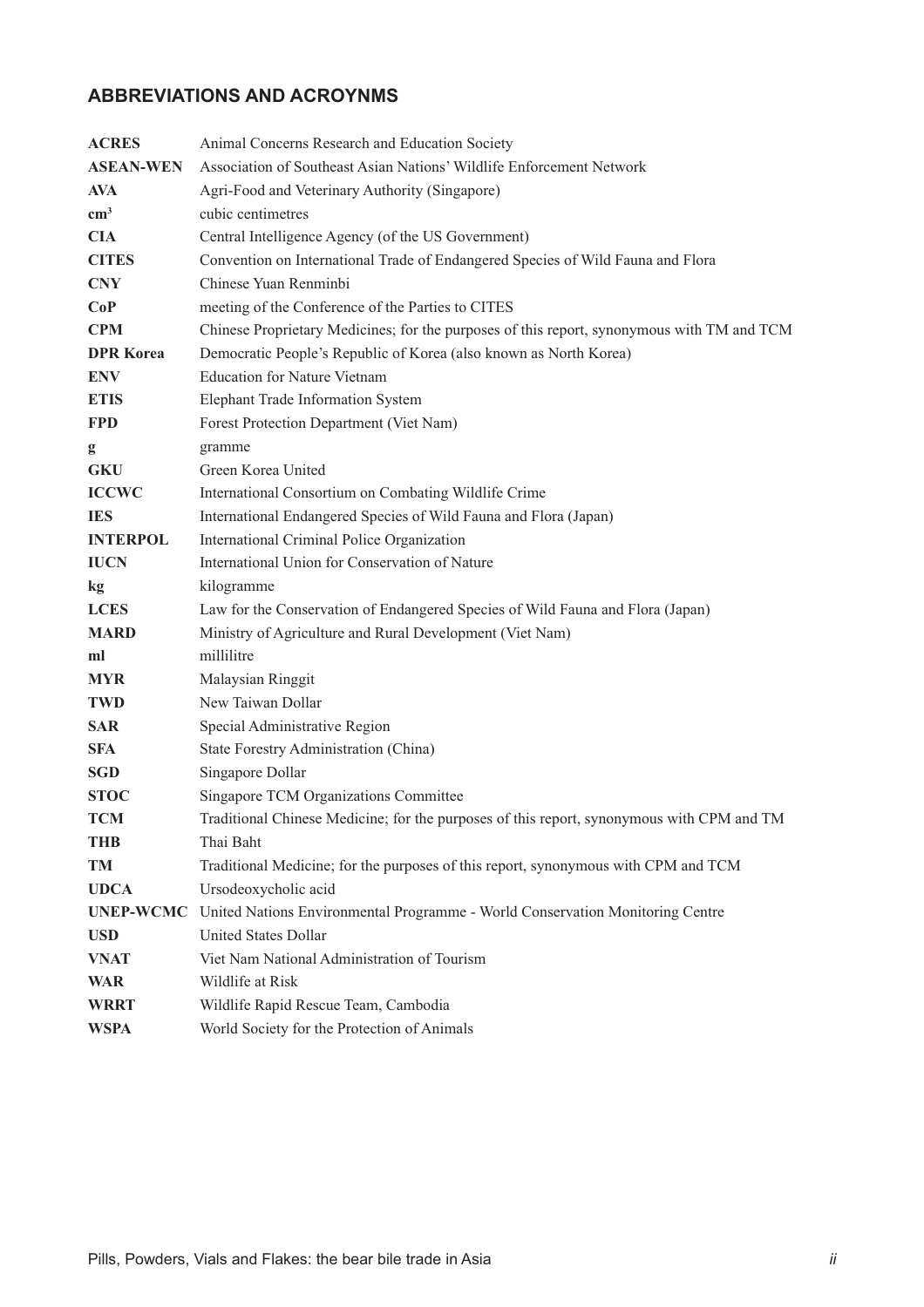## ABBREVIATIONS AND ACROYNMS

| | |
|---|---|
| **ACRES** | Animal Concerns Research and Education Society |
| **ASEAN-WEN** | Association of Southeast Asian Nations' Wildlife Enforcement Network |
| **AVA** | Agri-Food and Veterinary Authority (Singapore) |
| **$cm^3$** | cubic centimetres |
| **CIA** | Central Intelligence Agency (of the US Government) |
| **CITES** | Convention on International Trade of Endangered Species of Wild Fauna and Flora |
| **CNY** | Chinese Yuan Renminbi |
| **CoP** | meeting of the Conference of the Parties to CITES |
| **CPM** | Chinese Proprietary Medicines; for the purposes of this report, synonymous with TM and TCM |
| **DPR Korea** | Democratic People's Republic of Korea (also known as North Korea) |
| **ENV** | Education for Nature Vietnam |
| **ETIS** | Elephant Trade Information System |
| **FPD** | Forest Protection Department (Viet Nam) |
| **g** | gramme |
| **GKU** | Green Korea United |
| **ICCWC** | International Consortium on Combating Wildlife Crime |
| **IES** | International Endangered Species of Wild Fauna and Flora (Japan) |
| **INTERPOL** | International Criminal Police Organization |
| **IUCN** | International Union for Conservation of Nature |
| **kg** | kilogramme |
| **LCES** | Law for the Conservation of Endangered Species of Wild Fauna and Flora (Japan) |
| **MARD** | Ministry of Agriculture and Rural Development (Viet Nam) |
| **ml** | millilitre |
| **MYR** | Malaysian Ringgit |
| **TWD** | New Taiwan Dollar |
| **SAR** | Special Administrative Region |
| **SFA** | State Forestry Administration (China) |
| **SGD** | Singapore Dollar |
| **STOC** | Singapore TCM Organizations Committee |
| **TCM** | Traditional Chinese Medicine; for the purposes of this report, synonymous with CPM and TM |
| **THB** | Thai Baht |
| **TM** | Traditional Medicine; for the purposes of this report, synonymous with CPM and TCM |
| **UDCA** | Ursodeoxycholic acid |
| **UNEP-WCMC** | United Nations Environmental Programme - World Conservation Monitoring Centre |
| **USD** | United States Dollar |
| **VNAT** | Viet Nam National Administration of Tourism |
| **WAR** | Wildlife at Risk |
| **WRRT** | Wildlife Rapid Rescue Team, Cambodia |
| **WSPA** | World Society for the Protection of Animals |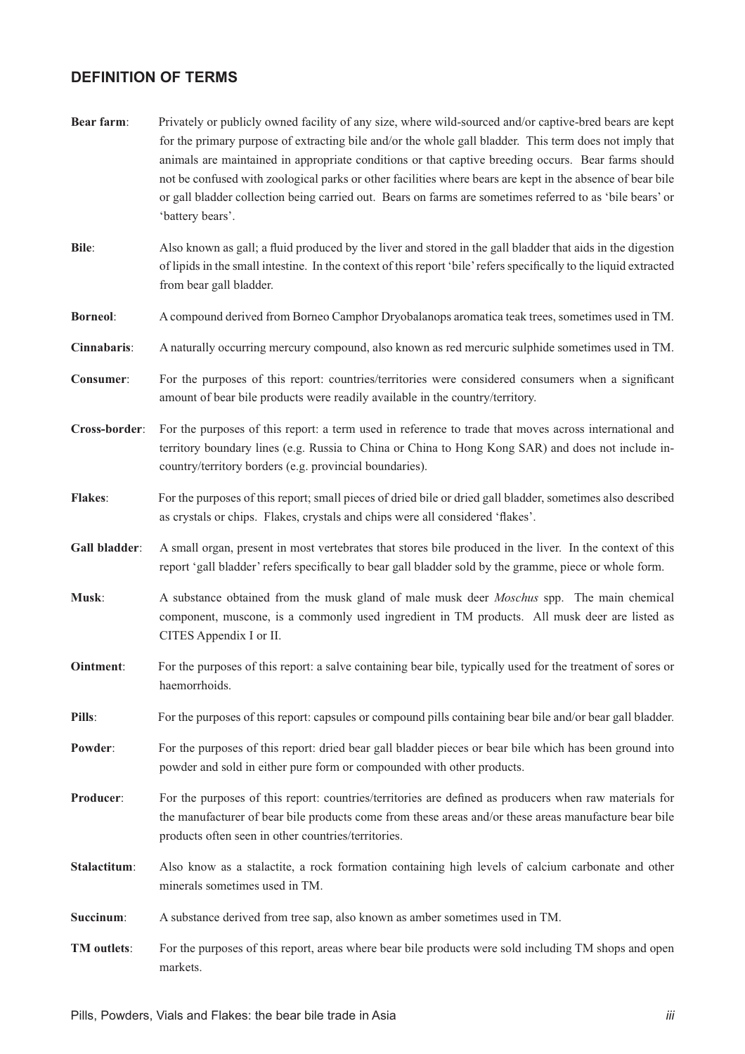## DEFINITION OF TERMS

**Bear farm**: Privately or publicly owned facility of any size, where wild-sourced and/or captive-bred bears are kept for the primary purpose of extracting bile and/or the whole gall bladder. This term does not imply that animals are maintained in appropriate conditions or that captive breeding occurs. Bear farms should not be confused with zoological parks or other facilities where bears are kept in the absence of bear bile or gall bladder collection being carried out. Bears on farms are sometimes referred to as 'bile bears' or 'battery bears'.

**Bile**: Also known as gall; a fluid produced by the liver and stored in the gall bladder that aids in the digestion of lipids in the small intestine. In the context of this report 'bile' refers specifically to the liquid extracted from bear gall bladder.

**Borneol**: A compound derived from Borneo Camphor Dryobalanops aromatica teak trees, sometimes used in TM.

**Cinnabaris**: A naturally occurring mercury compound, also known as red mercuric sulphide sometimes used in TM.

**Consumer**: For the purposes of this report: countries/territories were considered consumers when a significant amount of bear bile products were readily available in the country/territory.

**Cross-border**: For the purposes of this report: a term used in reference to trade that moves across international and territory boundary lines (e.g. Russia to China or China to Hong Kong SAR) and does not include in-country/territory borders (e.g. provincial boundaries).

**Flakes**: For the purposes of this report; small pieces of dried bile or dried gall bladder, sometimes also described as crystals or chips. Flakes, crystals and chips were all considered 'flakes'.

**Gall bladder**: A small organ, present in most vertebrates that stores bile produced in the liver. In the context of this report 'gall bladder' refers specifically to bear gall bladder sold by the gramme, piece or whole form.

**Musk**: A substance obtained from the musk gland of male musk deer *Moschus* spp. The main chemical component, muscone, is a commonly used ingredient in TM products. All musk deer are listed as CITES Appendix I or II.

**Ointment**: For the purposes of this report: a salve containing bear bile, typically used for the treatment of sores or haemorrhoids.

**Pills**: For the purposes of this report: capsules or compound pills containing bear bile and/or bear gall bladder.

**Powder**: For the purposes of this report: dried bear gall bladder pieces or bear bile which has been ground into powder and sold in either pure form or compounded with other products.

**Producer**: For the purposes of this report: countries/territories are defined as producers when raw materials for the manufacturer of bear bile products come from these areas and/or these areas manufacture bear bile products often seen in other countries/territories.

**Stalactitum**: Also know as a stalactite, a rock formation containing high levels of calcium carbonate and other minerals sometimes used in TM.

**Succinum**: A substance derived from tree sap, also known as amber sometimes used in TM.

**TM outlets**: For the purposes of this report, areas where bear bile products were sold including TM shops and open markets.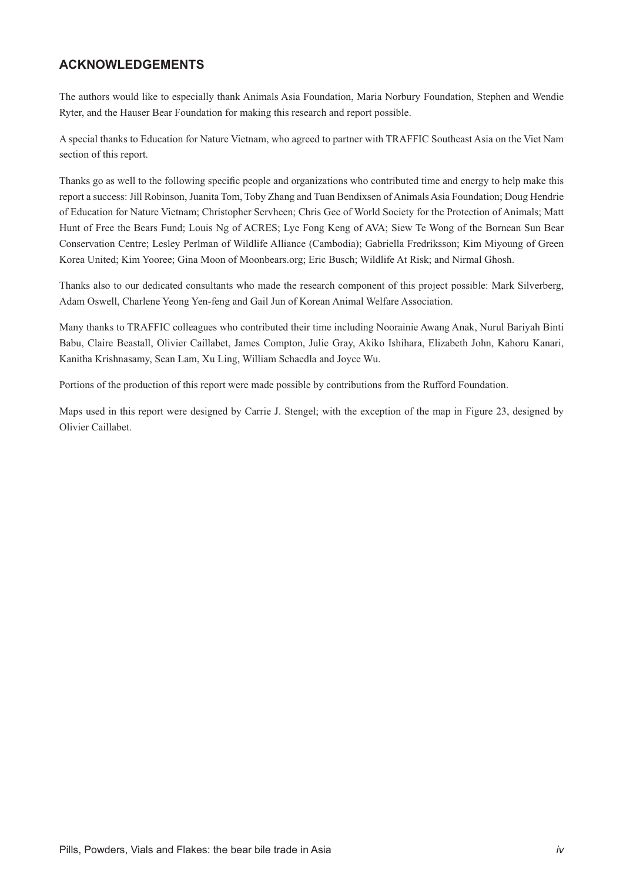## ACKNOWLEDGEMENTS

The authors would like to especially thank Animals Asia Foundation, Maria Norbury Foundation, Stephen and Wendie Ryter, and the Hauser Bear Foundation for making this research and report possible.

A special thanks to Education for Nature Vietnam, who agreed to partner with TRAFFIC Southeast Asia on the Viet Nam section of this report.

Thanks go as well to the following specific people and organizations who contributed time and energy to help make this report a success: Jill Robinson, Juanita Tom, Toby Zhang and Tuan Bendixsen of Animals Asia Foundation; Doug Hendrie of Education for Nature Vietnam; Christopher Servheen; Chris Gee of World Society for the Protection of Animals; Matt Hunt of Free the Bears Fund; Louis Ng of ACRES; Lye Fong Keng of AVA; Siew Te Wong of the Bornean Sun Bear Conservation Centre; Lesley Perlman of Wildlife Alliance (Cambodia); Gabriella Fredriksson; Kim Miyoung of Green Korea United; Kim Yooree; Gina Moon of Moonbears.org; Eric Busch; Wildlife At Risk; and Nirmal Ghosh.

Thanks also to our dedicated consultants who made the research component of this project possible: Mark Silverberg, Adam Oswell, Charlene Yeong Yen-feng and Gail Jun of Korean Animal Welfare Association.

Many thanks to TRAFFIC colleagues who contributed their time including Noorainie Awang Anak, Nurul Bariyah Binti Babu, Claire Beastall, Olivier Caillabet, James Compton, Julie Gray, Akiko Ishihara, Elizabeth John, Kahoru Kanari, Kanitha Krishnasamy, Sean Lam, Xu Ling, William Schaedla and Joyce Wu.

Portions of the production of this report were made possible by contributions from the Rufford Foundation.

Maps used in this report were designed by Carrie J. Stengel; with the exception of the map in Figure 23, designed by Olivier Caillabet.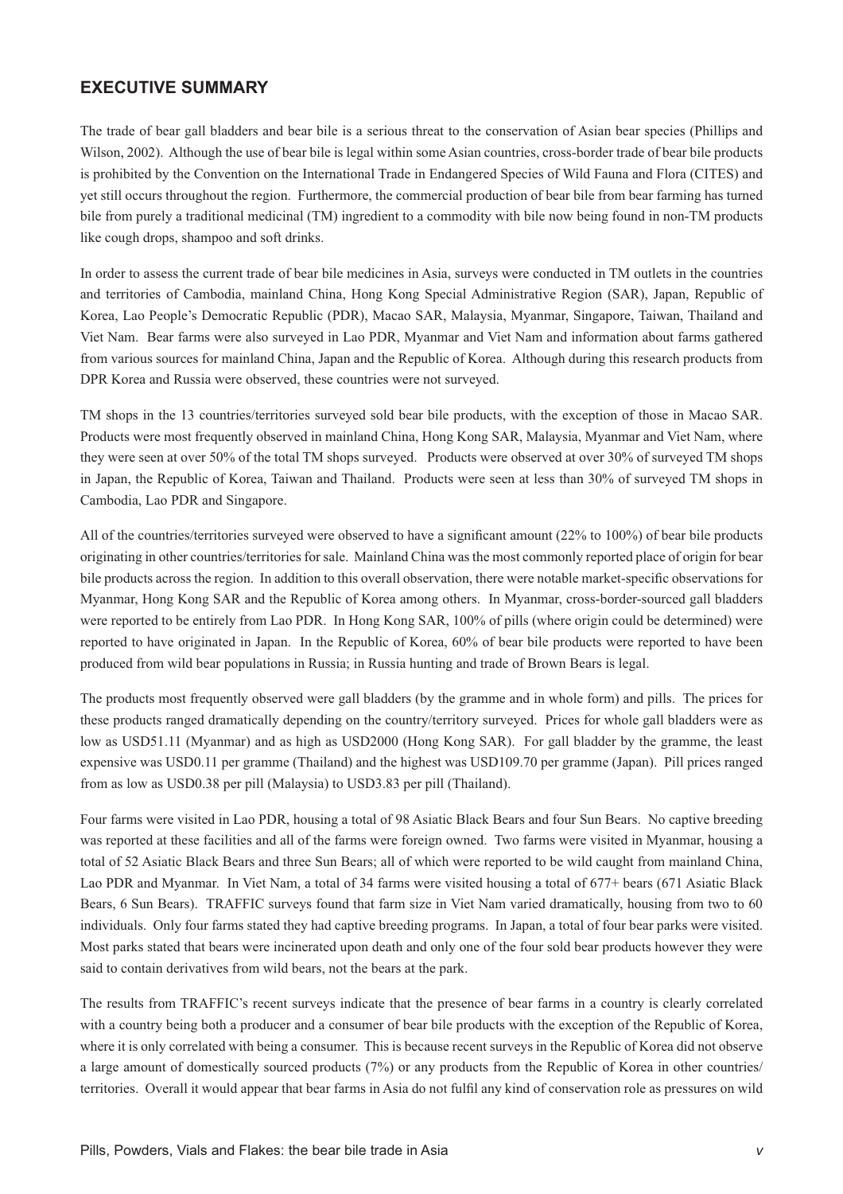## EXECUTIVE SUMMARY

The trade of bear gall bladders and bear bile is a serious threat to the conservation of Asian bear species (Phillips and Wilson, 2002). Although the use of bear bile is legal within some Asian countries, cross-border trade of bear bile products is prohibited by the Convention on the International Trade in Endangered Species of Wild Fauna and Flora (CITES) and yet still occurs throughout the region. Furthermore, the commercial production of bear bile from bear farming has turned bile from purely a traditional medicinal (TM) ingredient to a commodity with bile now being found in non-TM products like cough drops, shampoo and soft drinks.

In order to assess the current trade of bear bile medicines in Asia, surveys were conducted in TM outlets in the countries and territories of Cambodia, mainland China, Hong Kong Special Administrative Region (SAR), Japan, Republic of Korea, Lao People's Democratic Republic (PDR), Macao SAR, Malaysia, Myanmar, Singapore, Taiwan, Thailand and Viet Nam. Bear farms were also surveyed in Lao PDR, Myanmar and Viet Nam and information about farms gathered from various sources for mainland China, Japan and the Republic of Korea. Although during this research products from DPR Korea and Russia were observed, these countries were not surveyed.

TM shops in the 13 countries/territories surveyed sold bear bile products, with the exception of those in Macao SAR. Products were most frequently observed in mainland China, Hong Kong SAR, Malaysia, Myanmar and Viet Nam, where they were seen at over 50% of the total TM shops surveyed. Products were observed at over 30% of surveyed TM shops in Japan, the Republic of Korea, Taiwan and Thailand. Products were seen at less than 30% of surveyed TM shops in Cambodia, Lao PDR and Singapore.

All of the countries/territories surveyed were observed to have a significant amount (22% to 100%) of bear bile products originating in other countries/territories for sale. Mainland China was the most commonly reported place of origin for bear bile products across the region. In addition to this overall observation, there were notable market-specific observations for Myanmar, Hong Kong SAR and the Republic of Korea among others. In Myanmar, cross-border-sourced gall bladders were reported to be entirely from Lao PDR. In Hong Kong SAR, 100% of pills (where origin could be determined) were reported to have originated in Japan. In the Republic of Korea, 60% of bear bile products were reported to have been produced from wild bear populations in Russia; in Russia hunting and trade of Brown Bears is legal.

The products most frequently observed were gall bladders (by the gramme and in whole form) and pills. The prices for these products ranged dramatically depending on the country/territory surveyed. Prices for whole gall bladders were as low as USD51.11 (Myanmar) and as high as USD2000 (Hong Kong SAR). For gall bladder by the gramme, the least expensive was USD0.11 per gramme (Thailand) and the highest was USD109.70 per gramme (Japan). Pill prices ranged from as low as USD0.38 per pill (Malaysia) to USD3.83 per pill (Thailand).

Four farms were visited in Lao PDR, housing a total of 98 Asiatic Black Bears and four Sun Bears. No captive breeding was reported at these facilities and all of the farms were foreign owned. Two farms were visited in Myanmar, housing a total of 52 Asiatic Black Bears and three Sun Bears; all of which were reported to be wild caught from mainland China, Lao PDR and Myanmar. In Viet Nam, a total of 34 farms were visited housing a total of 677+ bears (671 Asiatic Black Bears, 6 Sun Bears). TRAFFIC surveys found that farm size in Viet Nam varied dramatically, housing from two to 60 individuals. Only four farms stated they had captive breeding programs. In Japan, a total of four bear parks were visited. Most parks stated that bears were incinerated upon death and only one of the four sold bear products however they were said to contain derivatives from wild bears, not the bears at the park.

The results from TRAFFIC's recent surveys indicate that the presence of bear farms in a country is clearly correlated with a country being both a producer and a consumer of bear bile products with the exception of the Republic of Korea, where it is only correlated with being a consumer. This is because recent surveys in the Republic of Korea did not observe a large amount of domestically sourced products (7%) or any products from the Republic of Korea in other countries/ territories. Overall it would appear that bear farms in Asia do not fulfil any kind of conservation role as pressures on wild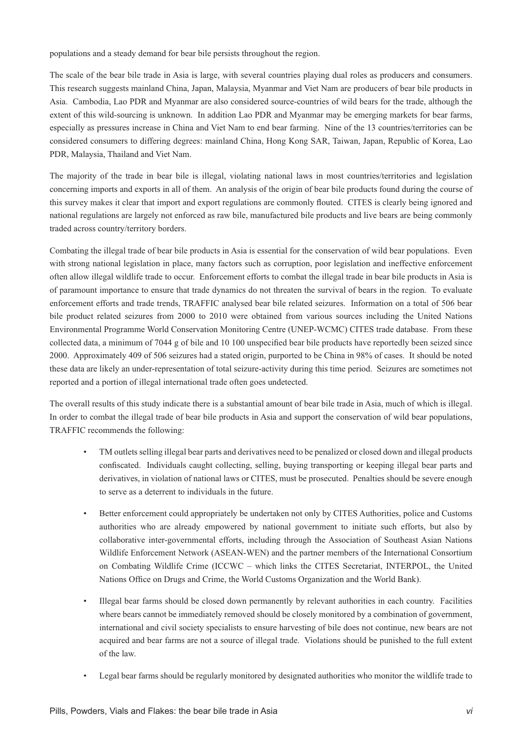populations and a steady demand for bear bile persists throughout the region.

The scale of the bear bile trade in Asia is large, with several countries playing dual roles as producers and consumers. This research suggests mainland China, Japan, Malaysia, Myanmar and Viet Nam are producers of bear bile products in Asia. Cambodia, Lao PDR and Myanmar are also considered source-countries of wild bears for the trade, although the extent of this wild-sourcing is unknown. In addition Lao PDR and Myanmar may be emerging markets for bear farms, especially as pressures increase in China and Viet Nam to end bear farming. Nine of the 13 countries/territories can be considered consumers to differing degrees: mainland China, Hong Kong SAR, Taiwan, Japan, Republic of Korea, Lao PDR, Malaysia, Thailand and Viet Nam.

The majority of the trade in bear bile is illegal, violating national laws in most countries/territories and legislation concerning imports and exports in all of them. An analysis of the origin of bear bile products found during the course of this survey makes it clear that import and export regulations are commonly flouted. CITES is clearly being ignored and national regulations are largely not enforced as raw bile, manufactured bile products and live bears are being commonly traded across country/territory borders.

Combating the illegal trade of bear bile products in Asia is essential for the conservation of wild bear populations. Even with strong national legislation in place, many factors such as corruption, poor legislation and ineffective enforcement often allow illegal wildlife trade to occur. Enforcement efforts to combat the illegal trade in bear bile products in Asia is of paramount importance to ensure that trade dynamics do not threaten the survival of bears in the region. To evaluate enforcement efforts and trade trends, TRAFFIC analysed bear bile related seizures. Information on a total of 506 bear bile product related seizures from 2000 to 2010 were obtained from various sources including the United Nations Environmental Programme World Conservation Monitoring Centre (UNEP-WCMC) CITES trade database. From these collected data, a minimum of 7044 g of bile and 10 100 unspecified bear bile products have reportedly been seized since 2000. Approximately 409 of 506 seizures had a stated origin, purported to be China in 98% of cases. It should be noted these data are likely an under-representation of total seizure-activity during this time period. Seizures are sometimes not reported and a portion of illegal international trade often goes undetected.

The overall results of this study indicate there is a substantial amount of bear bile trade in Asia, much of which is illegal. In order to combat the illegal trade of bear bile products in Asia and support the conservation of wild bear populations, TRAFFIC recommends the following:

- TM outlets selling illegal bear parts and derivatives need to be penalized or closed down and illegal products confiscated. Individuals caught collecting, selling, buying transporting or keeping illegal bear parts and derivatives, in violation of national laws or CITES, must be prosecuted. Penalties should be severe enough to serve as a deterrent to individuals in the future.

- Better enforcement could appropriately be undertaken not only by CITES Authorities, police and Customs authorities who are already empowered by national government to initiate such efforts, but also by collaborative inter-governmental efforts, including through the Association of Southeast Asian Nations Wildlife Enforcement Network (ASEAN-WEN) and the partner members of the International Consortium on Combating Wildlife Crime (ICCWC – which links the CITES Secretariat, INTERPOL, the United Nations Office on Drugs and Crime, the World Customs Organization and the World Bank).

- Illegal bear farms should be closed down permanently by relevant authorities in each country. Facilities where bears cannot be immediately removed should be closely monitored by a combination of government, international and civil society specialists to ensure harvesting of bile does not continue, new bears are not acquired and bear farms are not a source of illegal trade. Violations should be punished to the full extent of the law.

- Legal bear farms should be regularly monitored by designated authorities who monitor the wildlife trade to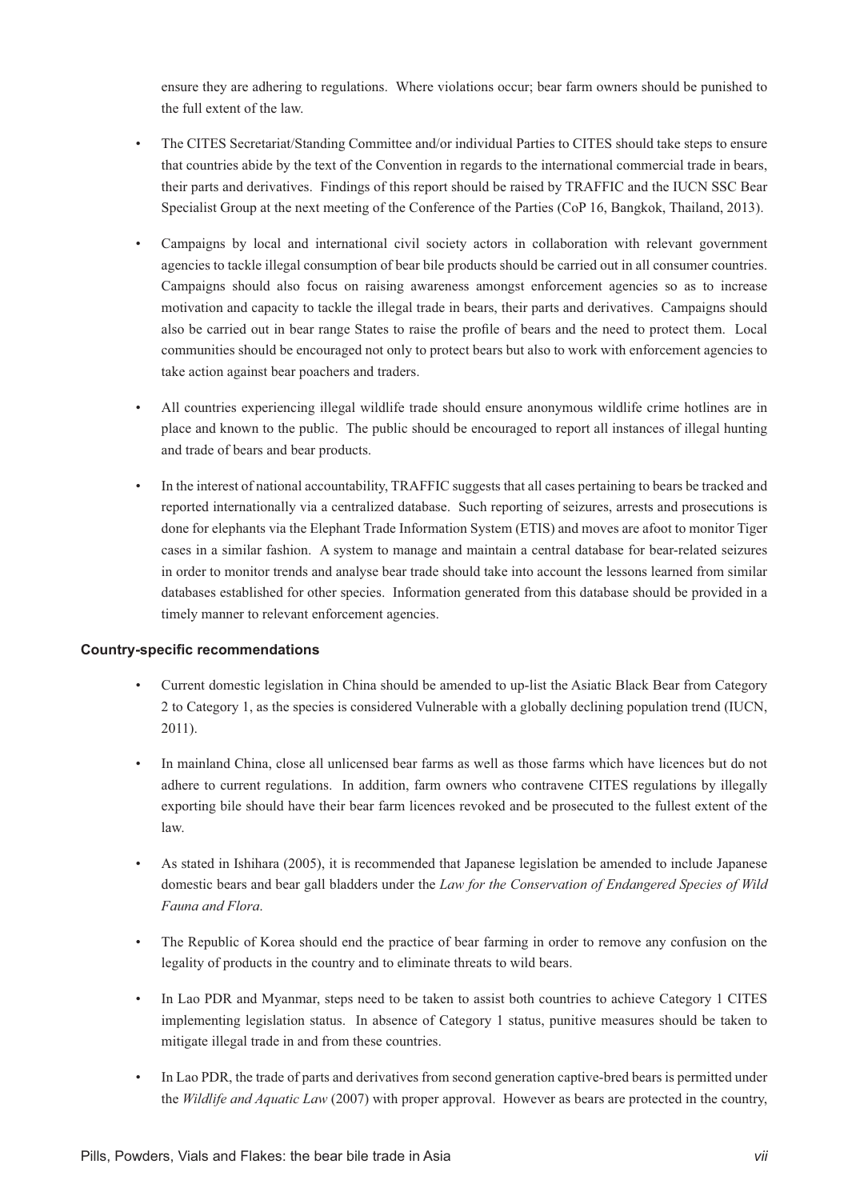ensure they are adhering to regulations. Where violations occur; bear farm owners should be punished to the full extent of the law.

- The CITES Secretariat/Standing Committee and/or individual Parties to CITES should take steps to ensure that countries abide by the text of the Convention in regards to the international commercial trade in bears, their parts and derivatives. Findings of this report should be raised by TRAFFIC and the IUCN SSC Bear Specialist Group at the next meeting of the Conference of the Parties (CoP 16, Bangkok, Thailand, 2013).

- Campaigns by local and international civil society actors in collaboration with relevant government agencies to tackle illegal consumption of bear bile products should be carried out in all consumer countries. Campaigns should also focus on raising awareness amongst enforcement agencies so as to increase motivation and capacity to tackle the illegal trade in bears, their parts and derivatives. Campaigns should also be carried out in bear range States to raise the profile of bears and the need to protect them. Local communities should be encouraged not only to protect bears but also to work with enforcement agencies to take action against bear poachers and traders.

- All countries experiencing illegal wildlife trade should ensure anonymous wildlife crime hotlines are in place and known to the public. The public should be encouraged to report all instances of illegal hunting and trade of bears and bear products.

- In the interest of national accountability, TRAFFIC suggests that all cases pertaining to bears be tracked and reported internationally via a centralized database. Such reporting of seizures, arrests and prosecutions is done for elephants via the Elephant Trade Information System (ETIS) and moves are afoot to monitor Tiger cases in a similar fashion. A system to manage and maintain a central database for bear-related seizures in order to monitor trends and analyse bear trade should take into account the lessons learned from similar databases established for other species. Information generated from this database should be provided in a timely manner to relevant enforcement agencies.

**Country-specific recommendations**

- Current domestic legislation in China should be amended to up-list the Asiatic Black Bear from Category 2 to Category 1, as the species is considered Vulnerable with a globally declining population trend (IUCN, 2011).

- In mainland China, close all unlicensed bear farms as well as those farms which have licences but do not adhere to current regulations. In addition, farm owners who contravene CITES regulations by illegally exporting bile should have their bear farm licences revoked and be prosecuted to the fullest extent of the law.

- As stated in Ishihara (2005), it is recommended that Japanese legislation be amended to include Japanese domestic bears and bear gall bladders under the *Law for the Conservation of Endangered Species of Wild Fauna and Flora*.

- The Republic of Korea should end the practice of bear farming in order to remove any confusion on the legality of products in the country and to eliminate threats to wild bears.

- In Lao PDR and Myanmar, steps need to be taken to assist both countries to achieve Category 1 CITES implementing legislation status. In absence of Category 1 status, punitive measures should be taken to mitigate illegal trade in and from these countries.

- In Lao PDR, the trade of parts and derivatives from second generation captive-bred bears is permitted under the *Wildlife and Aquatic Law* (2007) with proper approval. However as bears are protected in the country,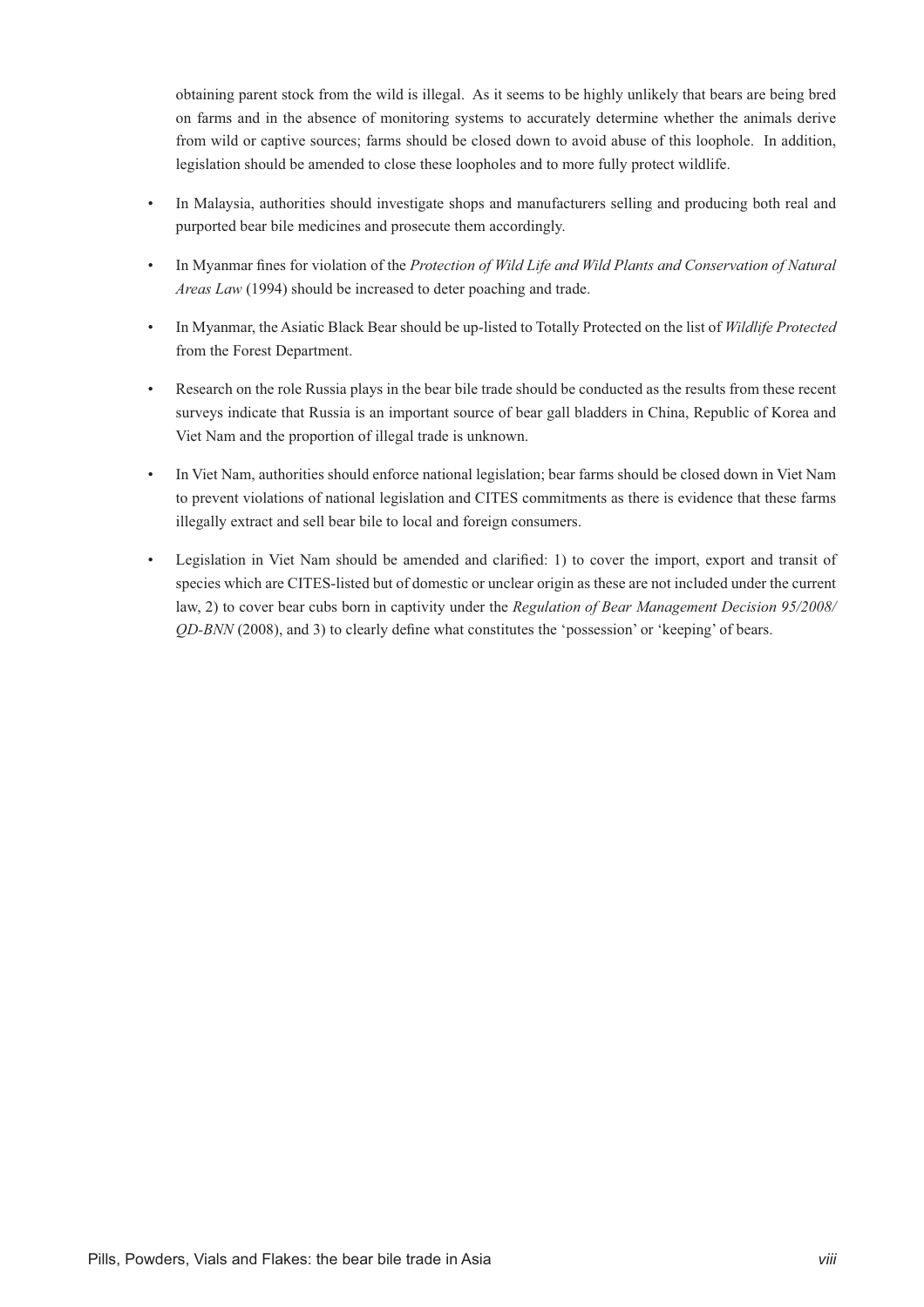obtaining parent stock from the wild is illegal. As it seems to be highly unlikely that bears are being bred on farms and in the absence of monitoring systems to accurately determine whether the animals derive from wild or captive sources; farms should be closed down to avoid abuse of this loophole. In addition, legislation should be amended to close these loopholes and to more fully protect wildlife.

- In Malaysia, authorities should investigate shops and manufacturers selling and producing both real and purported bear bile medicines and prosecute them accordingly.
- In Myanmar fines for violation of the *Protection of Wild Life and Wild Plants and Conservation of Natural Areas Law* (1994) should be increased to deter poaching and trade.
- In Myanmar, the Asiatic Black Bear should be up-listed to Totally Protected on the list of *Wildlife Protected* from the Forest Department.
- Research on the role Russia plays in the bear bile trade should be conducted as the results from these recent surveys indicate that Russia is an important source of bear gall bladders in China, Republic of Korea and Viet Nam and the proportion of illegal trade is unknown.
- In Viet Nam, authorities should enforce national legislation; bear farms should be closed down in Viet Nam to prevent violations of national legislation and CITES commitments as there is evidence that these farms illegally extract and sell bear bile to local and foreign consumers.
- Legislation in Viet Nam should be amended and clarified: 1) to cover the import, export and transit of species which are CITES-listed but of domestic or unclear origin as these are not included under the current law, 2) to cover bear cubs born in captivity under the *Regulation of Bear Management Decision 95/2008/QD-BNN* (2008), and 3) to clearly define what constitutes the 'possession' or 'keeping' of bears.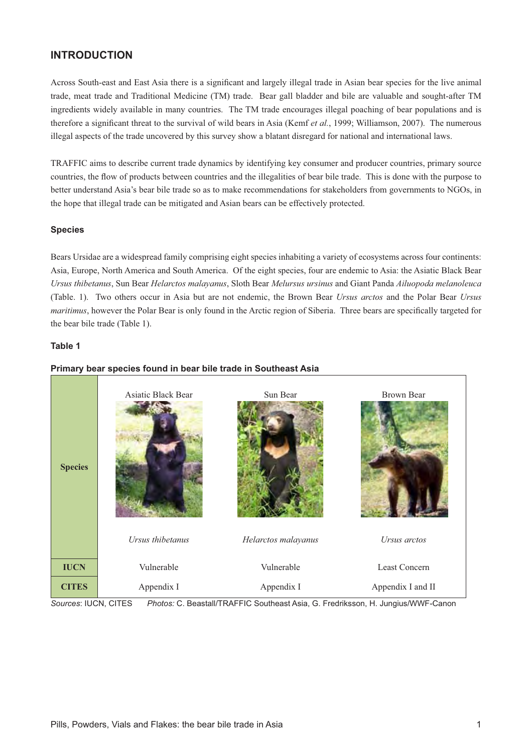## INTRODUCTION

Across South-east and East Asia there is a significant and largely illegal trade in Asian bear species for the live animal trade, meat trade and Traditional Medicine (TM) trade. Bear gall bladder and bile are valuable and sought-after TM ingredients widely available in many countries. The TM trade encourages illegal poaching of bear populations and is therefore a significant threat to the survival of wild bears in Asia (Kemf *et al.*, 1999; Williamson, 2007). The numerous illegal aspects of the trade uncovered by this survey show a blatant disregard for national and international laws.

TRAFFIC aims to describe current trade dynamics by identifying key consumer and producer countries, primary source countries, the flow of products between countries and the illegalities of bear bile trade. This is done with the purpose to better understand Asia's bear bile trade so as to make recommendations for stakeholders from governments to NGOs, in the hope that illegal trade can be mitigated and Asian bears can be effectively protected.

### Species

Bears Ursidae are a widespread family comprising eight species inhabiting a variety of ecosystems across four continents: Asia, Europe, North America and South America. Of the eight species, four are endemic to Asia: the Asiatic Black Bear *Ursus thibetanus*, Sun Bear *Helarctos malayanus*, Sloth Bear *Melursus ursinus* and Giant Panda *Ailuopoda melanoleuca* (Table. 1). Two others occur in Asia but are not endemic, the Brown Bear *Ursus arctos* and the Polar Bear *Ursus maritimus*, however the Polar Bear is only found in the Arctic region of Siberia. Three bears are specifically targeted for the bear bile trade (Table 1).

**Table 1**

**Primary bear species found in bear bile trade in Southeast Asia**

| **Species** | Asiatic Black Bear<br>*Ursus thibetanus* | Sun Bear<br>*Helarctos malayanus* | Brown Bear<br>*Ursus arctos* |
|---|---|---|---|
| **IUCN** | Vulnerable | Vulnerable | Least Concern |
| **CITES** | Appendix I | Appendix I | Appendix I and II |

*Sources*: IUCN, CITES *Photos:* C. Beastall/TRAFFIC Southeast Asia, G. Fredriksson, H. Jungius/WWF-Canon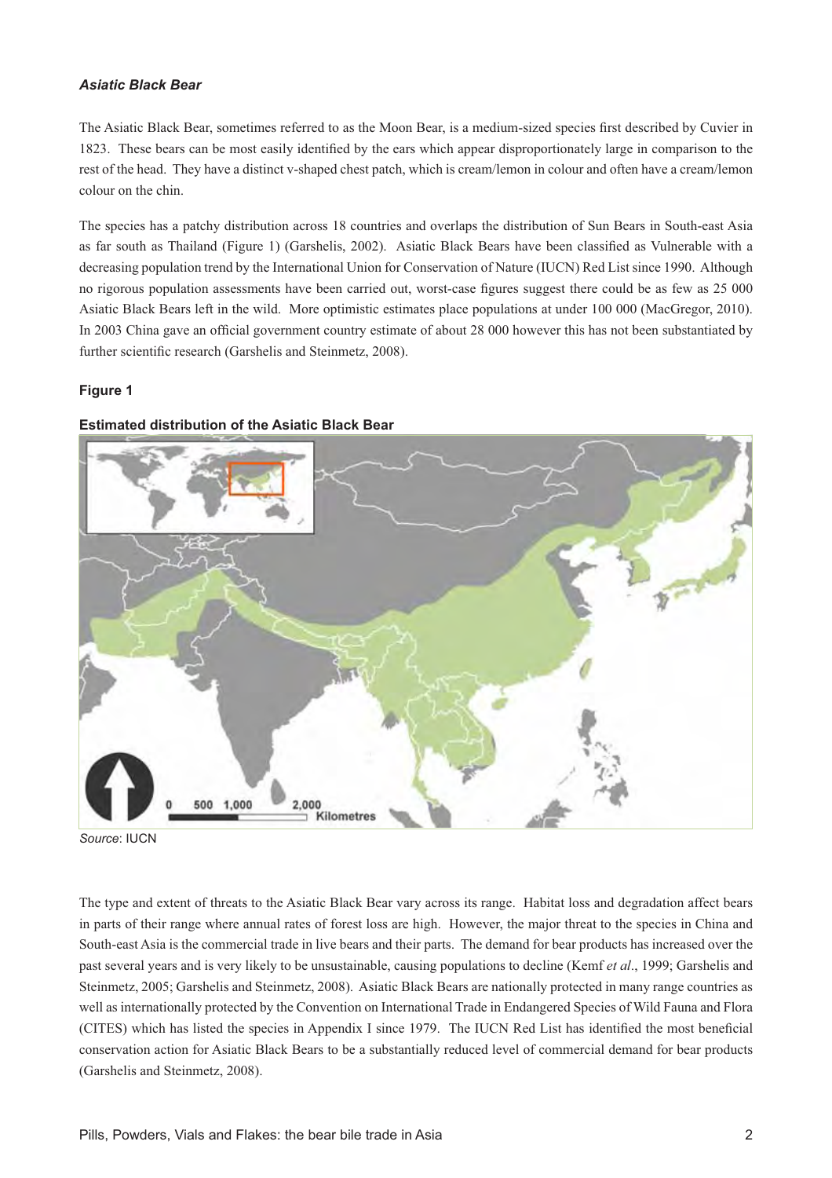### *Asiatic Black Bear*

The Asiatic Black Bear, sometimes referred to as the Moon Bear, is a medium-sized species first described by Cuvier in 1823. These bears can be most easily identified by the ears which appear disproportionately large in comparison to the rest of the head. They have a distinct v-shaped chest patch, which is cream/lemon in colour and often have a cream/lemon colour on the chin.

The species has a patchy distribution across 18 countries and overlaps the distribution of Sun Bears in South-east Asia as far south as Thailand (Figure 1) (Garshelis, 2002). Asiatic Black Bears have been classified as Vulnerable with a decreasing population trend by the International Union for Conservation of Nature (IUCN) Red List since 1990. Although no rigorous population assessments have been carried out, worst-case figures suggest there could be as few as 25 000 Asiatic Black Bears left in the wild. More optimistic estimates place populations at under 100 000 (MacGregor, 2010). In 2003 China gave an official government country estimate of about 28 000 however this has not been substantiated by further scientific research (Garshelis and Steinmetz, 2008).

**Figure 1**

**Estimated distribution of the Asiatic Black Bear**

*Source*: IUCN

The type and extent of threats to the Asiatic Black Bear vary across its range. Habitat loss and degradation affect bears in parts of their range where annual rates of forest loss are high. However, the major threat to the species in China and South-east Asia is the commercial trade in live bears and their parts. The demand for bear products has increased over the past several years and is very likely to be unsustainable, causing populations to decline (Kemf *et al*., 1999; Garshelis and Steinmetz, 2005; Garshelis and Steinmetz, 2008). Asiatic Black Bears are nationally protected in many range countries as well as internationally protected by the Convention on International Trade in Endangered Species of Wild Fauna and Flora (CITES) which has listed the species in Appendix I since 1979. The IUCN Red List has identified the most beneficial conservation action for Asiatic Black Bears to be a substantially reduced level of commercial demand for bear products (Garshelis and Steinmetz, 2008).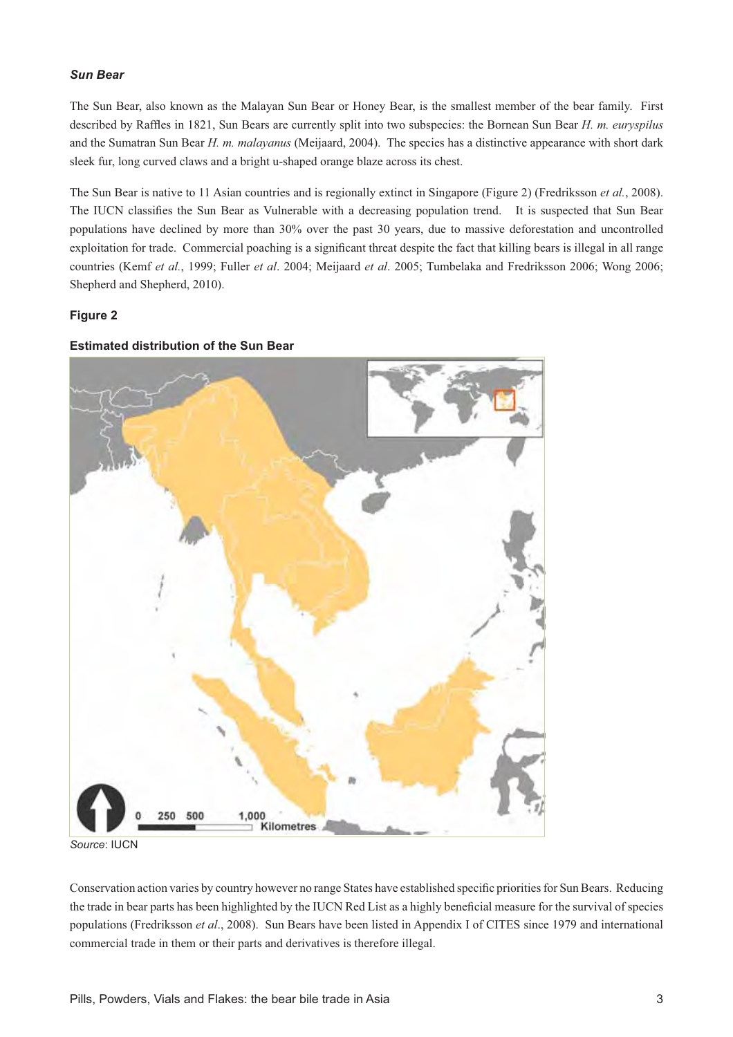### *Sun Bear*

The Sun Bear, also known as the Malayan Sun Bear or Honey Bear, is the smallest member of the bear family. First described by Raffles in 1821, Sun Bears are currently split into two subspecies: the Bornean Sun Bear *H. m. euryspilus* and the Sumatran Sun Bear *H. m. malayanus* (Meijaard, 2004). The species has a distinctive appearance with short dark sleek fur, long curved claws and a bright u-shaped orange blaze across its chest.

The Sun Bear is native to 11 Asian countries and is regionally extinct in Singapore (Figure 2) (Fredriksson *et al.*, 2008). The IUCN classifies the Sun Bear as Vulnerable with a decreasing population trend. It is suspected that Sun Bear populations have declined by more than 30% over the past 30 years, due to massive deforestation and uncontrolled exploitation for trade. Commercial poaching is a significant threat despite the fact that killing bears is illegal in all range countries (Kemf *et al.*, 1999; Fuller *et al*. 2004; Meijaard *et al*. 2005; Tumbelaka and Fredriksson 2006; Wong 2006; Shepherd and Shepherd, 2010).

**Figure 2**

**Estimated distribution of the Sun Bear**

*Source*: IUCN

Conservation action varies by country however no range States have established specific priorities for Sun Bears. Reducing the trade in bear parts has been highlighted by the IUCN Red List as a highly beneficial measure for the survival of species populations (Fredriksson *et al*., 2008). Sun Bears have been listed in Appendix I of CITES since 1979 and international commercial trade in them or their parts and derivatives is therefore illegal.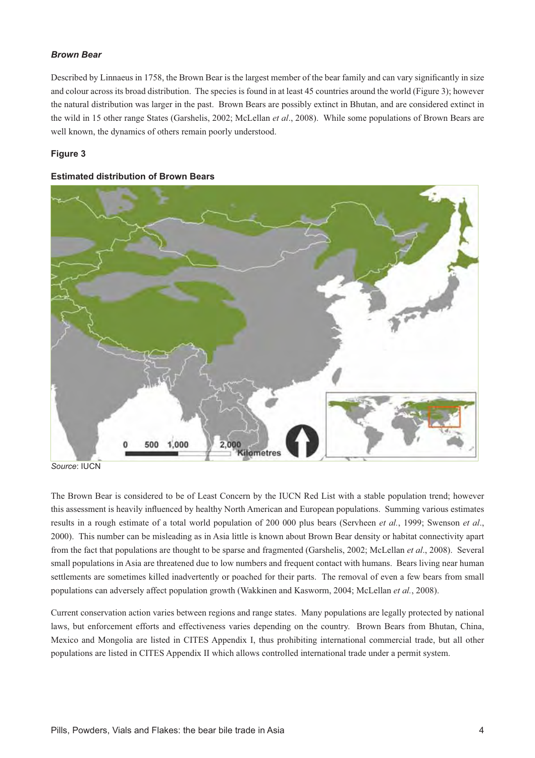### *Brown Bear*

Described by Linnaeus in 1758, the Brown Bear is the largest member of the bear family and can vary significantly in size and colour across its broad distribution. The species is found in at least 45 countries around the world (Figure 3); however the natural distribution was larger in the past. Brown Bears are possibly extinct in Bhutan, and are considered extinct in the wild in 15 other range States (Garshelis, 2002; McLellan *et al*., 2008). While some populations of Brown Bears are well known, the dynamics of others remain poorly understood.

**Figure 3**

**Estimated distribution of Brown Bears**

*Source*: IUCN

The Brown Bear is considered to be of Least Concern by the IUCN Red List with a stable population trend; however this assessment is heavily influenced by healthy North American and European populations. Summing various estimates results in a rough estimate of a total world population of 200 000 plus bears (Servheen *et al.*, 1999; Swenson *et al*., 2000). This number can be misleading as in Asia little is known about Brown Bear density or habitat connectivity apart from the fact that populations are thought to be sparse and fragmented (Garshelis, 2002; McLellan *et al*., 2008). Several small populations in Asia are threatened due to low numbers and frequent contact with humans. Bears living near human settlements are sometimes killed inadvertently or poached for their parts. The removal of even a few bears from small populations can adversely affect population growth (Wakkinen and Kasworm, 2004; McLellan *et al.*, 2008).

Current conservation action varies between regions and range states. Many populations are legally protected by national laws, but enforcement efforts and effectiveness varies depending on the country. Brown Bears from Bhutan, China, Mexico and Mongolia are listed in CITES Appendix I, thus prohibiting international commercial trade, but all other populations are listed in CITES Appendix II which allows controlled international trade under a permit system.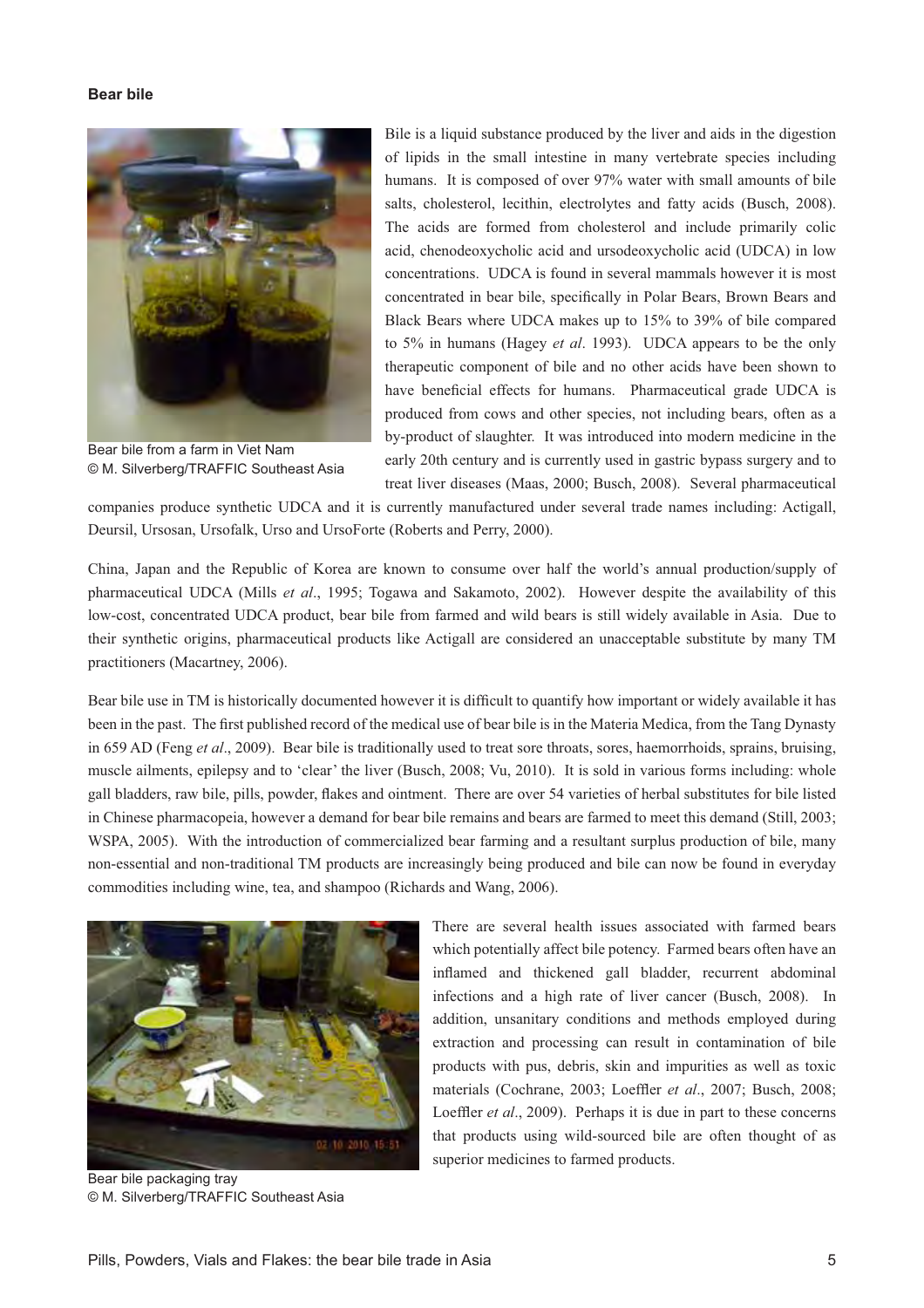**Bear bile**

Bear bile from a farm in Viet Nam
© M. Silverberg/TRAFFIC Southeast Asia

Bile is a liquid substance produced by the liver and aids in the digestion of lipids in the small intestine in many vertebrate species including humans. It is composed of over 97% water with small amounts of bile salts, cholesterol, lecithin, electrolytes and fatty acids (Busch, 2008). The acids are formed from cholesterol and include primarily colic acid, chenodeoxycholic acid and ursodeoxycholic acid (UDCA) in low concentrations. UDCA is found in several mammals however it is most concentrated in bear bile, specifically in Polar Bears, Brown Bears and Black Bears where UDCA makes up to 15% to 39% of bile compared to 5% in humans (Hagey *et al*. 1993). UDCA appears to be the only therapeutic component of bile and no other acids have been shown to have beneficial effects for humans. Pharmaceutical grade UDCA is produced from cows and other species, not including bears, often as a by-product of slaughter. It was introduced into modern medicine in the early 20th century and is currently used in gastric bypass surgery and to treat liver diseases (Maas, 2000; Busch, 2008). Several pharmaceutical companies produce synthetic UDCA and it is currently manufactured under several trade names including: Actigall, Deursil, Ursosan, Ursofalk, Urso and UrsoForte (Roberts and Perry, 2000).

China, Japan and the Republic of Korea are known to consume over half the world's annual production/supply of pharmaceutical UDCA (Mills *et al*., 1995; Togawa and Sakamoto, 2002). However despite the availability of this low-cost, concentrated UDCA product, bear bile from farmed and wild bears is still widely available in Asia. Due to their synthetic origins, pharmaceutical products like Actigall are considered an unacceptable substitute by many TM practitioners (Macartney, 2006).

Bear bile use in TM is historically documented however it is difficult to quantify how important or widely available it has been in the past. The first published record of the medical use of bear bile is in the Materia Medica, from the Tang Dynasty in 659 AD (Feng *et al*., 2009). Bear bile is traditionally used to treat sore throats, sores, haemorrhoids, sprains, bruising, muscle ailments, epilepsy and to 'clear' the liver (Busch, 2008; Vu, 2010). It is sold in various forms including: whole gall bladders, raw bile, pills, powder, flakes and ointment. There are over 54 varieties of herbal substitutes for bile listed in Chinese pharmacopeia, however a demand for bear bile remains and bears are farmed to meet this demand (Still, 2003; WSPA, 2005). With the introduction of commercialized bear farming and a resultant surplus production of bile, many non-essential and non-traditional TM products are increasingly being produced and bile can now be found in everyday commodities including wine, tea, and shampoo (Richards and Wang, 2006).

Bear bile packaging tray
© M. Silverberg/TRAFFIC Southeast Asia

There are several health issues associated with farmed bears which potentially affect bile potency. Farmed bears often have an inflamed and thickened gall bladder, recurrent abdominal infections and a high rate of liver cancer (Busch, 2008). In addition, unsanitary conditions and methods employed during extraction and processing can result in contamination of bile products with pus, debris, skin and impurities as well as toxic materials (Cochrane, 2003; Loeffler *et al*., 2007; Busch, 2008; Loeffler *et al*., 2009). Perhaps it is due in part to these concerns that products using wild-sourced bile are often thought of as superior medicines to farmed products.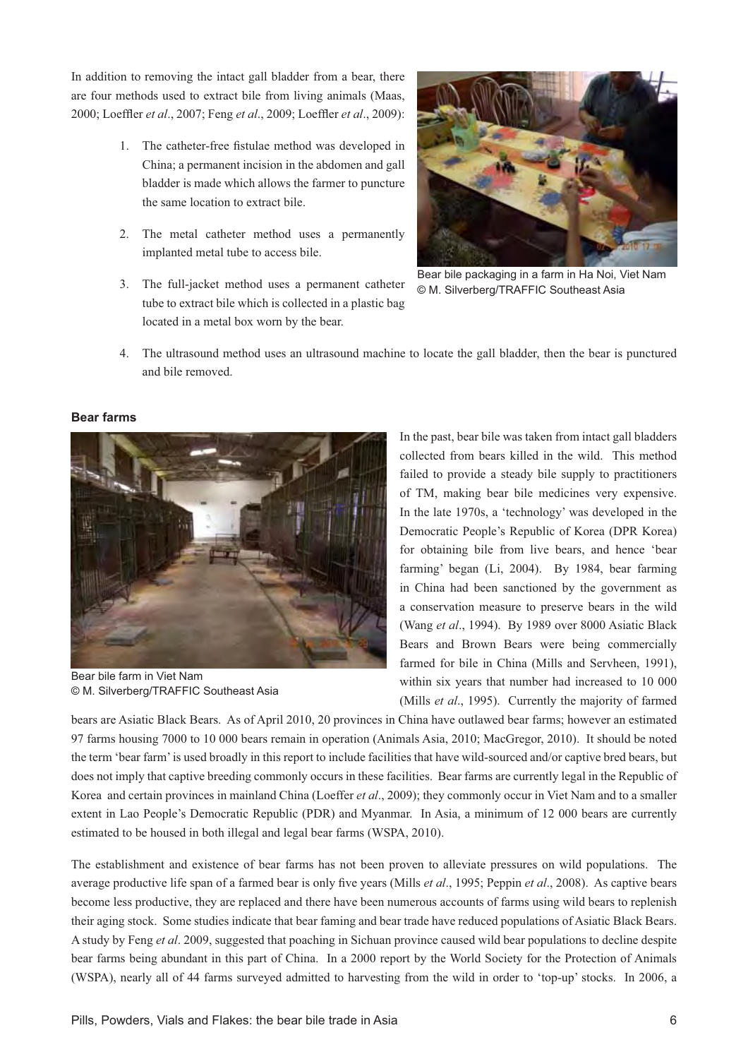In addition to removing the intact gall bladder from a bear, there are four methods used to extract bile from living animals (Maas, 2000; Loeffler *et al*., 2007; Feng *et al*., 2009; Loeffler *et al*., 2009):

1. The catheter-free fistulae method was developed in China; a permanent incision in the abdomen and gall bladder is made which allows the farmer to puncture the same location to extract bile.
2. The metal catheter method uses a permanently implanted metal tube to access bile.
3. The full-jacket method uses a permanent catheter tube to extract bile which is collected in a plastic bag located in a metal box worn by the bear.
4. The ultrasound method uses an ultrasound machine to locate the gall bladder, then the bear is punctured and bile removed.

Bear bile packaging in a farm in Ha Noi, Viet Nam © M. Silverberg/TRAFFIC Southeast Asia

**Bear farms**

Bear bile farm in Viet Nam © M. Silverberg/TRAFFIC Southeast Asia

In the past, bear bile was taken from intact gall bladders collected from bears killed in the wild. This method failed to provide a steady bile supply to practitioners of TM, making bear bile medicines very expensive. In the late 1970s, a 'technology' was developed in the Democratic People's Republic of Korea (DPR Korea) for obtaining bile from live bears, and hence 'bear farming' began (Li, 2004). By 1984, bear farming in China had been sanctioned by the government as a conservation measure to preserve bears in the wild (Wang *et al*., 1994). By 1989 over 8000 Asiatic Black Bears and Brown Bears were being commercially farmed for bile in China (Mills and Servheen, 1991), within six years that number had increased to 10 000 (Mills *et al*., 1995). Currently the majority of farmed bears are Asiatic Black Bears. As of April 2010, 20 provinces in China have outlawed bear farms; however an estimated 97 farms housing 7000 to 10 000 bears remain in operation (Animals Asia, 2010; MacGregor, 2010). It should be noted the term 'bear farm' is used broadly in this report to include facilities that have wild-sourced and/or captive bred bears, but does not imply that captive breeding commonly occurs in these facilities. Bear farms are currently legal in the Republic of Korea and certain provinces in mainland China (Loeffer *et al*., 2009); they commonly occur in Viet Nam and to a smaller extent in Lao People's Democratic Republic (PDR) and Myanmar. In Asia, a minimum of 12 000 bears are currently estimated to be housed in both illegal and legal bear farms (WSPA, 2010).

The establishment and existence of bear farms has not been proven to alleviate pressures on wild populations. The average productive life span of a farmed bear is only five years (Mills *et al*., 1995; Peppin *et al*., 2008). As captive bears become less productive, they are replaced and there have been numerous accounts of farms using wild bears to replenish their aging stock. Some studies indicate that bear faming and bear trade have reduced populations of Asiatic Black Bears. A study by Feng *et al*. 2009, suggested that poaching in Sichuan province caused wild bear populations to decline despite bear farms being abundant in this part of China. In a 2000 report by the World Society for the Protection of Animals (WSPA), nearly all of 44 farms surveyed admitted to harvesting from the wild in order to 'top-up' stocks. In 2006, a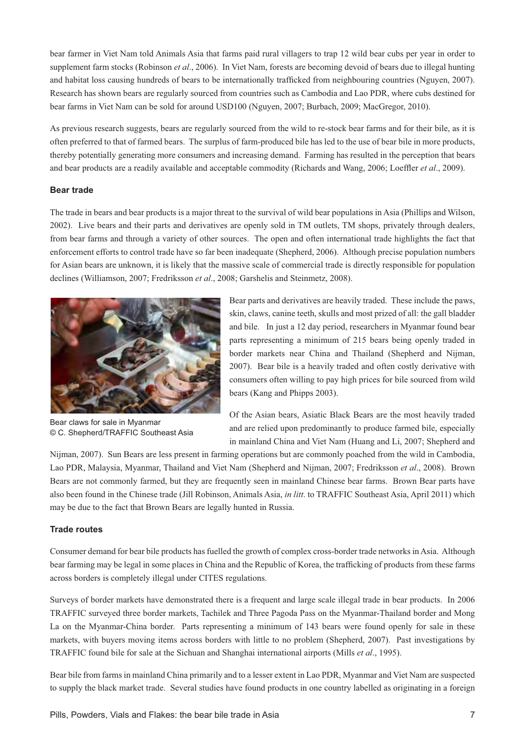bear farmer in Viet Nam told Animals Asia that farms paid rural villagers to trap 12 wild bear cubs per year in order to supplement farm stocks (Robinson *et al*., 2006). In Viet Nam, forests are becoming devoid of bears due to illegal hunting and habitat loss causing hundreds of bears to be internationally trafficked from neighbouring countries (Nguyen, 2007). Research has shown bears are regularly sourced from countries such as Cambodia and Lao PDR, where cubs destined for bear farms in Viet Nam can be sold for around USD100 (Nguyen, 2007; Burbach, 2009; MacGregor, 2010).

As previous research suggests, bears are regularly sourced from the wild to re-stock bear farms and for their bile, as it is often preferred to that of farmed bears. The surplus of farm-produced bile has led to the use of bear bile in more products, thereby potentially generating more consumers and increasing demand. Farming has resulted in the perception that bears and bear products are a readily available and acceptable commodity (Richards and Wang, 2006; Loeffler *et al*., 2009).

### Bear trade

The trade in bears and bear products is a major threat to the survival of wild bear populations in Asia (Phillips and Wilson, 2002). Live bears and their parts and derivatives are openly sold in TM outlets, TM shops, privately through dealers, from bear farms and through a variety of other sources. The open and often international trade highlights the fact that enforcement efforts to control trade have so far been inadequate (Shepherd, 2006). Although precise population numbers for Asian bears are unknown, it is likely that the massive scale of commercial trade is directly responsible for population declines (Williamson, 2007; Fredriksson *et al*., 2008; Garshelis and Steinmetz, 2008).

Bear claws for sale in Myanmar
© C. Shepherd/TRAFFIC Southeast Asia

Bear parts and derivatives are heavily traded. These include the paws, skin, claws, canine teeth, skulls and most prized of all: the gall bladder and bile. In just a 12 day period, researchers in Myanmar found bear parts representing a minimum of 215 bears being openly traded in border markets near China and Thailand (Shepherd and Nijman, 2007). Bear bile is a heavily traded and often costly derivative with consumers often willing to pay high prices for bile sourced from wild bears (Kang and Phipps 2003).

Of the Asian bears, Asiatic Black Bears are the most heavily traded and are relied upon predominantly to produce farmed bile, especially in mainland China and Viet Nam (Huang and Li, 2007; Shepherd and Nijman, 2007). Sun Bears are less present in farming operations but are commonly poached from the wild in Cambodia, Lao PDR, Malaysia, Myanmar, Thailand and Viet Nam (Shepherd and Nijman, 2007; Fredriksson *et al*., 2008). Brown Bears are not commonly farmed, but they are frequently seen in mainland Chinese bear farms. Brown Bear parts have also been found in the Chinese trade (Jill Robinson, Animals Asia, *in litt*. to TRAFFIC Southeast Asia, April 2011) which may be due to the fact that Brown Bears are legally hunted in Russia.

### Trade routes

Consumer demand for bear bile products has fuelled the growth of complex cross-border trade networks in Asia. Although bear farming may be legal in some places in China and the Republic of Korea, the trafficking of products from these farms across borders is completely illegal under CITES regulations.

Surveys of border markets have demonstrated there is a frequent and large scale illegal trade in bear products. In 2006 TRAFFIC surveyed three border markets, Tachilek and Three Pagoda Pass on the Myanmar-Thailand border and Mong La on the Myanmar-China border. Parts representing a minimum of 143 bears were found openly for sale in these markets, with buyers moving items across borders with little to no problem (Shepherd, 2007). Past investigations by TRAFFIC found bile for sale at the Sichuan and Shanghai international airports (Mills *et al*., 1995).

Bear bile from farms in mainland China primarily and to a lesser extent in Lao PDR, Myanmar and Viet Nam are suspected to supply the black market trade. Several studies have found products in one country labelled as originating in a foreign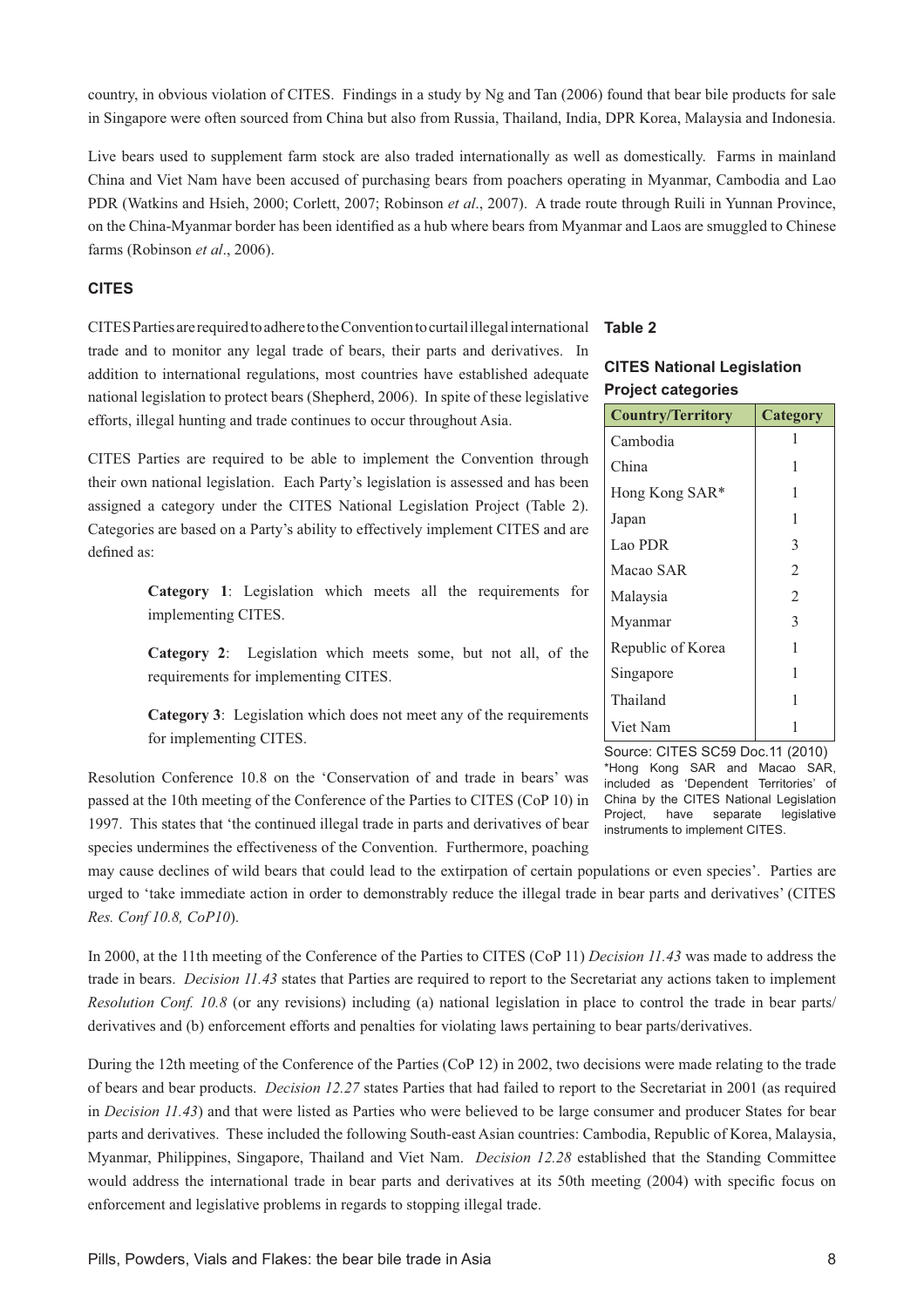country, in obvious violation of CITES. Findings in a study by Ng and Tan (2006) found that bear bile products for sale in Singapore were often sourced from China but also from Russia, Thailand, India, DPR Korea, Malaysia and Indonesia.

Live bears used to supplement farm stock are also traded internationally as well as domestically. Farms in mainland China and Viet Nam have been accused of purchasing bears from poachers operating in Myanmar, Cambodia and Lao PDR (Watkins and Hsieh, 2000; Corlett, 2007; Robinson *et al*., 2007). A trade route through Ruili in Yunnan Province, on the China-Myanmar border has been identified as a hub where bears from Myanmar and Laos are smuggled to Chinese farms (Robinson *et al*., 2006).

### CITES

CITES Parties are required to adhere to the Convention to curtail illegal international trade and to monitor any legal trade of bears, their parts and derivatives. In addition to international regulations, most countries have established adequate national legislation to protect bears (Shepherd, 2006). In spite of these legislative efforts, illegal hunting and trade continues to occur throughout Asia.

CITES Parties are required to be able to implement the Convention through their own national legislation. Each Party's legislation is assessed and has been assigned a category under the CITES National Legislation Project (Table 2). Categories are based on a Party's ability to effectively implement CITES and are defined as:

> **Category 1**: Legislation which meets all the requirements for implementing CITES.
>
> **Category 2**: Legislation which meets some, but not all, of the requirements for implementing CITES.
>
> **Category 3**: Legislation which does not meet any of the requirements for implementing CITES.

**Table 2**

**CITES National Legislation Project categories**

| Country/Territory | Category |
|---|---|
| Cambodia | 1 |
| China | 1 |
| Hong Kong SAR* | 1 |
| Japan | 1 |
| Lao PDR | 3 |
| Macao SAR | 2 |
| Malaysia | 2 |
| Myanmar | 3 |
| Republic of Korea | 1 |
| Singapore | 1 |
| Thailand | 1 |
| Viet Nam | 1 |

Source: CITES SC59 Doc.11 (2010)
*Hong Kong SAR and Macao SAR, included as 'Dependent Territories' of China by the CITES National Legislation Project, have separate legislative instruments to implement CITES.

Resolution Conference 10.8 on the 'Conservation of and trade in bears' was passed at the 10th meeting of the Conference of the Parties to CITES (CoP 10) in 1997. This states that 'the continued illegal trade in parts and derivatives of bear species undermines the effectiveness of the Convention. Furthermore, poaching may cause declines of wild bears that could lead to the extirpation of certain populations or even species'. Parties are urged to 'take immediate action in order to demonstrably reduce the illegal trade in bear parts and derivatives' (CITES *Res. Conf 10.8, CoP10*).

In 2000, at the 11th meeting of the Conference of the Parties to CITES (CoP 11) *Decision 11.43* was made to address the trade in bears. *Decision 11.43* states that Parties are required to report to the Secretariat any actions taken to implement *Resolution Conf. 10.8* (or any revisions) including (a) national legislation in place to control the trade in bear parts/derivatives and (b) enforcement efforts and penalties for violating laws pertaining to bear parts/derivatives.

During the 12th meeting of the Conference of the Parties (CoP 12) in 2002, two decisions were made relating to the trade of bears and bear products. *Decision 12.27* states Parties that had failed to report to the Secretariat in 2001 (as required in *Decision 11.43*) and that were listed as Parties who were believed to be large consumer and producer States for bear parts and derivatives. These included the following South-east Asian countries: Cambodia, Republic of Korea, Malaysia, Myanmar, Philippines, Singapore, Thailand and Viet Nam. *Decision 12.28* established that the Standing Committee would address the international trade in bear parts and derivatives at its 50th meeting (2004) with specific focus on enforcement and legislative problems in regards to stopping illegal trade.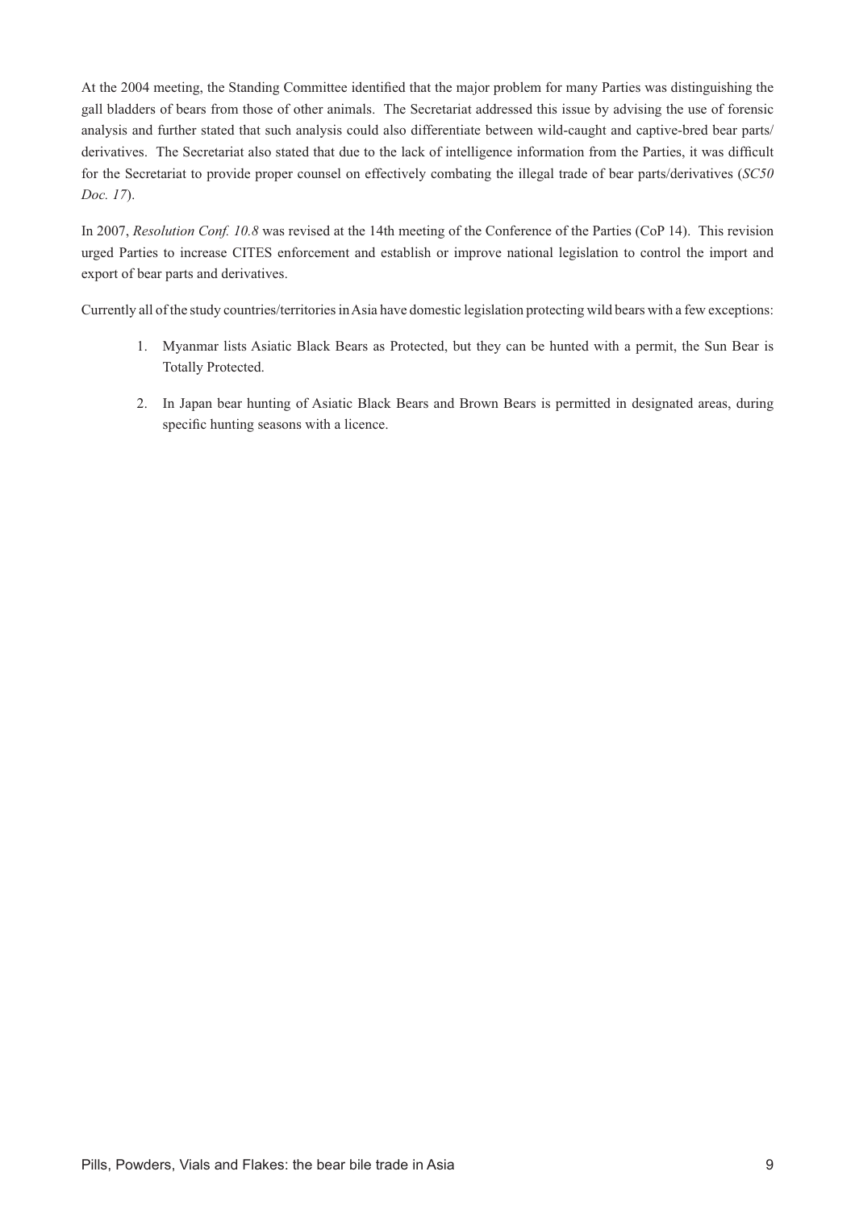At the 2004 meeting, the Standing Committee identified that the major problem for many Parties was distinguishing the gall bladders of bears from those of other animals. The Secretariat addressed this issue by advising the use of forensic analysis and further stated that such analysis could also differentiate between wild-caught and captive-bred bear parts/derivatives. The Secretariat also stated that due to the lack of intelligence information from the Parties, it was difficult for the Secretariat to provide proper counsel on effectively combating the illegal trade of bear parts/derivatives (*SC50 Doc. 17*).

In 2007, *Resolution Conf. 10.8* was revised at the 14th meeting of the Conference of the Parties (CoP 14). This revision urged Parties to increase CITES enforcement and establish or improve national legislation to control the import and export of bear parts and derivatives.

Currently all of the study countries/territories in Asia have domestic legislation protecting wild bears with a few exceptions:

1. Myanmar lists Asiatic Black Bears as Protected, but they can be hunted with a permit, the Sun Bear is Totally Protected.
2. In Japan bear hunting of Asiatic Black Bears and Brown Bears is permitted in designated areas, during specific hunting seasons with a licence.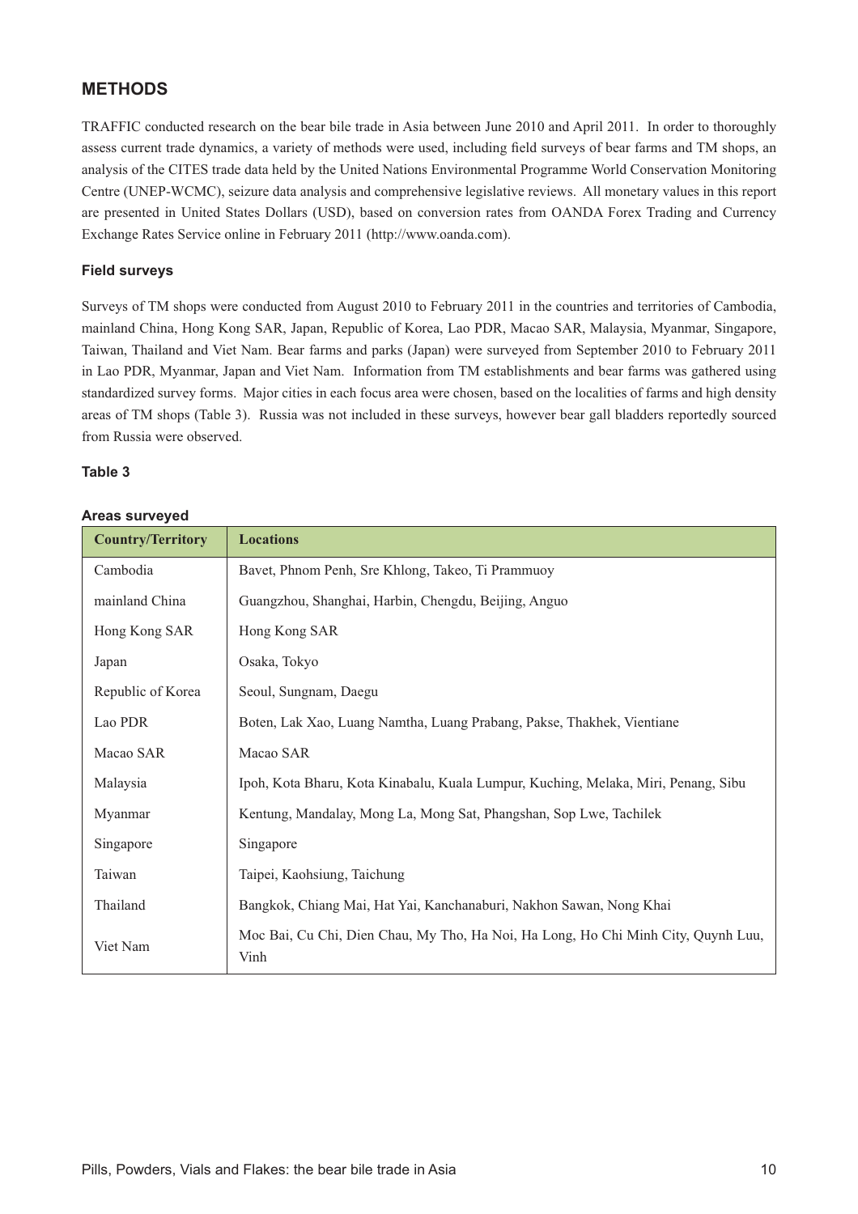## METHODS

TRAFFIC conducted research on the bear bile trade in Asia between June 2010 and April 2011. In order to thoroughly assess current trade dynamics, a variety of methods were used, including field surveys of bear farms and TM shops, an analysis of the CITES trade data held by the United Nations Environmental Programme World Conservation Monitoring Centre (UNEP-WCMC), seizure data analysis and comprehensive legislative reviews. All monetary values in this report are presented in United States Dollars (USD), based on conversion rates from OANDA Forex Trading and Currency Exchange Rates Service online in February 2011 (http://www.oanda.com).

### Field surveys

Surveys of TM shops were conducted from August 2010 to February 2011 in the countries and territories of Cambodia, mainland China, Hong Kong SAR, Japan, Republic of Korea, Lao PDR, Macao SAR, Malaysia, Myanmar, Singapore, Taiwan, Thailand and Viet Nam. Bear farms and parks (Japan) were surveyed from September 2010 to February 2011 in Lao PDR, Myanmar, Japan and Viet Nam. Information from TM establishments and bear farms was gathered using standardized survey forms. Major cities in each focus area were chosen, based on the localities of farms and high density areas of TM shops (Table 3). Russia was not included in these surveys, however bear gall bladders reportedly sourced from Russia were observed.

**Table 3**

**Areas surveyed**

| Country/Territory | Locations |
|---|---|
| Cambodia | Bavet, Phnom Penh, Sre Khlong, Takeo, Ti Prammuoy |
| mainland China | Guangzhou, Shanghai, Harbin, Chengdu, Beijing, Anguo |
| Hong Kong SAR | Hong Kong SAR |
| Japan | Osaka, Tokyo |
| Republic of Korea | Seoul, Sungnam, Daegu |
| Lao PDR | Boten, Lak Xao, Luang Namtha, Luang Prabang, Pakse, Thakhek, Vientiane |
| Macao SAR | Macao SAR |
| Malaysia | Ipoh, Kota Bharu, Kota Kinabalu, Kuala Lumpur, Kuching, Melaka, Miri, Penang, Sibu |
| Myanmar | Kentung, Mandalay, Mong La, Mong Sat, Phangshan, Sop Lwe, Tachilek |
| Singapore | Singapore |
| Taiwan | Taipei, Kaohsiung, Taichung |
| Thailand | Bangkok, Chiang Mai, Hat Yai, Kanchanaburi, Nakhon Sawan, Nong Khai |
| Viet Nam | Moc Bai, Cu Chi, Dien Chau, My Tho, Ha Noi, Ha Long, Ho Chi Minh City, Quynh Luu, Vinh |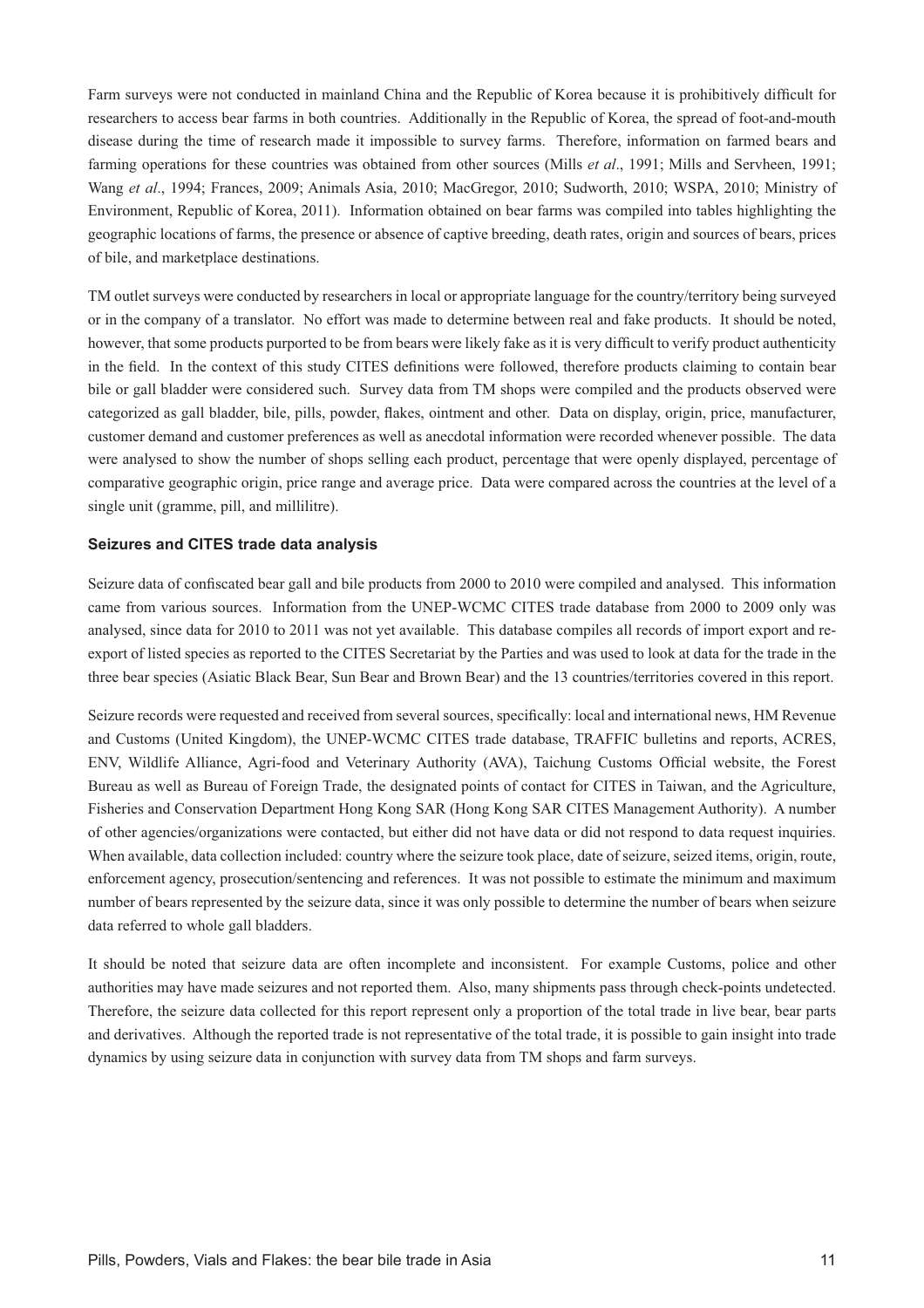Farm surveys were not conducted in mainland China and the Republic of Korea because it is prohibitively difficult for researchers to access bear farms in both countries. Additionally in the Republic of Korea, the spread of foot-and-mouth disease during the time of research made it impossible to survey farms. Therefore, information on farmed bears and farming operations for these countries was obtained from other sources (Mills *et al*., 1991; Mills and Servheen, 1991; Wang *et al*., 1994; Frances, 2009; Animals Asia, 2010; MacGregor, 2010; Sudworth, 2010; WSPA, 2010; Ministry of Environment, Republic of Korea, 2011). Information obtained on bear farms was compiled into tables highlighting the geographic locations of farms, the presence or absence of captive breeding, death rates, origin and sources of bears, prices of bile, and marketplace destinations.

TM outlet surveys were conducted by researchers in local or appropriate language for the country/territory being surveyed or in the company of a translator. No effort was made to determine between real and fake products. It should be noted, however, that some products purported to be from bears were likely fake as it is very difficult to verify product authenticity in the field. In the context of this study CITES definitions were followed, therefore products claiming to contain bear bile or gall bladder were considered such. Survey data from TM shops were compiled and the products observed were categorized as gall bladder, bile, pills, powder, flakes, ointment and other. Data on display, origin, price, manufacturer, customer demand and customer preferences as well as anecdotal information were recorded whenever possible. The data were analysed to show the number of shops selling each product, percentage that were openly displayed, percentage of comparative geographic origin, price range and average price. Data were compared across the countries at the level of a single unit (gramme, pill, and millilitre).

**Seizures and CITES trade data analysis**

Seizure data of confiscated bear gall and bile products from 2000 to 2010 were compiled and analysed. This information came from various sources. Information from the UNEP-WCMC CITES trade database from 2000 to 2009 only was analysed, since data for 2010 to 2011 was not yet available. This database compiles all records of import export and re-export of listed species as reported to the CITES Secretariat by the Parties and was used to look at data for the trade in the three bear species (Asiatic Black Bear, Sun Bear and Brown Bear) and the 13 countries/territories covered in this report.

Seizure records were requested and received from several sources, specifically: local and international news, HM Revenue and Customs (United Kingdom), the UNEP-WCMC CITES trade database, TRAFFIC bulletins and reports, ACRES, ENV, Wildlife Alliance, Agri-food and Veterinary Authority (AVA), Taichung Customs Official website, the Forest Bureau as well as Bureau of Foreign Trade, the designated points of contact for CITES in Taiwan, and the Agriculture, Fisheries and Conservation Department Hong Kong SAR (Hong Kong SAR CITES Management Authority). A number of other agencies/organizations were contacted, but either did not have data or did not respond to data request inquiries. When available, data collection included: country where the seizure took place, date of seizure, seized items, origin, route, enforcement agency, prosecution/sentencing and references. It was not possible to estimate the minimum and maximum number of bears represented by the seizure data, since it was only possible to determine the number of bears when seizure data referred to whole gall bladders.

It should be noted that seizure data are often incomplete and inconsistent. For example Customs, police and other authorities may have made seizures and not reported them. Also, many shipments pass through check-points undetected. Therefore, the seizure data collected for this report represent only a proportion of the total trade in live bear, bear parts and derivatives. Although the reported trade is not representative of the total trade, it is possible to gain insight into trade dynamics by using seizure data in conjunction with survey data from TM shops and farm surveys.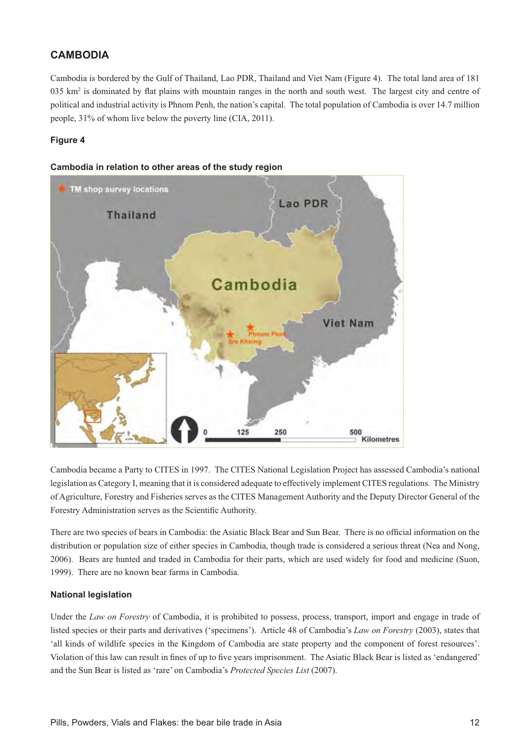## CAMBODIA

Cambodia is bordered by the Gulf of Thailand, Lao PDR, Thailand and Viet Nam (Figure 4). The total land area of 181 035 km[2] is dominated by flat plains with mountain ranges in the north and south west. The largest city and centre of political and industrial activity is Phnom Penh, the nation's capital. The total population of Cambodia is over 14.7 million people, 31% of whom live below the poverty line (CIA, 2011).

**Figure 4**

**Cambodia in relation to other areas of the study region**

Cambodia became a Party to CITES in 1997. The CITES National Legislation Project has assessed Cambodia's national legislation as Category I, meaning that it is considered adequate to effectively implement CITES regulations. The Ministry of Agriculture, Forestry and Fisheries serves as the CITES Management Authority and the Deputy Director General of the Forestry Administration serves as the Scientific Authority.

There are two species of bears in Cambodia: the Asiatic Black Bear and Sun Bear. There is no official information on the distribution or population size of either species in Cambodia, though trade is considered a serious threat (Nea and Nong, 2006). Bears are hunted and traded in Cambodia for their parts, which are used widely for food and medicine (Suon, 1999). There are no known bear farms in Cambodia.

### National legislation

Under the *Law on Forestry* of Cambodia, it is prohibited to possess, process, transport, import and engage in trade of listed species or their parts and derivatives ('specimens'). Article 48 of Cambodia's *Law on Forestry* (2003), states that 'all kinds of wildlife species in the Kingdom of Cambodia are state property and the component of forest resources'. Violation of this law can result in fines of up to five years imprisonment. The Asiatic Black Bear is listed as 'endangered' and the Sun Bear is listed as 'rare' on Cambodia's *Protected Species List* (2007).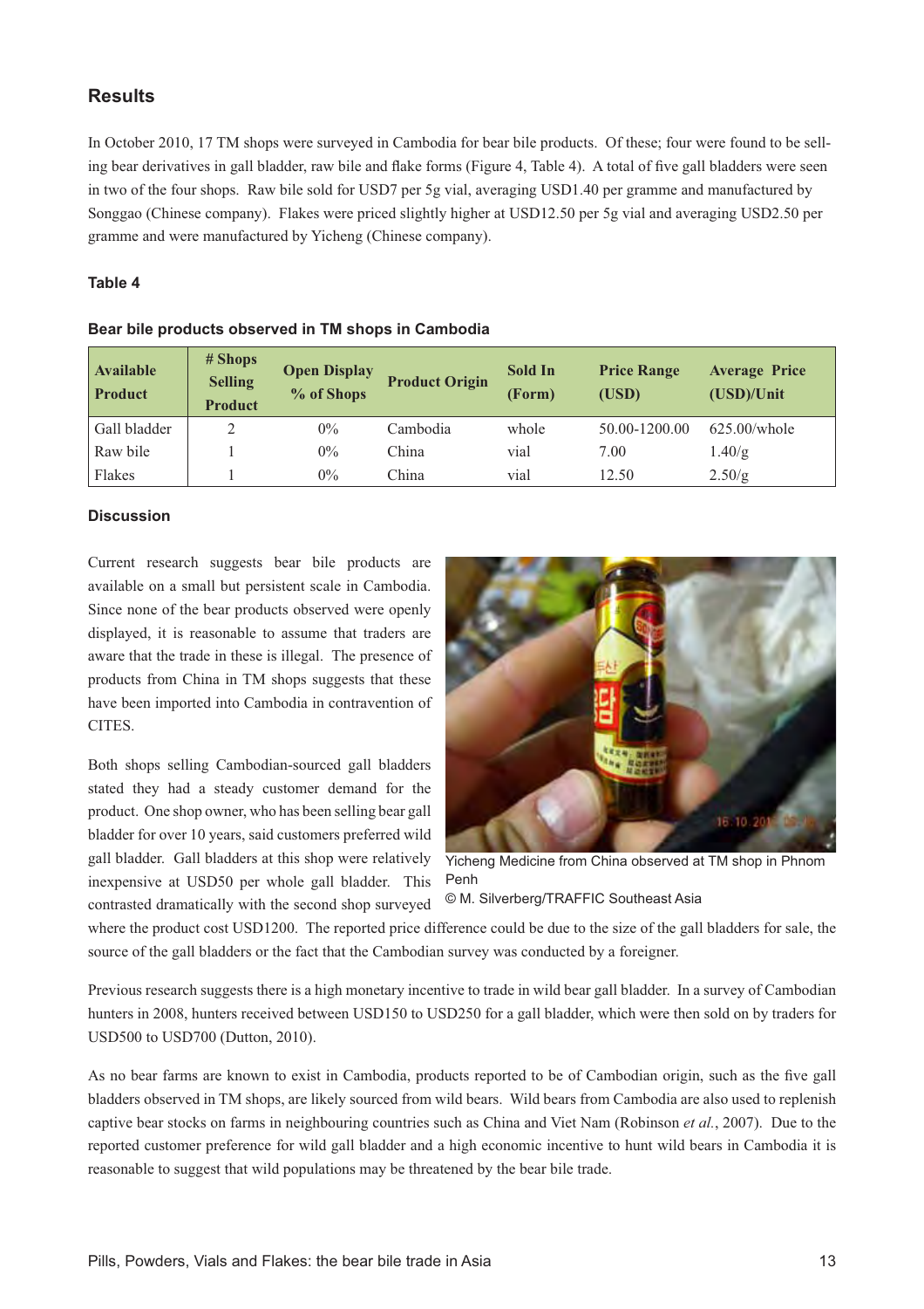## Results

In October 2010, 17 TM shops were surveyed in Cambodia for bear bile products. Of these; four were found to be selling bear derivatives in gall bladder, raw bile and flake forms (Figure 4, Table 4). A total of five gall bladders were seen in two of the four shops. Raw bile sold for USD7 per 5g vial, averaging USD1.40 per gramme and manufactured by Songgao (Chinese company). Flakes were priced slightly higher at USD12.50 per 5g vial and averaging USD2.50 per gramme and were manufactured by Yicheng (Chinese company).

**Table 4**

**Bear bile products observed in TM shops in Cambodia**

| Available Product | # Shops Selling Product | Open Display % of Shops | Product Origin | Sold In (Form) | Price Range (USD) | Average Price (USD)/Unit |
|---|---|---|---|---|---|---|
| Gall bladder | 2 | 0% | Cambodia | whole | 50.00-1200.00 | 625.00/whole |
| Raw bile | 1 | 0% | China | vial | 7.00 | 1.40/g |
| Flakes | 1 | 0% | China | vial | 12.50 | 2.50/g |

### Discussion

Current research suggests bear bile products are available on a small but persistent scale in Cambodia. Since none of the bear products observed were openly displayed, it is reasonable to assume that traders are aware that the trade in these is illegal. The presence of products from China in TM shops suggests that these have been imported into Cambodia in contravention of CITES.

Both shops selling Cambodian-sourced gall bladders stated that they had a steady customer demand for the product. One shop owner, who has been selling bear gall bladder for over 10 years, said customers preferred wild gall bladder. Gall bladders at this shop were relatively inexpensive at USD50 per whole gall bladder. This contrasted dramatically with the second shop surveyed where the product cost USD1200. The reported price difference could be due to the size of the gall bladders for sale, the source of the gall bladders or the fact that the Cambodian survey was conducted by a foreigner.

Yicheng Medicine from China observed at TM shop in Phnom Penh
© M. Silverberg/TRAFFIC Southeast Asia

Previous research suggests there is a high monetary incentive to trade in wild bear gall bladder. In a survey of Cambodian hunters in 2008, hunters received between USD150 to USD250 for a gall bladder, which were then sold on by traders for USD500 to USD700 (Dutton, 2010).

As no bear farms are known to exist in Cambodia, products reported to be of Cambodian origin, such as the five gall bladders observed in TM shops, are likely sourced from wild bears. Wild bears from Cambodia are also used to replenish captive bear stocks on farms in neighbouring countries such as China and Viet Nam (Robinson *et al.*, 2007). Due to the reported customer preference for wild gall bladder and a high economic incentive to hunt wild bears in Cambodia it is reasonable to suggest that wild populations may be threatened by the bear bile trade.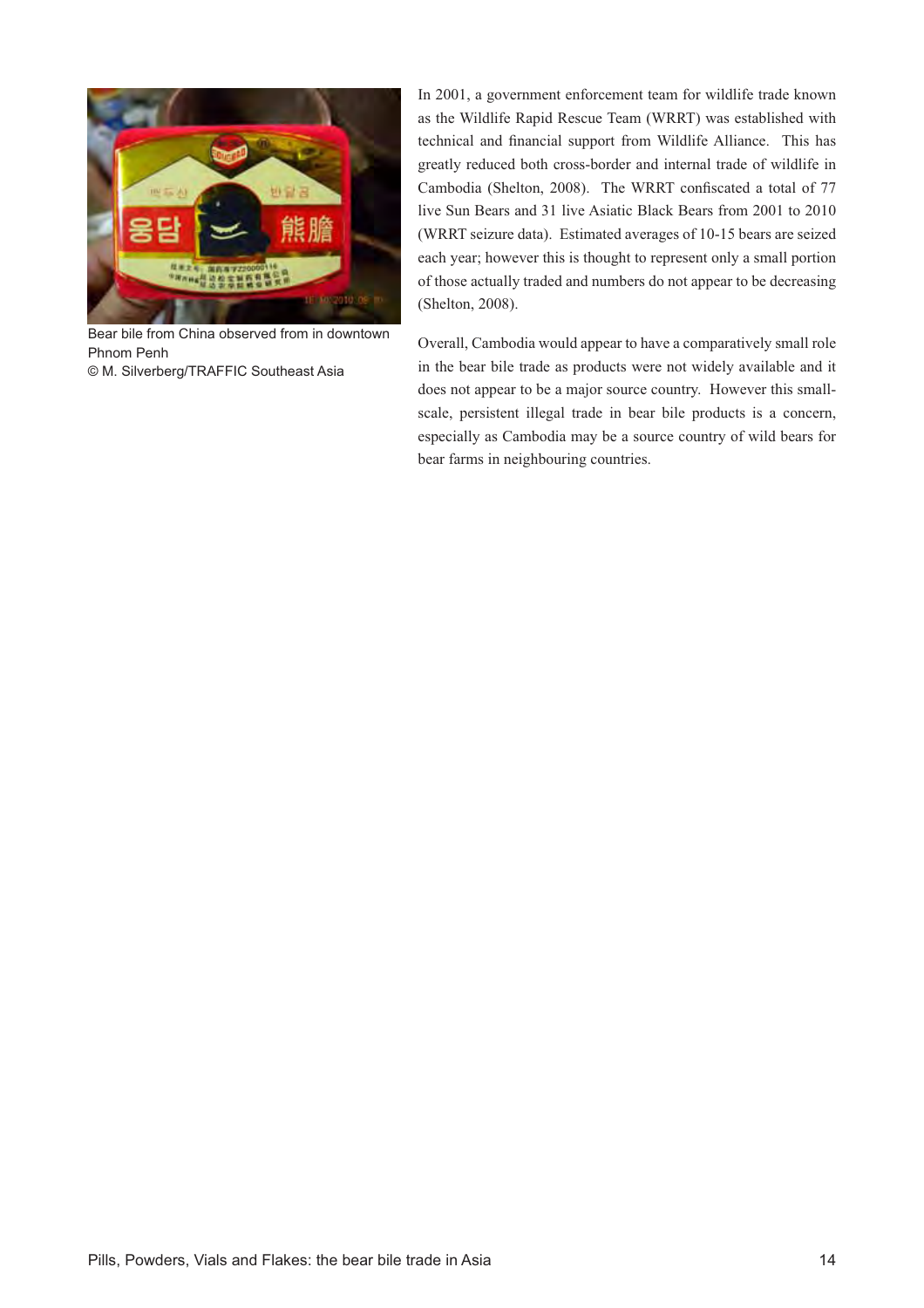Bear bile from China observed from in downtown Phnom Penh
© M. Silverberg/TRAFFIC Southeast Asia

In 2001, a government enforcement team for wildlife trade known as the Wildlife Rapid Rescue Team (WRRT) was established with technical and financial support from Wildlife Alliance. This has greatly reduced both cross-border and internal trade of wildlife in Cambodia (Shelton, 2008). The WRRT confiscated a total of 77 live Sun Bears and 31 live Asiatic Black Bears from 2001 to 2010 (WRRT seizure data). Estimated averages of 10-15 bears are seized each year; however this is thought to represent only a small portion of those actually traded and numbers do not appear to be decreasing (Shelton, 2008).

Overall, Cambodia would appear to have a comparatively small role in the bear bile trade as products were not widely available and it does not appear to be a major source country. However this small-scale, persistent illegal trade in bear bile products is a concern, especially as Cambodia may be a source country of wild bears for bear farms in neighbouring countries.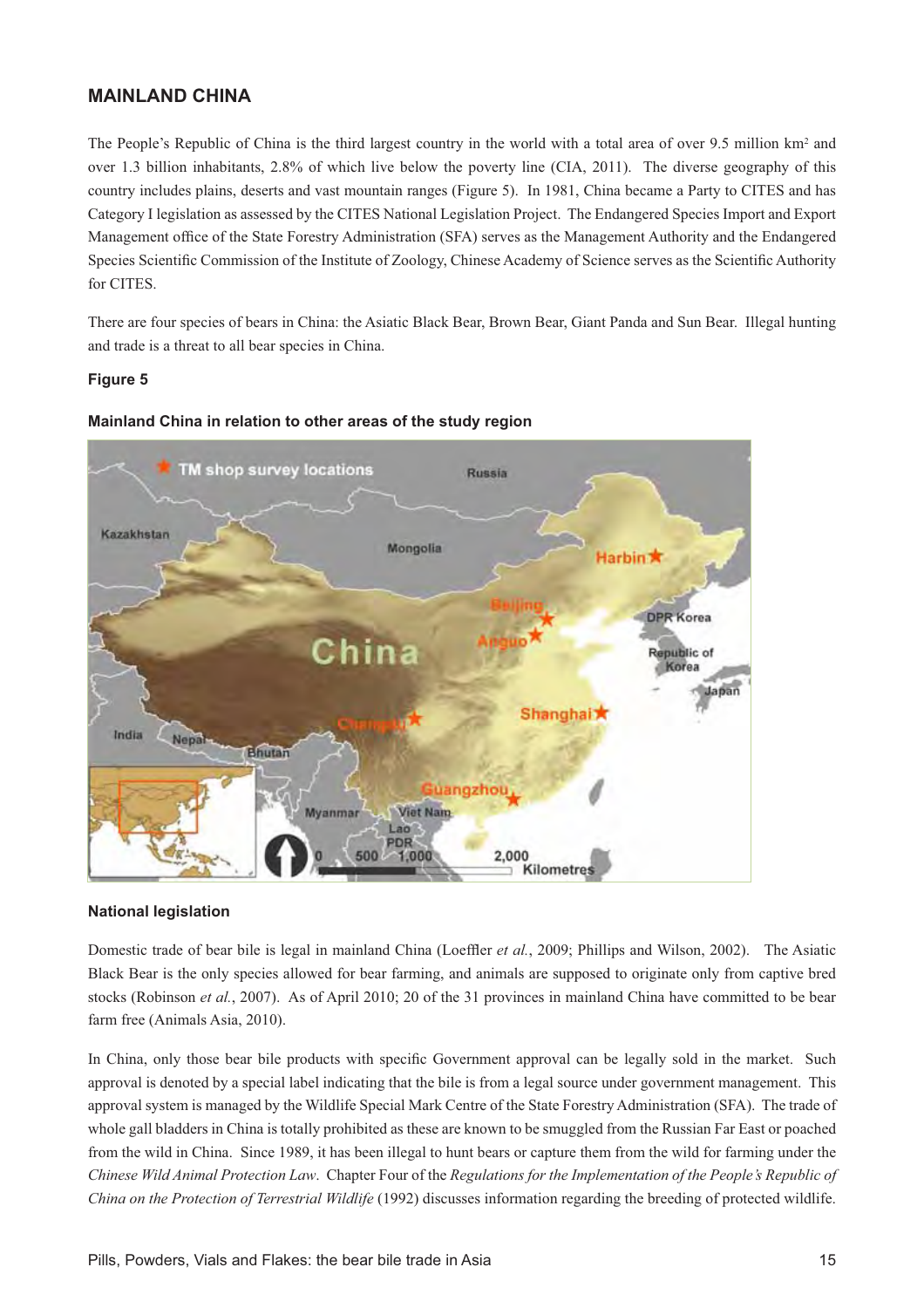## MAINLAND CHINA

The People's Republic of China is the third largest country in the world with a total area of over 9.5 million km$^2$ and over 1.3 billion inhabitants, 2.8% of which live below the poverty line (CIA, 2011). The diverse geography of this country includes plains, deserts and vast mountain ranges (Figure 5). In 1981, China became a Party to CITES and has Category I legislation as assessed by the CITES National Legislation Project. The Endangered Species Import and Export Management office of the State Forestry Administration (SFA) serves as the Management Authority and the Endangered Species Scientific Commission of the Institute of Zoology, Chinese Academy of Science serves as the Scientific Authority for CITES.

There are four species of bears in China: the Asiatic Black Bear, Brown Bear, Giant Panda and Sun Bear. Illegal hunting and trade is a threat to all bear species in China.

**Figure 5**

**Mainland China in relation to other areas of the study region**

### National legislation

Domestic trade of bear bile is legal in mainland China (Loeffler *et al.*, 2009; Phillips and Wilson, 2002). The Asiatic Black Bear is the only species allowed for bear farming, and animals are supposed to originate only from captive bred stocks (Robinson *et al.*, 2007). As of April 2010; 20 of the 31 provinces in mainland China have committed to be bear farm free (Animals Asia, 2010).

In China, only those bear bile products with specific Government approval can be legally sold in the market. Such approval is denoted by a special label indicating that the bile is from a legal source under government management. This approval system is managed by the Wildlife Special Mark Centre of the State Forestry Administration (SFA). The trade of whole gall bladders in China is totally prohibited as these are known to be smuggled from the Russian Far East or poached from the wild in China. Since 1989, it has been illegal to hunt bears or capture them from the wild for farming under the *Chinese Wild Animal Protection Law*. Chapter Four of the *Regulations for the Implementation of the People's Republic of China on the Protection of Terrestrial Wildlife* (1992) discusses information regarding the breeding of protected wildlife.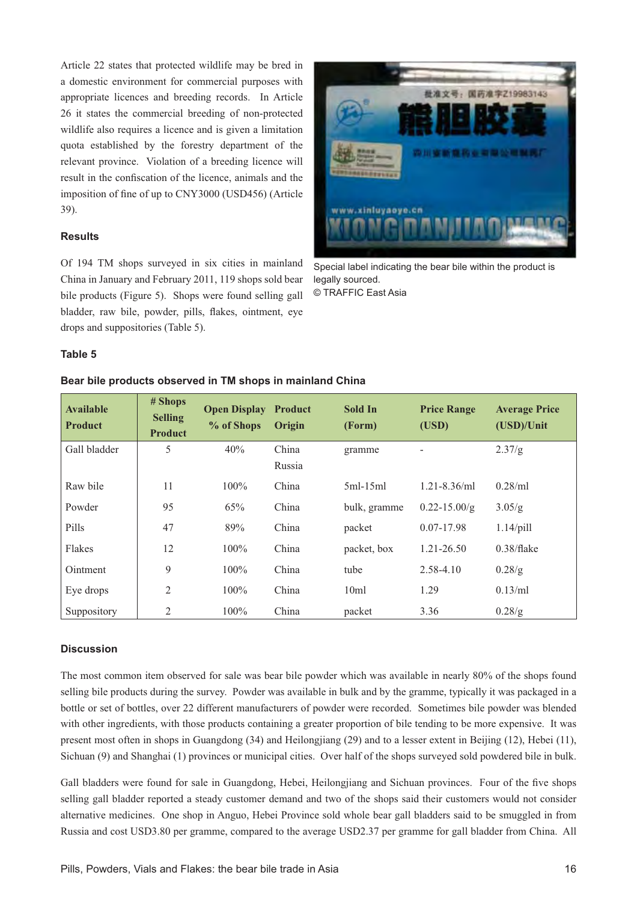Article 22 states that protected wildlife may be bred in a domestic environment for commercial purposes with appropriate licences and breeding records. In Article 26 it states the commercial breeding of non-protected wildlife also requires a licence and is given a limitation quota established by the forestry department of the relevant province. Violation of a breeding licence will result in the confiscation of the licence, animals and the imposition of fine of up to CNY3000 (USD456) (Article 39).

### Results

Of 194 TM shops surveyed in six cities in mainland China in January and February 2011, 119 shops sold bear bile products (Figure 5). Shops were found selling gall bladder, raw bile, powder, pills, flakes, ointment, eye drops and suppositories (Table 5).

Special label indicating the bear bile within the product is legally sourced.
© TRAFFIC East Asia

### Table 5

**Bear bile products observed in TM shops in mainland China**

| Available Product | # Shops Selling Product | Open Display % of Shops | Product Origin | Sold In (Form) | Price Range (USD) | Average Price (USD)/Unit |
|---|---|---|---|---|---|---|
| Gall bladder | 5 | 40% | China Russia | gramme | - | 2.37/g |
| Raw bile | 11 | 100% | China | 5ml-15ml | 1.21-8.36/ml | 0.28/ml |
| Powder | 95 | 65% | China | bulk, gramme | 0.22-15.00/g | 3.05/g |
| Pills | 47 | 89% | China | packet | 0.07-17.98 | 1.14/pill |
| Flakes | 12 | 100% | China | packet, box | 1.21-26.50 | 0.38/flake |
| Ointment | 9 | 100% | China | tube | 2.58-4.10 | 0.28/g |
| Eye drops | 2 | 100% | China | 10ml | 1.29 | 0.13/ml |
| Suppository | 2 | 100% | China | packet | 3.36 | 0.28/g |

### Discussion

The most common item observed for sale was bear bile powder which was available in nearly 80% of the shops found selling bile products during the survey. Powder was available in bulk and by the gramme, typically it was packaged in a bottle or set of bottles, over 22 different manufacturers of powder were recorded. Sometimes bile powder was blended with other ingredients, with those products containing a greater proportion of bile tending to be more expensive. It was present most often in shops in Guangdong (34) and Heilongjiang (29) and to a lesser extent in Beijing (12), Hebei (11), Sichuan (9) and Shanghai (1) provinces or municipal cities. Over half of the shops surveyed sold powdered bile in bulk.

Gall bladders were found for sale in Guangdong, Hebei, Heilongjiang and Sichuan provinces. Four of the five shops selling gall bladder reported a steady customer demand and two of the shops said their customers would not consider alternative medicines. One shop in Anguo, Hebei Province sold whole bear gall bladders said to be smuggled in from Russia and cost USD3.80 per gramme, compared to the average USD2.37 per gramme for gall bladder from China. All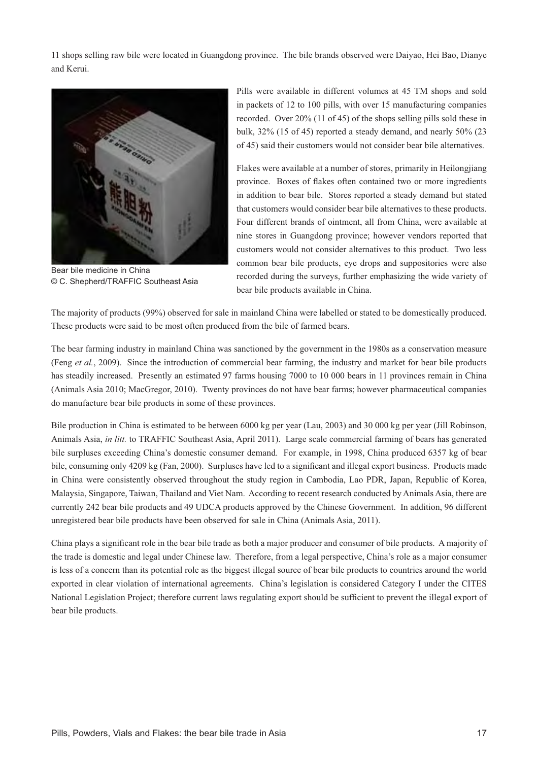11 shops selling raw bile were located in Guangdong province. The bile brands observed were Daiyao, Hei Bao, Dianye and Kerui.

Bear bile medicine in China
© C. Shepherd/TRAFFIC Southeast Asia

Pills were available in different volumes at 45 TM shops and sold in packets of 12 to 100 pills, with over 15 manufacturing companies recorded. Over 20% (11 of 45) of the shops selling pills sold these in bulk, 32% (15 of 45) reported a steady demand, and nearly 50% (23 of 45) said their customers would not consider bear bile alternatives.

Flakes were available at a number of stores, primarily in Heilongjiang province. Boxes of flakes often contained two or more ingredients in addition to bear bile. Stores reported a steady demand but stated that customers would consider bear bile alternatives to these products. Four different brands of ointment, all from China, were available at nine stores in Guangdong province; however vendors reported that customers would not consider alternatives to this product. Two less common bear bile products, eye drops and suppositories were also recorded during the surveys, further emphasizing the wide variety of bear bile products available in China.

The majority of products (99%) observed for sale in mainland China were labelled or stated to be domestically produced. These products were said to be most often produced from the bile of farmed bears.

The bear farming industry in mainland China was sanctioned by the government in the 1980s as a conservation measure (Feng *et al.*, 2009). Since the introduction of commercial bear farming, the industry and market for bear bile products has steadily increased. Presently an estimated 97 farms housing 7000 to 10 000 bears in 11 provinces remain in China (Animals Asia 2010; MacGregor, 2010). Twenty provinces do not have bear farms; however pharmaceutical companies do manufacture bear bile products in some of these provinces.

Bile production in China is estimated to be between 6000 kg per year (Lau, 2003) and 30 000 kg per year (Jill Robinson, Animals Asia, *in litt.* to TRAFFIC Southeast Asia, April 2011). Large scale commercial farming of bears has generated bile surpluses exceeding China's domestic consumer demand. For example, in 1998, China produced 6357 kg of bear bile, consuming only 4209 kg (Fan, 2000). Surpluses have led to a significant and illegal export business. Products made in China were consistently observed throughout the study region in Cambodia, Lao PDR, Japan, Republic of Korea, Malaysia, Singapore, Taiwan, Thailand and Viet Nam. According to recent research conducted by Animals Asia, there are currently 242 bear bile products and 49 UDCA products approved by the Chinese Government. In addition, 96 different unregistered bear bile products have been observed for sale in China (Animals Asia, 2011).

China plays a significant role in the bear bile trade as both a major producer and consumer of bile products. A majority of the trade is domestic and legal under Chinese law. Therefore, from a legal perspective, China's role as a major consumer is less of a concern than its potential role as the biggest illegal source of bear bile products to countries around the world exported in clear violation of international agreements. China's legislation is considered Category I under the CITES National Legislation Project; therefore current laws regulating export should be sufficient to prevent the illegal export of bear bile products.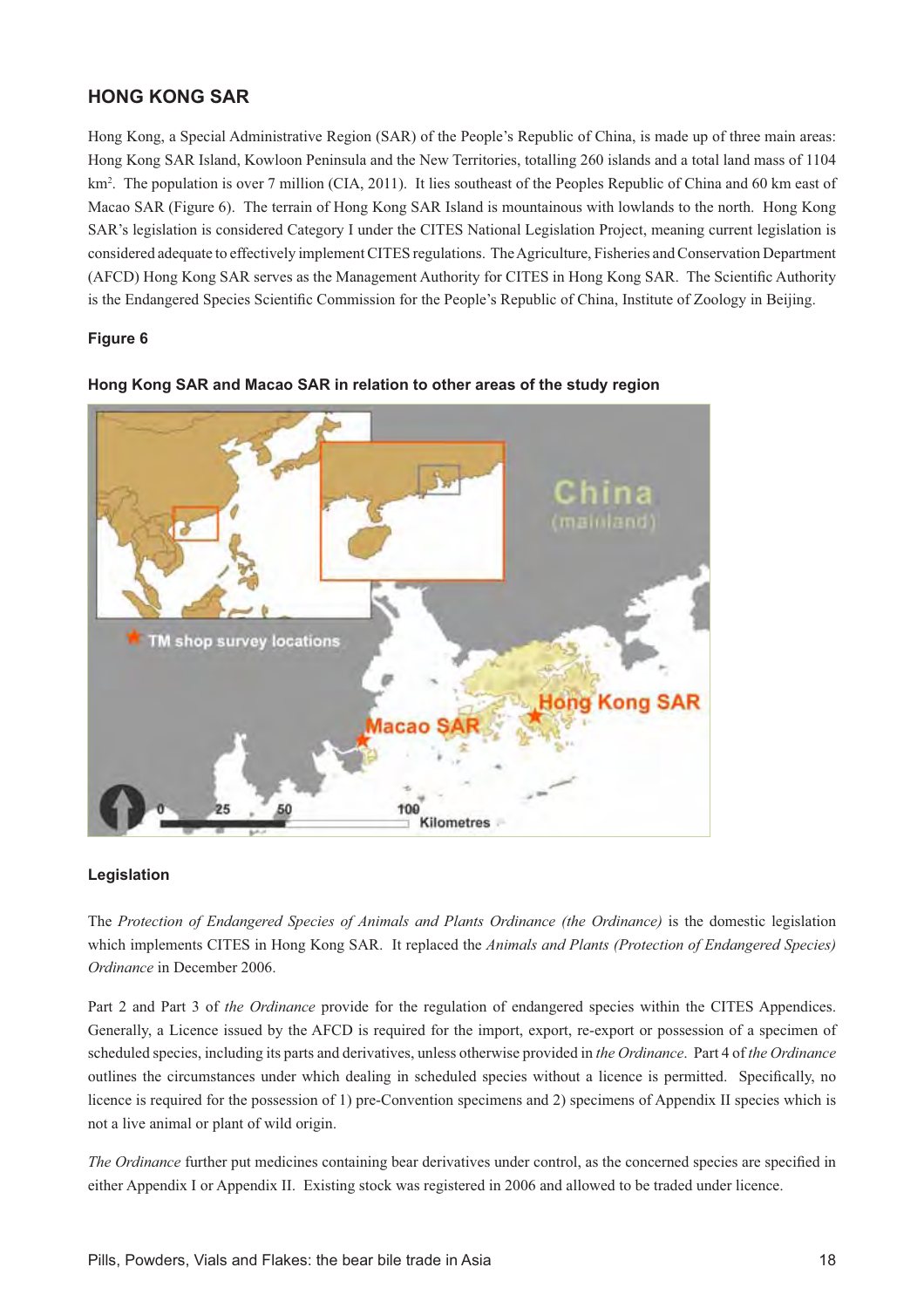## HONG KONG SAR

Hong Kong, a Special Administrative Region (SAR) of the People's Republic of China, is made up of three main areas: Hong Kong SAR Island, Kowloon Peninsula and the New Territories, totalling 260 islands and a total land mass of 1104 km$^2$. The population is over 7 million (CIA, 2011). It lies southeast of the Peoples Republic of China and 60 km east of Macao SAR (Figure 6). The terrain of Hong Kong SAR Island is mountainous with lowlands to the north. Hong Kong SAR's legislation is considered Category I under the CITES National Legislation Project, meaning current legislation is considered adequate to effectively implement CITES regulations. The Agriculture, Fisheries and Conservation Department (AFCD) Hong Kong SAR serves as the Management Authority for CITES in Hong Kong SAR. The Scientific Authority is the Endangered Species Scientific Commission for the People's Republic of China, Institute of Zoology in Beijing.

**Figure 6**

**Hong Kong SAR and Macao SAR in relation to other areas of the study region**

### Legislation

The *Protection of Endangered Species of Animals and Plants Ordinance (the Ordinance)* is the domestic legislation which implements CITES in Hong Kong SAR. It replaced the *Animals and Plants (Protection of Endangered Species) Ordinance* in December 2006.

Part 2 and Part 3 of *the Ordinance* provide for the regulation of endangered species within the CITES Appendices. Generally, a Licence issued by the AFCD is required for the import, export, re-export or possession of a specimen of scheduled species, including its parts and derivatives, unless otherwise provided in *the Ordinance*. Part 4 of *the Ordinance* outlines the circumstances under which dealing in scheduled species without a licence is permitted. Specifically, no licence is required for the possession of 1) pre-Convention specimens and 2) specimens of Appendix II species which is not a live animal or plant of wild origin.

*The Ordinance* further put medicines containing bear derivatives under control, as the concerned species are specified in either Appendix I or Appendix II. Existing stock was registered in 2006 and allowed to be traded under licence.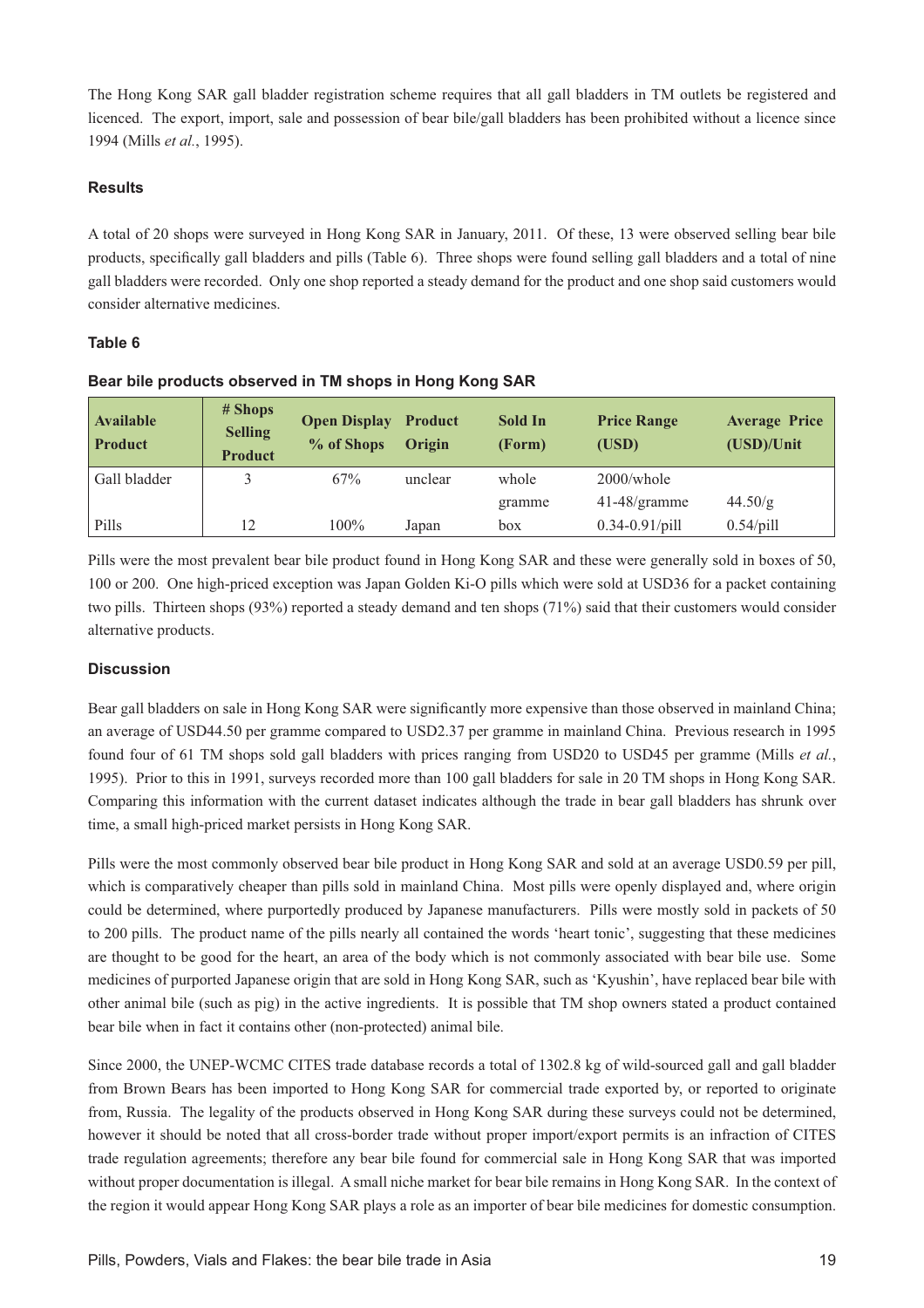The Hong Kong SAR gall bladder registration scheme requires that all gall bladders in TM outlets be registered and licenced. The export, import, sale and possession of bear bile/gall bladders has been prohibited without a licence since 1994 (Mills *et al.*, 1995).

### Results

A total of 20 shops were surveyed in Hong Kong SAR in January, 2011. Of these, 13 were observed selling bear bile products, specifically gall bladders and pills (Table 6). Three shops were found selling gall bladders and a total of nine gall bladders were recorded. Only one shop reported a steady demand for the product and one shop said customers would consider alternative medicines.

#### Table 6

**Bear bile products observed in TM shops in Hong Kong SAR**

| Available Product | # Shops Selling Product | Open Display % of Shops | Product Origin | Sold In (Form) | Price Range (USD) | Average Price (USD)/Unit |
|---|---|---|---|---|---|---|
| Gall bladder | 3 | 67% | unclear | whole | 2000/whole | |
| | | | | gramme | 41-48/gramme | 44.50/g |
| Pills | 12 | 100% | Japan | box | 0.34-0.91/pill | 0.54/pill |

Pills were the most prevalent bear bile product found in Hong Kong SAR and these were generally sold in boxes of 50, 100 or 200. One high-priced exception was Japan Golden Ki-O pills which were sold at USD36 for a packet containing two pills. Thirteen shops (93%) reported a steady demand and ten shops (71%) said that their customers would consider alternative products.

### Discussion

Bear gall bladders on sale in Hong Kong SAR were significantly more expensive than those observed in mainland China; an average of USD44.50 per gramme compared to USD2.37 per gramme in mainland China. Previous research in 1995 found four of 61 TM shops sold gall bladders with prices ranging from USD20 to USD45 per gramme (Mills *et al.*, 1995). Prior to this in 1991, surveys recorded more than 100 gall bladders for sale in 20 TM shops in Hong Kong SAR. Comparing this information with the current dataset indicates although the trade in bear gall bladders has shrunk over time, a small high-priced market persists in Hong Kong SAR.

Pills were the most commonly observed bear bile product in Hong Kong SAR and sold at an average USD0.59 per pill, which is comparatively cheaper than pills sold in mainland China. Most pills were openly displayed and, where origin could be determined, where purportedly produced by Japanese manufacturers. Pills were mostly sold in packets of 50 to 200 pills. The product name of the pills nearly all contained the words 'heart tonic', suggesting that these medicines are thought to be good for the heart, an area of the body which is not commonly associated with bear bile use. Some medicines of purported Japanese origin that are sold in Hong Kong SAR, such as 'Kyushin', have replaced bear bile with other animal bile (such as pig) in the active ingredients. It is possible that TM shop owners stated a product contained bear bile when in fact it contains other (non-protected) animal bile.

Since 2000, the UNEP-WCMC CITES trade database records a total of 1302.8 kg of wild-sourced gall and gall bladder from Brown Bears has been imported to Hong Kong SAR for commercial trade exported by, or reported to originate from, Russia. The legality of the products observed in Hong Kong SAR during these surveys could not be determined, however it should be noted that all cross-border trade without proper import/export permits is an infraction of CITES trade regulation agreements; therefore any bear bile found for commercial sale in Hong Kong SAR that was imported without proper documentation is illegal. A small niche market for bear bile remains in Hong Kong SAR. In the context of the region it would appear Hong Kong SAR plays a role as an importer of bear bile medicines for domestic consumption.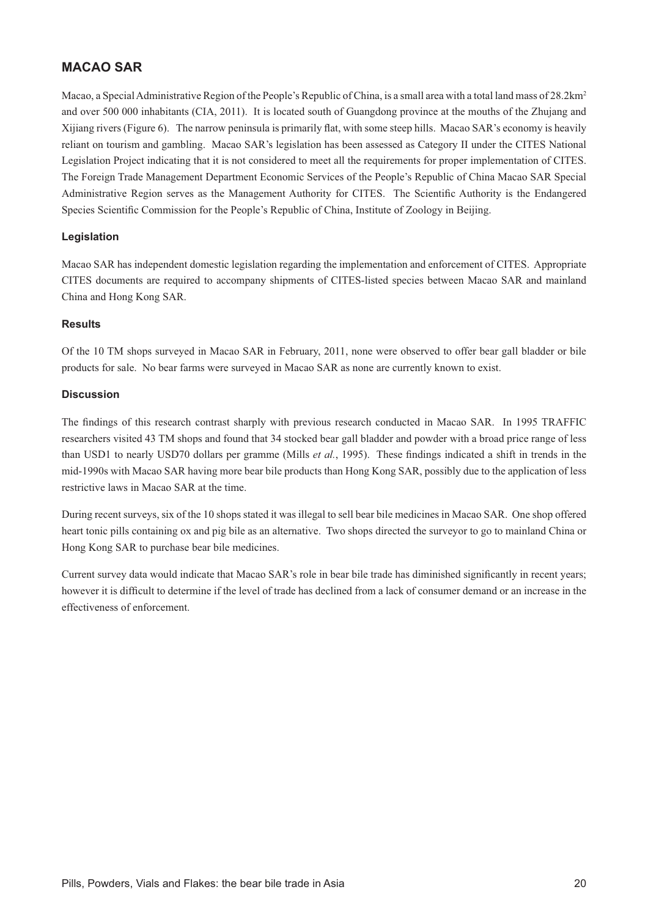## MACAO SAR

Macao, a Special Administrative Region of the People's Republic of China, is a small area with a total land mass of 28.2km$^2$ and over 500 000 inhabitants (CIA, 2011). It is located south of Guangdong province at the mouths of the Zhujang and Xijiang rivers (Figure 6). The narrow peninsula is primarily flat, with some steep hills. Macao SAR's economy is heavily reliant on tourism and gambling. Macao SAR's legislation has been assessed as Category II under the CITES National Legislation Project indicating that it is not considered to meet all the requirements for proper implementation of CITES. The Foreign Trade Management Department Economic Services of the People's Republic of China Macao SAR Special Administrative Region serves as the Management Authority for CITES. The Scientific Authority is the Endangered Species Scientific Commission for the People's Republic of China, Institute of Zoology in Beijing.

### Legislation

Macao SAR has independent domestic legislation regarding the implementation and enforcement of CITES. Appropriate CITES documents are required to accompany shipments of CITES-listed species between Macao SAR and mainland China and Hong Kong SAR.

### Results

Of the 10 TM shops surveyed in Macao SAR in February, 2011, none were observed to offer bear gall bladder or bile products for sale. No bear farms were surveyed in Macao SAR as none are currently known to exist.

### Discussion

The findings of this research contrast sharply with previous research conducted in Macao SAR. In 1995 TRAFFIC researchers visited 43 TM shops and found that 34 stocked bear gall bladder and powder with a broad price range of less than USD1 to nearly USD70 dollars per gramme (Mills *et al.*, 1995). These findings indicated a shift in trends in the mid-1990s with Macao SAR having more bear bile products than Hong Kong SAR, possibly due to the application of less restrictive laws in Macao SAR at the time.

During recent surveys, six of the 10 shops stated it was illegal to sell bear bile medicines in Macao SAR. One shop offered heart tonic pills containing ox and pig bile as an alternative. Two shops directed the surveyor to go to mainland China or Hong Kong SAR to purchase bear bile medicines.

Current survey data would indicate that Macao SAR's role in bear bile trade has diminished significantly in recent years; however it is difficult to determine if the level of trade has declined from a lack of consumer demand or an increase in the effectiveness of enforcement.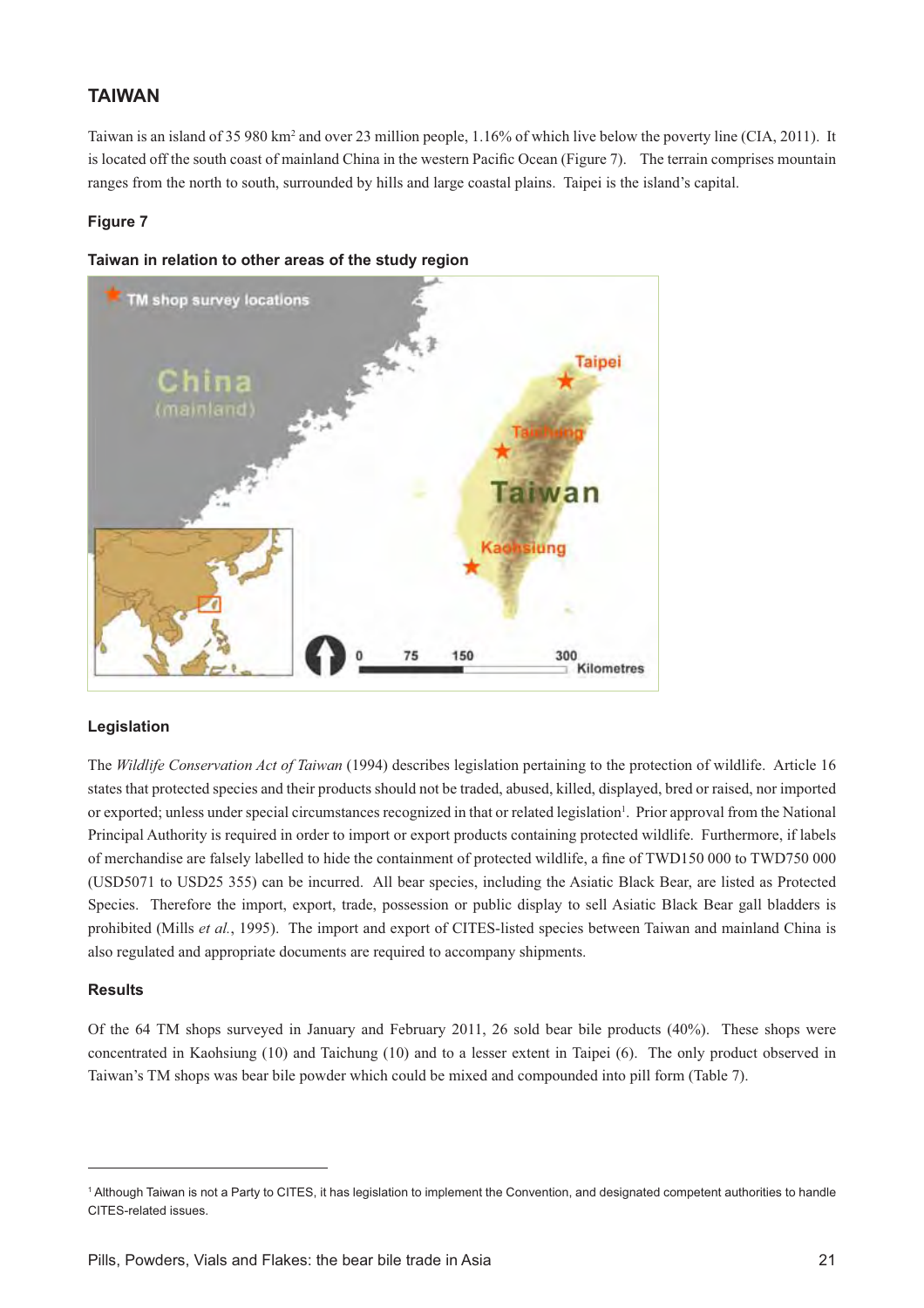## TAIWAN

Taiwan is an island of 35 980 km$^2$ and over 23 million people, 1.16% of which live below the poverty line (CIA, 2011). It is located off the south coast of mainland China in the western Pacific Ocean (Figure 7). The terrain comprises mountain ranges from the north to south, surrounded by hills and large coastal plains. Taipei is the island's capital.

**Figure 7**

**Taiwan in relation to other areas of the study region**

### Legislation

The *Wildlife Conservation Act of Taiwan* (1994) describes legislation pertaining to the protection of wildlife. Article 16 states that protected species and their products should not be traded, abused, killed, displayed, bred or raised, nor imported or exported; unless under special circumstances recognized in that or related legislation[1]. Prior approval from the National Principal Authority is required in order to import or export products containing protected wildlife. Furthermore, if labels of merchandise are falsely labelled to hide the containment of protected wildlife, a fine of TWD150 000 to TWD750 000 (USD5071 to USD25 355) can be incurred. All bear species, including the Asiatic Black Bear, are listed as Protected Species. Therefore the import, export, trade, possession or public display to sell Asiatic Black Bear gall bladders is prohibited (Mills *et al.*, 1995). The import and export of CITES-listed species between Taiwan and mainland China is also regulated and appropriate documents are required to accompany shipments.

### Results

Of the 64 TM shops surveyed in January and February 2011, 26 sold bear bile products (40%). These shops were concentrated in Kaohsiung (10) and Taichung (10) and to a lesser extent in Taipei (6). The only product observed in Taiwan's TM shops was bear bile powder which could be mixed and compounded into pill form (Table 7).

---

[1] Although Taiwan is not a Party to CITES, it has legislation to implement the Convention, and designated competent authorities to handle CITES-related issues.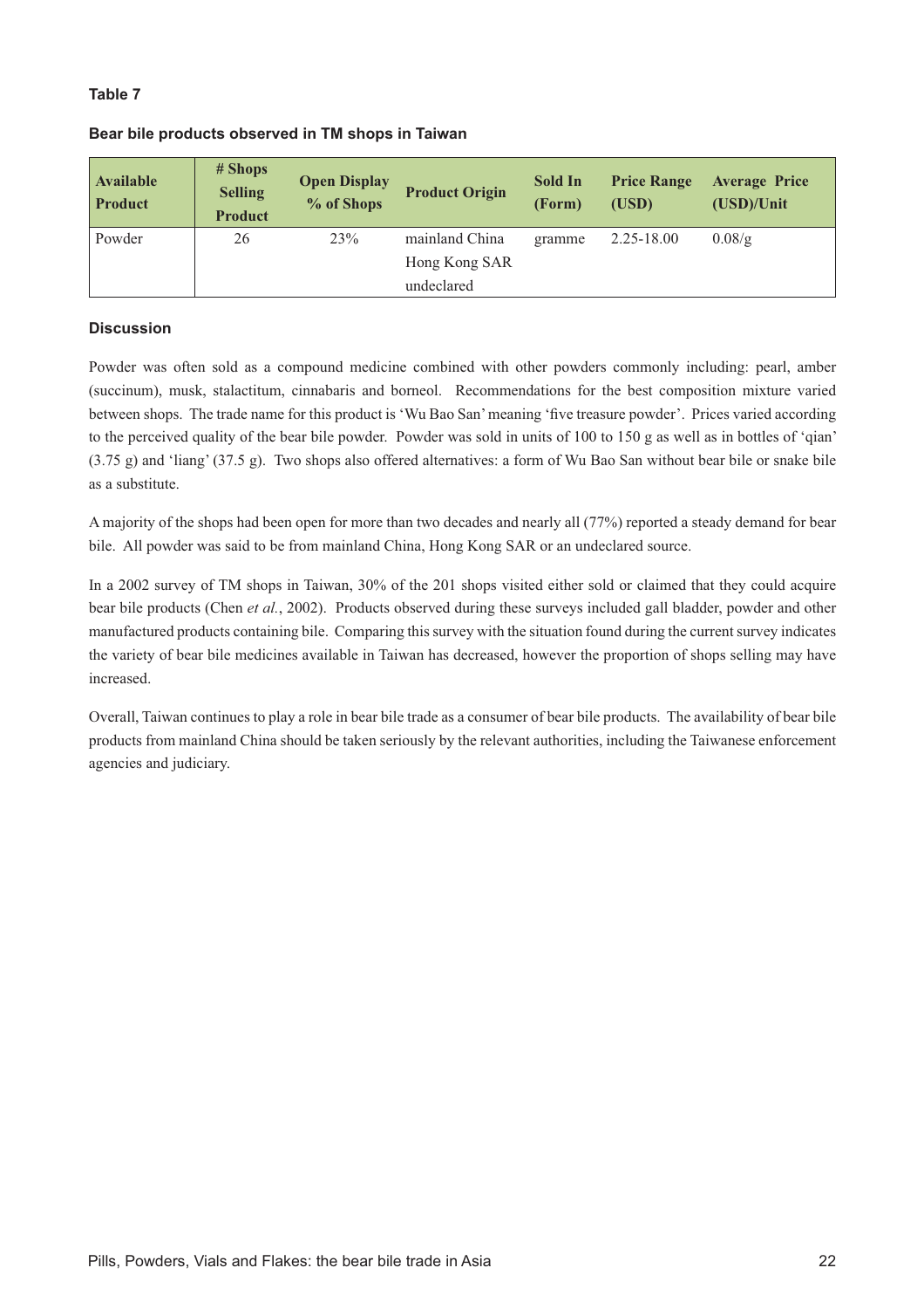**Table 7**

**Bear bile products observed in TM shops in Taiwan**

| Available Product | # Shops Selling Product | Open Display % of Shops | Product Origin | Sold In (Form) | Price Range (USD) | Average Price (USD)/Unit |
|---|---|---|---|---|---|---|
| Powder | 26 | 23% | mainland China<br>Hong Kong SAR<br>undeclared | gramme | 2.25-18.00 | 0.08/g |

**Discussion**

Powder was often sold as a compound medicine combined with other powders commonly including: pearl, amber (succinum), musk, stalactitum, cinnabaris and borneol. Recommendations for the best composition mixture varied between shops. The trade name for this product is 'Wu Bao San' meaning 'five treasure powder'. Prices varied according to the perceived quality of the bear bile powder. Powder was sold in units of 100 to 150 g as well as in bottles of 'qian' (3.75 g) and 'liang' (37.5 g). Two shops also offered alternatives: a form of Wu Bao San without bear bile or snake bile as a substitute.

A majority of the shops had been open for more than two decades and nearly all (77%) reported a steady demand for bear bile. All powder was said to be from mainland China, Hong Kong SAR or an undeclared source.

In a 2002 survey of TM shops in Taiwan, 30% of the 201 shops visited either sold or claimed that they could acquire bear bile products (Chen *et al.*, 2002). Products observed during these surveys included gall bladder, powder and other manufactured products containing bile. Comparing this survey with the situation found during the current survey indicates the variety of bear bile medicines available in Taiwan has decreased, however the proportion of shops selling may have increased.

Overall, Taiwan continues to play a role in bear bile trade as a consumer of bear bile products. The availability of bear bile products from mainland China should be taken seriously by the relevant authorities, including the Taiwanese enforcement agencies and judiciary.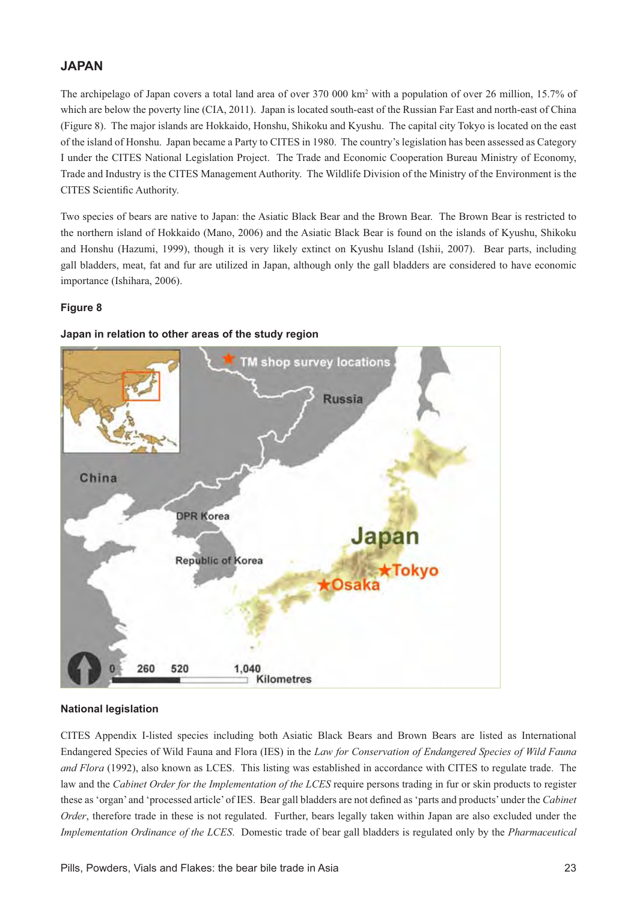## JAPAN

The archipelago of Japan covers a total land area of over 370 000 km$^2$ with a population of over 26 million, 15.7% of which are below the poverty line (CIA, 2011). Japan is located south-east of the Russian Far East and north-east of China (Figure 8). The major islands are Hokkaido, Honshu, Shikoku and Kyushu. The capital city Tokyo is located on the east of the island of Honshu. Japan became a Party to CITES in 1980. The country's legislation has been assessed as Category I under the CITES National Legislation Project. The Trade and Economic Cooperation Bureau Ministry of Economy, Trade and Industry is the CITES Management Authority. The Wildlife Division of the Ministry of the Environment is the CITES Scientific Authority.

Two species of bears are native to Japan: the Asiatic Black Bear and the Brown Bear. The Brown Bear is restricted to the northern island of Hokkaido (Mano, 2006) and the Asiatic Black Bear is found on the islands of Kyushu, Shikoku and Honshu (Hazumi, 1999), though it is very likely extinct on Kyushu Island (Ishii, 2007). Bear parts, including gall bladders, meat, fat and fur are utilized in Japan, although only the gall bladders are considered to have economic importance (Ishihara, 2006).

**Figure 8**

**Japan in relation to other areas of the study region**

### National legislation

CITES Appendix I-listed species including both Asiatic Black Bears and Brown Bears are listed as International Endangered Species of Wild Fauna and Flora (IES) in the *Law for Conservation of Endangered Species of Wild Fauna and Flora* (1992), also known as LCES. This listing was established in accordance with CITES to regulate trade. The law and the *Cabinet Order for the Implementation of the LCES* require persons trading in fur or skin products to register these as 'organ' and 'processed article' of IES. Bear gall bladders are not defined as 'parts and products' under the *Cabinet Order*, therefore trade in these is not regulated. Further, bears legally taken within Japan are also excluded under the *Implementation Ordinance of the LCES.* Domestic trade of bear gall bladders is regulated only by the *Pharmaceutical*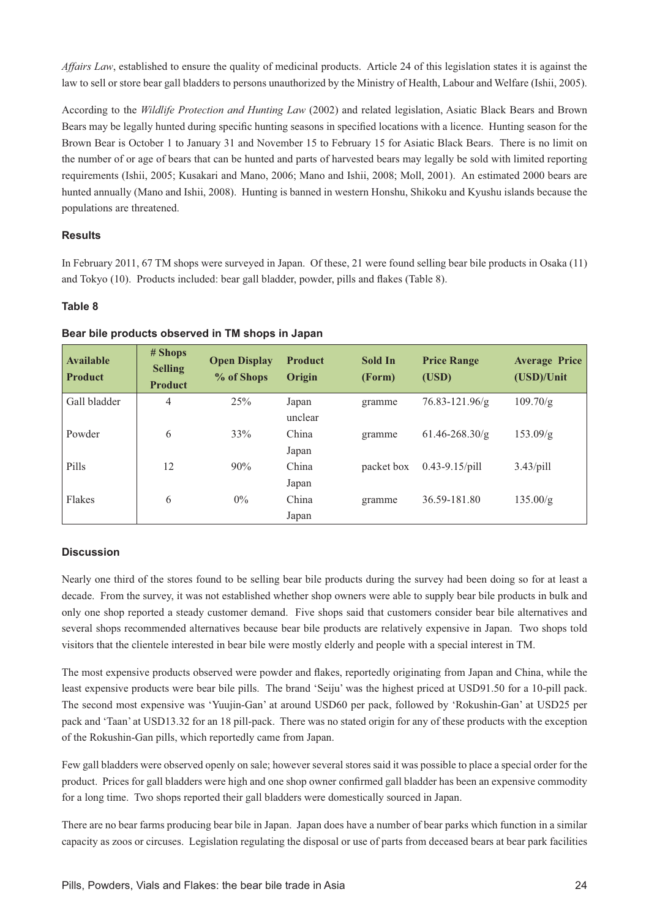*Affairs Law*, established to ensure the quality of medicinal products. Article 24 of this legislation states it is against the law to sell or store bear gall bladders to persons unauthorized by the Ministry of Health, Labour and Welfare (Ishii, 2005).

According to the *Wildlife Protection and Hunting Law* (2002) and related legislation, Asiatic Black Bears and Brown Bears may be legally hunted during specific hunting seasons in specified locations with a licence. Hunting season for the Brown Bear is October 1 to January 31 and November 15 to February 15 for Asiatic Black Bears. There is no limit on the number of or age of bears that can be hunted and parts of harvested bears may legally be sold with limited reporting requirements (Ishii, 2005; Kusakari and Mano, 2006; Mano and Ishii, 2008; Moll, 2001). An estimated 2000 bears are hunted annually (Mano and Ishii, 2008). Hunting is banned in western Honshu, Shikoku and Kyushu islands because the populations are threatened.

### Results

In February 2011, 67 TM shops were surveyed in Japan. Of these, 21 were found selling bear bile products in Osaka (11) and Tokyo (10). Products included: bear gall bladder, powder, pills and flakes (Table 8).

### Table 8

**Bear bile products observed in TM shops in Japan**

| Available Product | # Shops Selling Product | Open Display % of Shops | Product Origin | Sold In (Form) | Price Range (USD) | Average Price (USD)/Unit |
|---|---|---|---|---|---|---|
| Gall bladder | 4 | 25% | Japan unclear | gramme | 76.83-121.96/g | 109.70/g |
| Powder | 6 | 33% | China Japan | gramme | 61.46-268.30/g | 153.09/g |
| Pills | 12 | 90% | China Japan | packet box | 0.43-9.15/pill | 3.43/pill |
| Flakes | 6 | 0% | China Japan | gramme | 36.59-181.80 | 135.00/g |

### Discussion

Nearly one third of the stores found to be selling bear bile products during the survey had been doing so for at least a decade. From the survey, it was not established whether shop owners were able to supply bear bile products in bulk and only one shop reported a steady customer demand. Five shops said that customers consider bear bile alternatives and several shops recommended alternatives because bear bile products are relatively expensive in Japan. Two shops told visitors that the clientele interested in bear bile were mostly elderly and people with a special interest in TM.

The most expensive products observed were powder and flakes, reportedly originating from Japan and China, while the least expensive products were bear bile pills. The brand 'Seiju' was the highest priced at USD91.50 for a 10-pill pack. The second most expensive was 'Yuujin-Gan' at around USD60 per pack, followed by 'Rokushin-Gan' at USD25 per pack and 'Taan' at USD13.32 for an 18 pill-pack. There was no stated origin for any of these products with the exception of the Rokushin-Gan pills, which reportedly came from Japan.

Few gall bladders were observed openly on sale; however several stores said it was possible to place a special order for the product. Prices for gall bladders were high and one shop owner confirmed gall bladder has been an expensive commodity for a long time. Two shops reported their gall bladders were domestically sourced in Japan.

There are no bear farms producing bear bile in Japan. Japan does have a number of bear parks which function in a similar capacity as zoos or circuses. Legislation regulating the disposal or use of parts from deceased bears at bear park facilities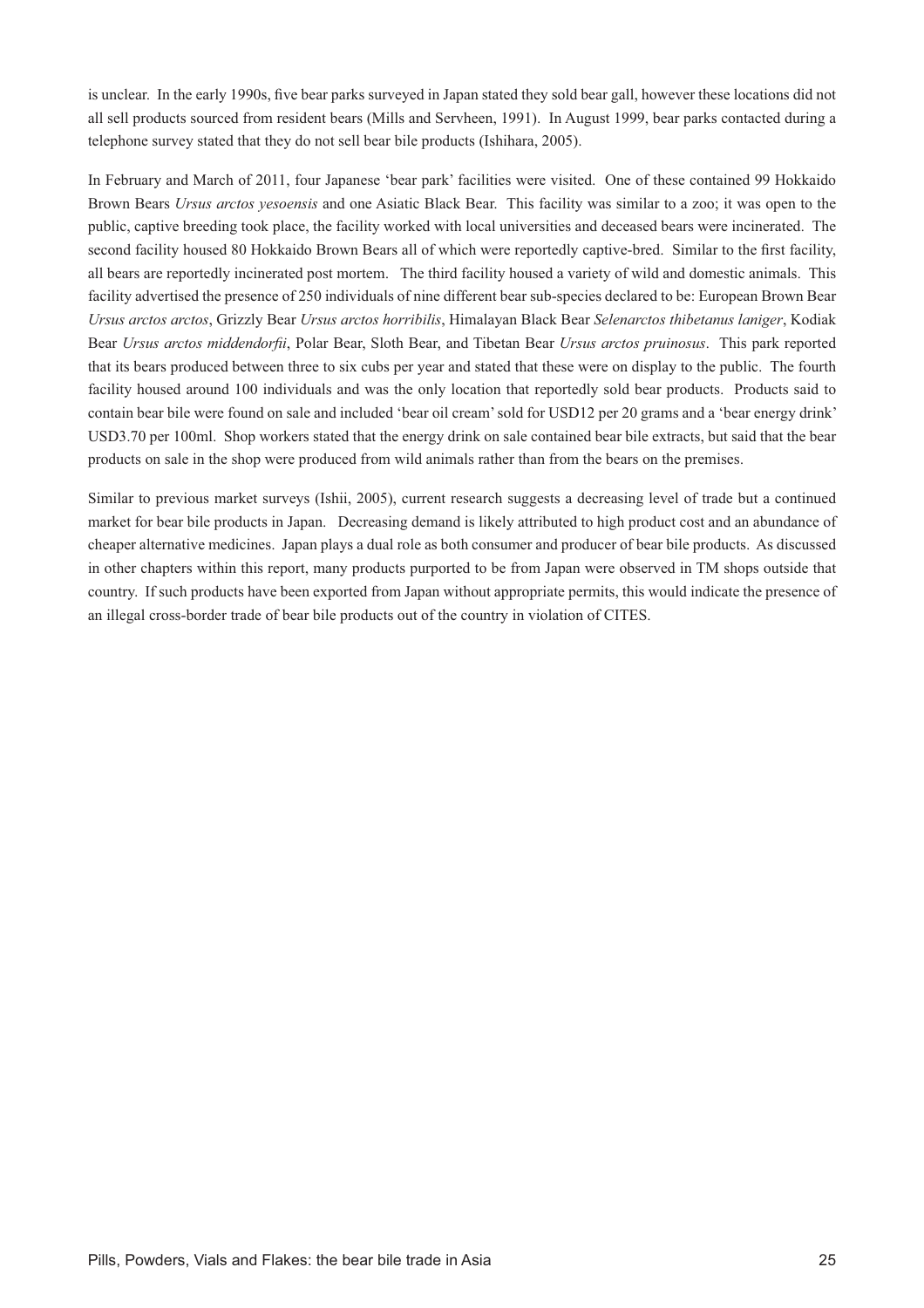is unclear. In the early 1990s, five bear parks surveyed in Japan stated they sold bear gall, however these locations did not all sell products sourced from resident bears (Mills and Servheen, 1991). In August 1999, bear parks contacted during a telephone survey stated that they do not sell bear bile products (Ishihara, 2005).

In February and March of 2011, four Japanese 'bear park' facilities were visited. One of these contained 99 Hokkaido Brown Bears *Ursus arctos yesoensis* and one Asiatic Black Bear. This facility was similar to a zoo; it was open to the public, captive breeding took place, the facility worked with local universities and deceased bears were incinerated. The second facility housed 80 Hokkaido Brown Bears all of which were reportedly captive-bred. Similar to the first facility, all bears are reportedly incinerated post mortem. The third facility housed a variety of wild and domestic animals. This facility advertised the presence of 250 individuals of nine different bear sub-species declared to be: European Brown Bear *Ursus arctos arctos*, Grizzly Bear *Ursus arctos horribilis*, Himalayan Black Bear *Selenarctos thibetanus laniger*, Kodiak Bear *Ursus arctos middendorfii*, Polar Bear, Sloth Bear, and Tibetan Bear *Ursus arctos pruinosus*. This park reported that its bears produced between three to six cubs per year and stated that these were on display to the public. The fourth facility housed around 100 individuals and was the only location that reportedly sold bear products. Products said to contain bear bile were found on sale and included 'bear oil cream' sold for USD12 per 20 grams and a 'bear energy drink' USD3.70 per 100ml. Shop workers stated that the energy drink on sale contained bear bile extracts, but said that the bear products on sale in the shop were produced from wild animals rather than from the bears on the premises.

Similar to previous market surveys (Ishii, 2005), current research suggests a decreasing level of trade but a continued market for bear bile products in Japan. Decreasing demand is likely attributed to high product cost and an abundance of cheaper alternative medicines. Japan plays a dual role as both consumer and producer of bear bile products. As discussed in other chapters within this report, many products purported to be from Japan were observed in TM shops outside that country. If such products have been exported from Japan without appropriate permits, this would indicate the presence of an illegal cross-border trade of bear bile products out of the country in violation of CITES.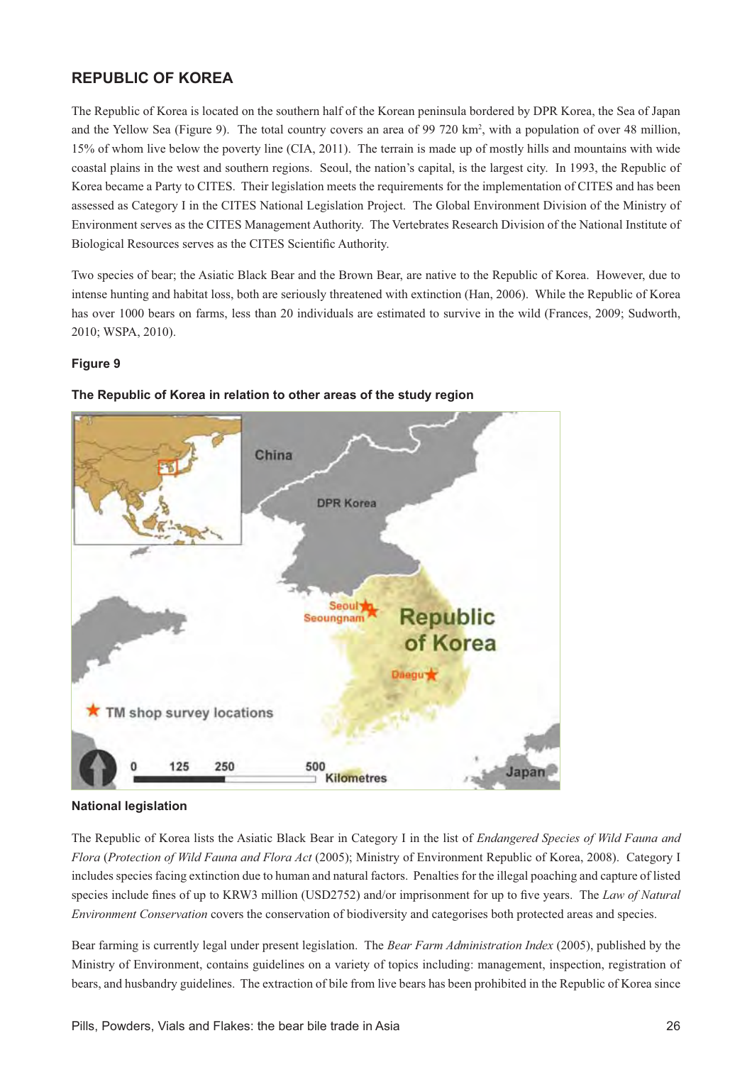## REPUBLIC OF KOREA

The Republic of Korea is located on the southern half of the Korean peninsula bordered by DPR Korea, the Sea of Japan and the Yellow Sea (Figure 9). The total country covers an area of 99 720 km$^2$, with a population of over 48 million, 15% of whom live below the poverty line (CIA, 2011). The terrain is made up of mostly hills and mountains with wide coastal plains in the west and southern regions. Seoul, the nation's capital, is the largest city. In 1993, the Republic of Korea became a Party to CITES. Their legislation meets the requirements for the implementation of CITES and has been assessed as Category I in the CITES National Legislation Project. The Global Environment Division of the Ministry of Environment serves as the CITES Management Authority. The Vertebrates Research Division of the National Institute of Biological Resources serves as the CITES Scientific Authority.

Two species of bear; the Asiatic Black Bear and the Brown Bear, are native to the Republic of Korea. However, due to intense hunting and habitat loss, both are seriously threatened with extinction (Han, 2006). While the Republic of Korea has over 1000 bears on farms, less than 20 individuals are estimated to survive in the wild (Frances, 2009; Sudworth, 2010; WSPA, 2010).

**Figure 9**

**The Republic of Korea in relation to other areas of the study region**

### National legislation

The Republic of Korea lists the Asiatic Black Bear in Category I in the list of *Endangered Species of Wild Fauna and Flora* (*Protection of Wild Fauna and Flora Act* (2005); Ministry of Environment Republic of Korea, 2008). Category I includes species facing extinction due to human and natural factors. Penalties for the illegal poaching and capture of listed species include fines of up to KRW3 million (USD2752) and/or imprisonment for up to five years. The *Law of Natural Environment Conservation* covers the conservation of biodiversity and categorises both protected areas and species.

Bear farming is currently legal under present legislation. The *Bear Farm Administration Index* (2005), published by the Ministry of Environment, contains guidelines on a variety of topics including: management, inspection, registration of bears, and husbandry guidelines. The extraction of bile from live bears has been prohibited in the Republic of Korea since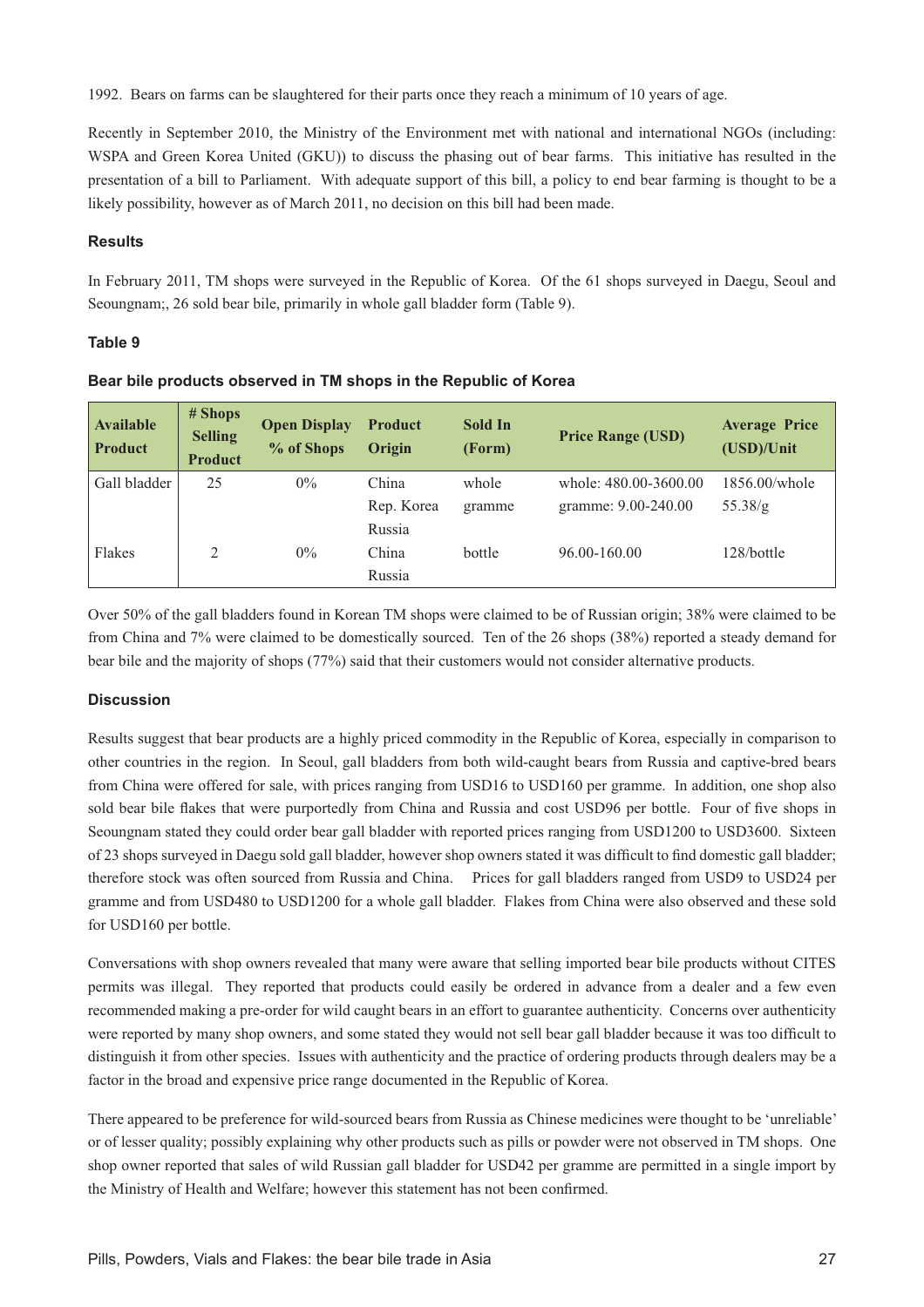1992. Bears on farms can be slaughtered for their parts once they reach a minimum of 10 years of age.

Recently in September 2010, the Ministry of the Environment met with national and international NGOs (including: WSPA and Green Korea United (GKU)) to discuss the phasing out of bear farms. This initiative has resulted in the presentation of a bill to Parliament. With adequate support of this bill, a policy to end bear farming is thought to be a likely possibility, however as of March 2011, no decision on this bill had been made.

### Results

In February 2011, TM shops were surveyed in the Republic of Korea. Of the 61 shops surveyed in Daegu, Seoul and Seoungnam;, 26 sold bear bile, primarily in whole gall bladder form (Table 9).

**Table 9**

**Bear bile products observed in TM shops in the Republic of Korea**

| Available Product | # Shops Selling Product | Open Display % of Shops | Product Origin | Sold In (Form) | Price Range (USD) | Average Price (USD)/Unit |
|---|---|---|---|---|---|---|
| Gall bladder | 25 | 0% | China<br>Rep. Korea<br>Russia | whole<br>gramme | whole: 480.00-3600.00<br>gramme: 9.00-240.00 | 1856.00/whole<br>55.38/g |
| Flakes | 2 | 0% | China<br>Russia | bottle | 96.00-160.00 | 128/bottle |

Over 50% of the gall bladders found in Korean TM shops were claimed to be of Russian origin; 38% were claimed to be from China and 7% were claimed to be domestically sourced. Ten of the 26 shops (38%) reported a steady demand for bear bile and the majority of shops (77%) said that their customers would not consider alternative products.

### Discussion

Results suggest that bear products are a highly priced commodity in the Republic of Korea, especially in comparison to other countries in the region. In Seoul, gall bladders from both wild-caught bears from Russia and captive-bred bears from China were offered for sale, with prices ranging from USD16 to USD160 per gramme. In addition, one shop also sold bear bile flakes that were purportedly from China and Russia and cost USD96 per bottle. Four of five shops in Seoungnam stated they could order bear gall bladder with reported prices ranging from USD1200 to USD3600. Sixteen of 23 shops surveyed in Daegu sold gall bladder, however shop owners stated it was difficult to find domestic gall bladder; therefore stock was often sourced from Russia and China. Prices for gall bladders ranged from USD9 to USD24 per gramme and from USD480 to USD1200 for a whole gall bladder. Flakes from China were also observed and these sold for USD160 per bottle.

Conversations with shop owners revealed that many were aware that selling imported bear bile products without CITES permits was illegal. They reported that products could easily be ordered in advance from a dealer and a few even recommended making a pre-order for wild caught bears in an effort to guarantee authenticity. Concerns over authenticity were reported by many shop owners, and some stated they would not sell bear gall bladder because it was too difficult to distinguish it from other species. Issues with authenticity and the practice of ordering products through dealers may be a factor in the broad and expensive price range documented in the Republic of Korea.

There appeared to be preference for wild-sourced bears from Russia as Chinese medicines were thought to be 'unreliable' or of lesser quality; possibly explaining why other products such as pills or powder were not observed in TM shops. One shop owner reported that sales of wild Russian gall bladder for USD42 per gramme are permitted in a single import by the Ministry of Health and Welfare; however this statement has not been confirmed.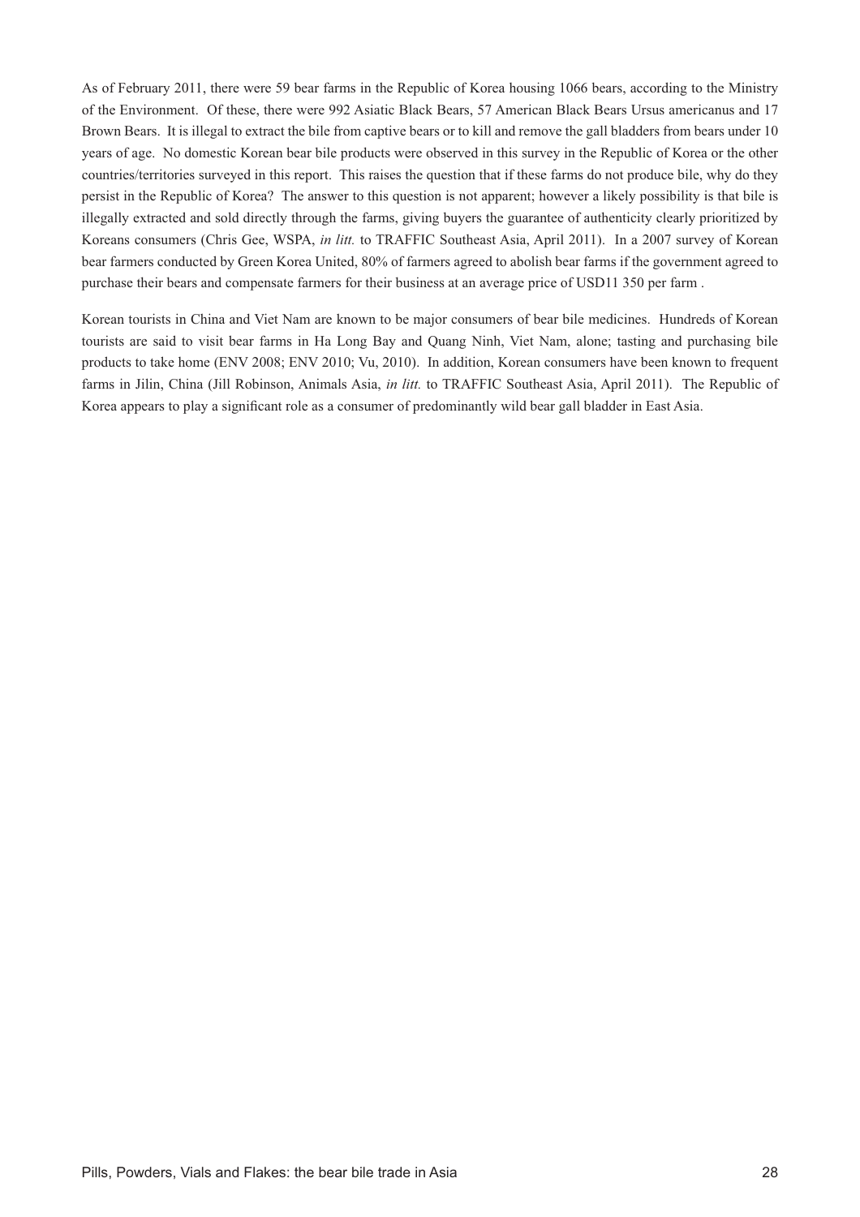As of February 2011, there were 59 bear farms in the Republic of Korea housing 1066 bears, according to the Ministry of the Environment. Of these, there were 992 Asiatic Black Bears, 57 American Black Bears Ursus americanus and 17 Brown Bears. It is illegal to extract the bile from captive bears or to kill and remove the gall bladders from bears under 10 years of age. No domestic Korean bear bile products were observed in this survey in the Republic of Korea or the other countries/territories surveyed in this report. This raises the question that if these farms do not produce bile, why do they persist in the Republic of Korea? The answer to this question is not apparent; however a likely possibility is that bile is illegally extracted and sold directly through the farms, giving buyers the guarantee of authenticity clearly prioritized by Koreans consumers (Chris Gee, WSPA, *in litt.* to TRAFFIC Southeast Asia, April 2011). In a 2007 survey of Korean bear farmers conducted by Green Korea United, 80% of farmers agreed to abolish bear farms if the government agreed to purchase their bears and compensate farmers for their business at an average price of USD11 350 per farm .

Korean tourists in China and Viet Nam are known to be major consumers of bear bile medicines. Hundreds of Korean tourists are said to visit bear farms in Ha Long Bay and Quang Ninh, Viet Nam, alone; tasting and purchasing bile products to take home (ENV 2008; ENV 2010; Vu, 2010). In addition, Korean consumers have been known to frequent farms in Jilin, China (Jill Robinson, Animals Asia, *in litt.* to TRAFFIC Southeast Asia, April 2011). The Republic of Korea appears to play a significant role as a consumer of predominantly wild bear gall bladder in East Asia.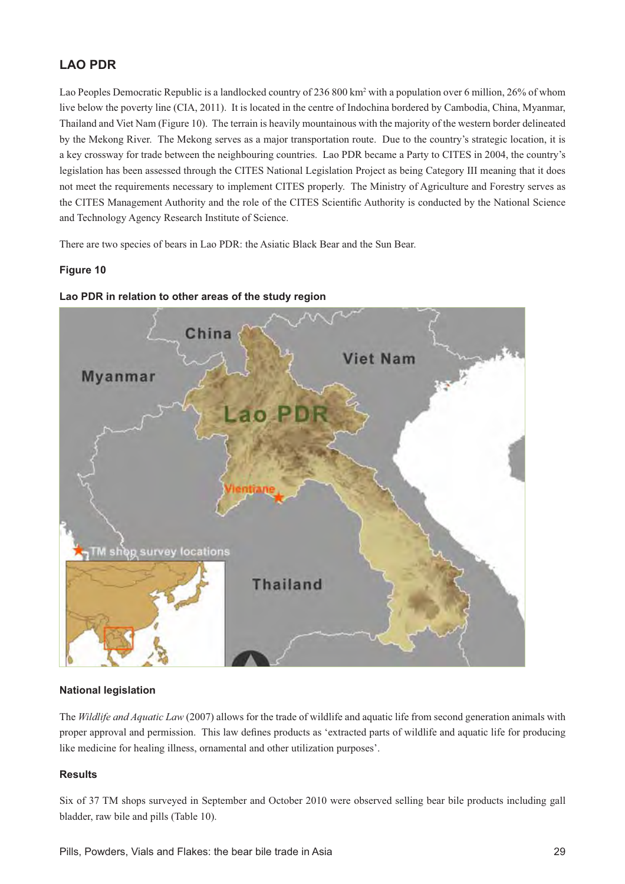## LAO PDR

Lao Peoples Democratic Republic is a landlocked country of 236 800 km$^2$ with a population over 6 million, 26% of whom live below the poverty line (CIA, 2011). It is located in the centre of Indochina bordered by Cambodia, China, Myanmar, Thailand and Viet Nam (Figure 10). The terrain is heavily mountainous with the majority of the western border delineated by the Mekong River. The Mekong serves as a major transportation route. Due to the country's strategic location, it is a key crossway for trade between the neighbouring countries. Lao PDR became a Party to CITES in 2004, the country's legislation has been assessed through the CITES National Legislation Project as being Category III meaning that it does not meet the requirements necessary to implement CITES properly. The Ministry of Agriculture and Forestry serves as the CITES Management Authority and the role of the CITES Scientific Authority is conducted by the National Science and Technology Agency Research Institute of Science.

There are two species of bears in Lao PDR: the Asiatic Black Bear and the Sun Bear.

**Figure 10**

**Lao PDR in relation to other areas of the study region**

### National legislation

The *Wildlife and Aquatic Law* (2007) allows for the trade of wildlife and aquatic life from second generation animals with proper approval and permission. This law defines products as 'extracted parts of wildlife and aquatic life for producing like medicine for healing illness, ornamental and other utilization purposes'.

### Results

Six of 37 TM shops surveyed in September and October 2010 were observed selling bear bile products including gall bladder, raw bile and pills (Table 10).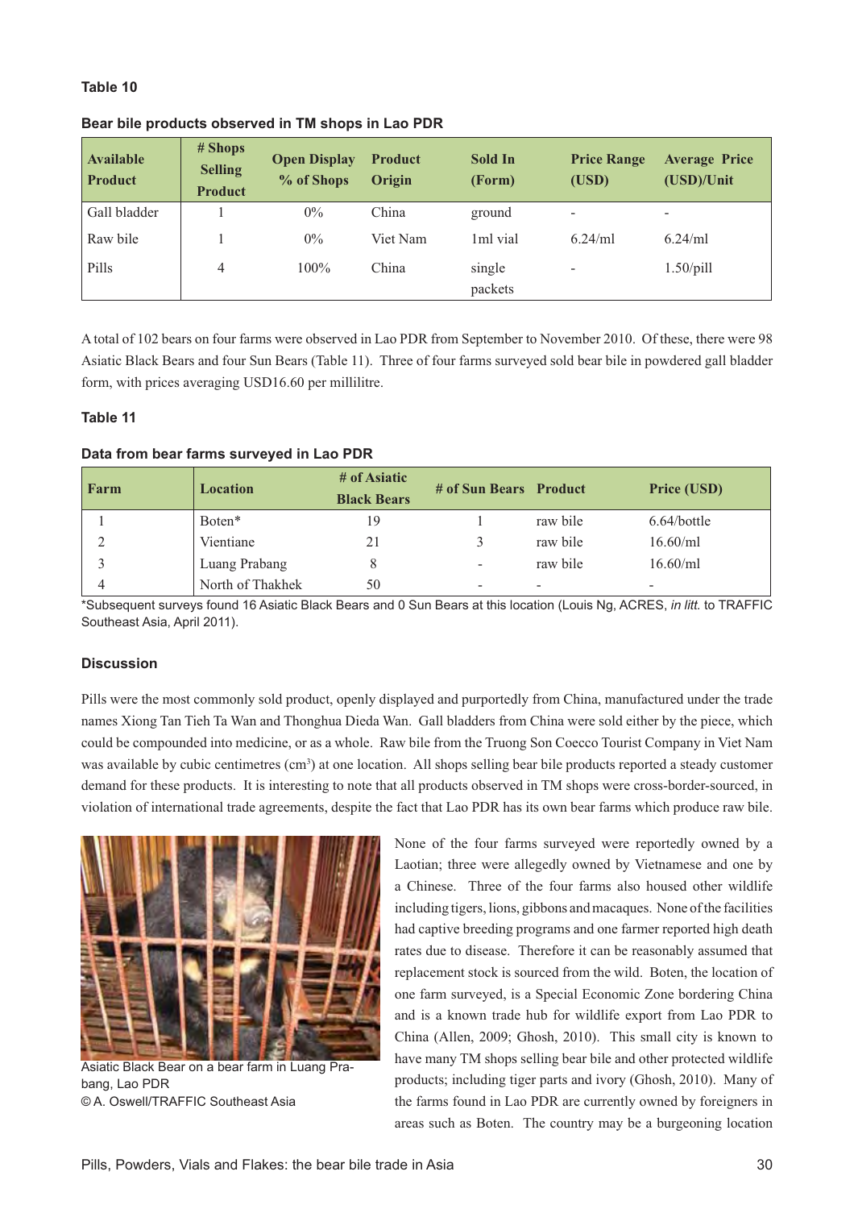**Table 10**

**Bear bile products observed in TM shops in Lao PDR**

| Available Product | # Shops Selling Product | Open Display % of Shops | Product Origin | Sold In (Form) | Price Range (USD) | Average Price (USD)/Unit |
|---|---|---|---|---|---|---|
| Gall bladder | 1 | 0% | China | ground | - | - |
| Raw bile | 1 | 0% | Viet Nam | 1ml vial | 6.24/ml | 6.24/ml |
| Pills | 4 | 100% | China | single packets | - | 1.50/pill |

A total of 102 bears on four farms were observed in Lao PDR from September to November 2010. Of these, there were 98 Asiatic Black Bears and four Sun Bears (Table 11). Three of four farms surveyed sold bear bile in powdered gall bladder form, with prices averaging USD16.60 per millilitre.

**Table 11**

**Data from bear farms surveyed in Lao PDR**

| Farm | Location | # of Asiatic Black Bears | # of Sun Bears | Product | Price (USD) |
|---|---|---|---|---|---|
| 1 | Boten* | 19 | 1 | raw bile | 6.64/bottle |
| 2 | Vientiane | 21 | 3 | raw bile | 16.60/ml |
| 3 | Luang Prabang | 8 | - | raw bile | 16.60/ml |
| 4 | North of Thakhek | 50 | - | - | - |

*Subsequent surveys found 16 Asiatic Black Bears and 0 Sun Bears at this location (Louis Ng, ACRES, *in litt.* to TRAFFIC Southeast Asia, April 2011).

**Discussion**

Pills were the most commonly sold product, openly displayed and purportedly from China, manufactured under the trade names Xiong Tan Tieh Ta Wan and Thonghua Dieda Wan. Gall bladders from China were sold either by the piece, which could be compounded into medicine, or as a whole. Raw bile from the Truong Son Coecco Tourist Company in Viet Nam was available by cubic centimetres ($cm^3$) at one location. All shops selling bear bile products reported a steady customer demand for these products. It is interesting to note that all products observed in TM shops were cross-border-sourced, in violation of international trade agreements, despite the fact that Lao PDR has its own bear farms which produce raw bile.

Asiatic Black Bear on a bear farm in Luang Prabang, Lao PDR
© A. Oswell/TRAFFIC Southeast Asia

None of the four farms surveyed were reportedly owned by a Laotian; three were allegedly owned by Vietnamese and one by a Chinese. Three of the four farms also housed other wildlife including tigers, lions, gibbons and macaques. None of the facilities had captive breeding programs and one farmer reported high death rates due to disease. Therefore it can be reasonably assumed that replacement stock is sourced from the wild. Boten, the location of one farm surveyed, is a Special Economic Zone bordering China and is a known trade hub for wildlife export from Lao PDR to China (Allen, 2009; Ghosh, 2010). This small city is known to have many TM shops selling bear bile and other protected wildlife products; including tiger parts and ivory (Ghosh, 2010). Many of the farms found in Lao PDR are currently owned by foreigners in areas such as Boten. The country may be a burgeoning location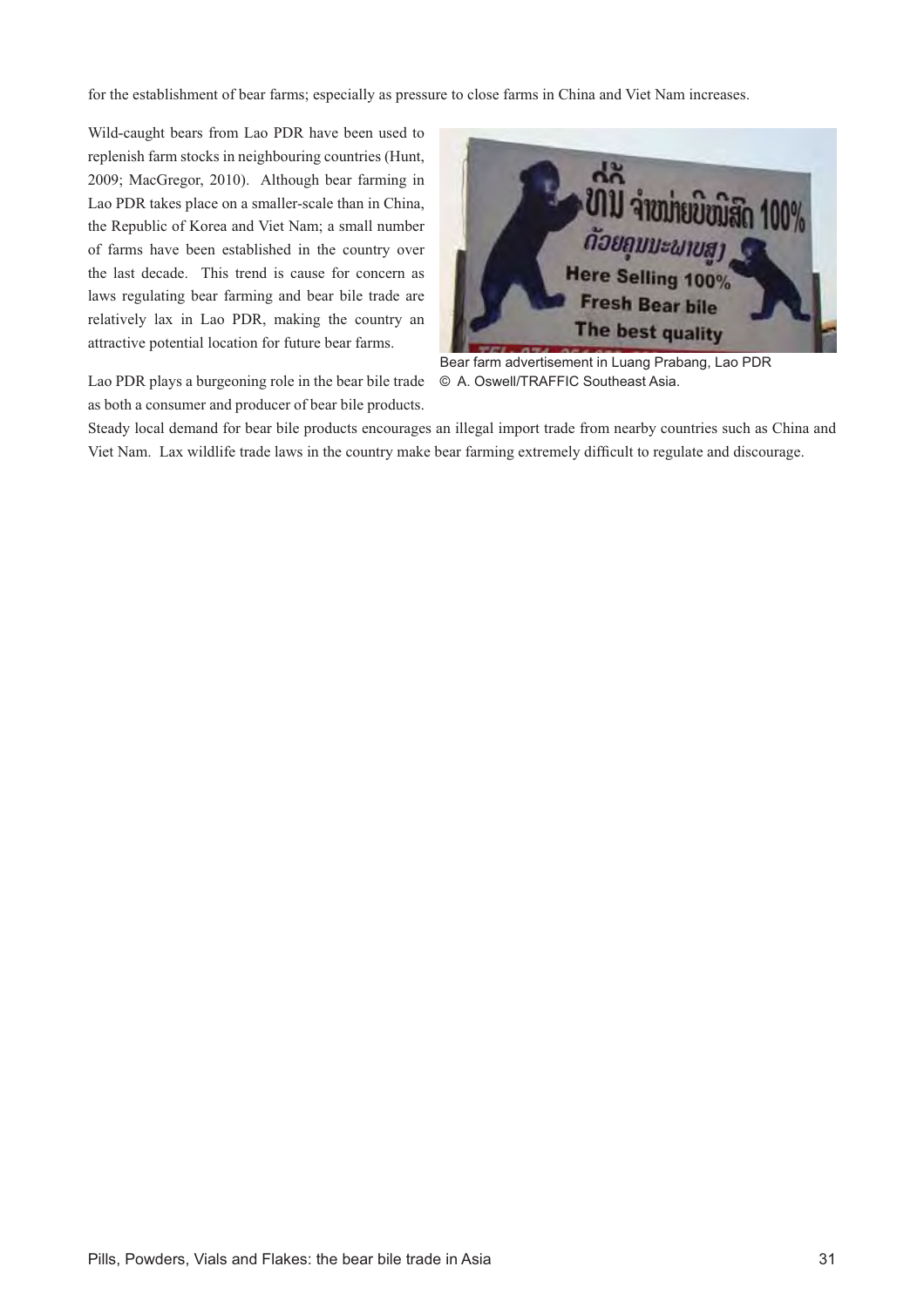for the establishment of bear farms; especially as pressure to close farms in China and Viet Nam increases.

Wild-caught bears from Lao PDR have been used to replenish farm stocks in neighbouring countries (Hunt, 2009; MacGregor, 2010). Although bear farming in Lao PDR takes place on a smaller-scale than in China, the Republic of Korea and Viet Nam; a small number of farms have been established in the country over the last decade. This trend is cause for concern as laws regulating bear farming and bear bile trade are relatively lax in Lao PDR, making the country an attractive potential location for future bear farms.

Bear farm advertisement in Luang Prabang, Lao PDR © A. Oswell/TRAFFIC Southeast Asia.

Lao PDR plays a burgeoning role in the bear bile trade as both a consumer and producer of bear bile products. Steady local demand for bear bile products encourages an illegal import trade from nearby countries such as China and Viet Nam. Lax wildlife trade laws in the country make bear farming extremely difficult to regulate and discourage.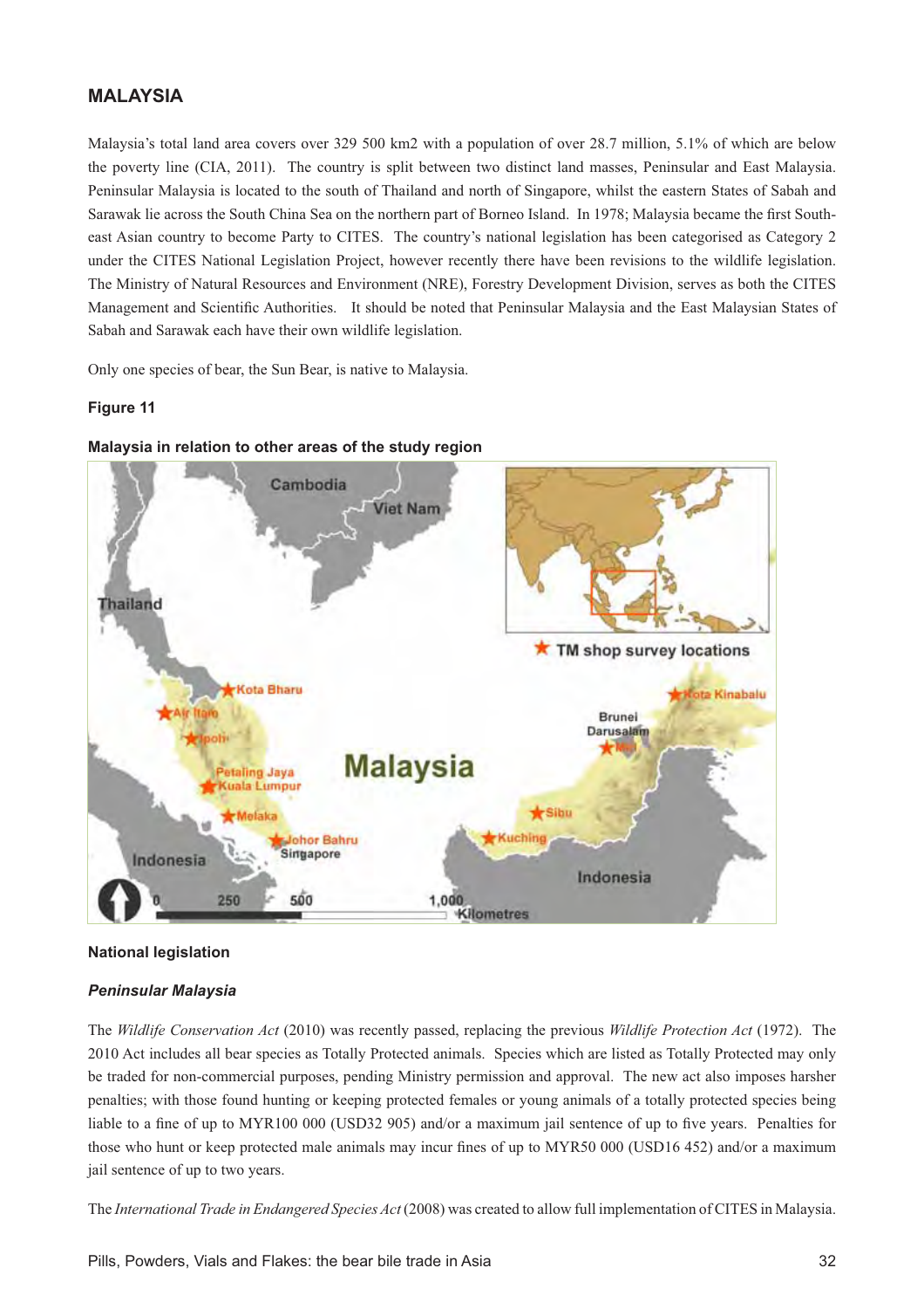## MALAYSIA

Malaysia's total land area covers over 329 500 km2 with a population of over 28.7 million, 5.1% of which are below the poverty line (CIA, 2011). The country is split between two distinct land masses, Peninsular and East Malaysia. Peninsular Malaysia is located to the south of Thailand and north of Singapore, whilst the eastern States of Sabah and Sarawak lie across the South China Sea on the northern part of Borneo Island. In 1978; Malaysia became the first South-east Asian country to become Party to CITES. The country's national legislation has been categorised as Category 2 under the CITES National Legislation Project, however recently there have been revisions to the wildlife legislation. The Ministry of Natural Resources and Environment (NRE), Forestry Development Division, serves as both the CITES Management and Scientific Authorities. It should be noted that Peninsular Malaysia and the East Malaysian States of Sabah and Sarawak each have their own wildlife legislation.

Only one species of bear, the Sun Bear, is native to Malaysia.

**Figure 11**

**Malaysia in relation to other areas of the study region**

### National legislation

#### *Peninsular Malaysia*

The *Wildlife Conservation Act* (2010) was recently passed, replacing the previous *Wildlife Protection Act* (1972). The 2010 Act includes all bear species as Totally Protected animals. Species which are listed as Totally Protected may only be traded for non-commercial purposes, pending Ministry permission and approval. The new act also imposes harsher penalties; with those found hunting or keeping protected females or young animals of a totally protected species being liable to a fine of up to MYR100 000 (USD32 905) and/or a maximum jail sentence of up to five years. Penalties for those who hunt or keep protected male animals may incur fines of up to MYR50 000 (USD16 452) and/or a maximum jail sentence of up to two years.

The *International Trade in Endangered Species Act* (2008) was created to allow full implementation of CITES in Malaysia.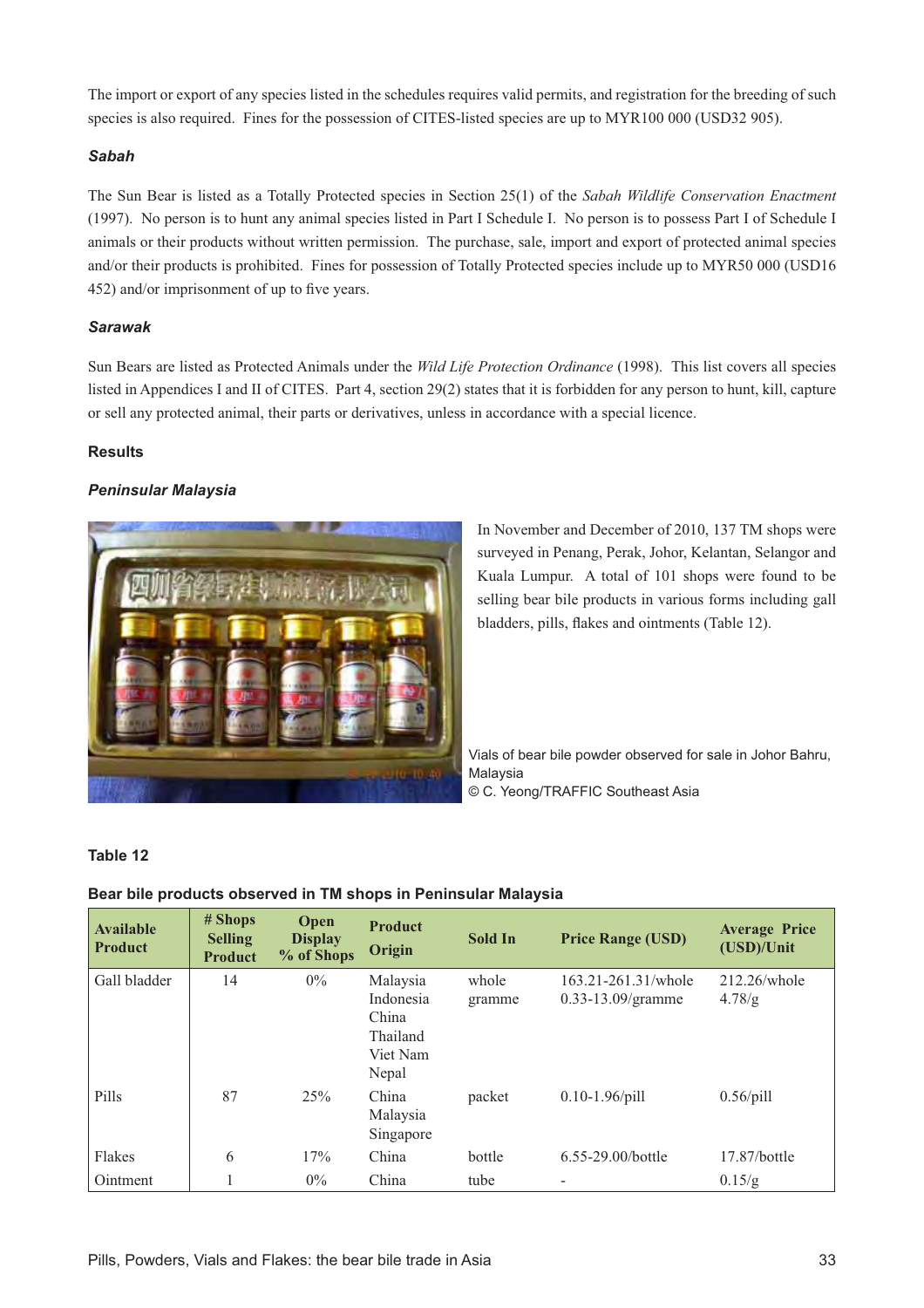The import or export of any species listed in the schedules requires valid permits, and registration for the breeding of such species is also required. Fines for the possession of CITES-listed species are up to MYR100 000 (USD32 905).

### *Sabah*

The Sun Bear is listed as a Totally Protected species in Section 25(1) of the *Sabah Wildlife Conservation Enactment* (1997). No person is to hunt any animal species listed in Part I Schedule I. No person is to possess Part I of Schedule I animals or their products without written permission. The purchase, sale, import and export of protected animal species and/or their products is prohibited. Fines for possession of Totally Protected species include up to MYR50 000 (USD16 452) and/or imprisonment of up to five years.

### *Sarawak*

Sun Bears are listed as Protected Animals under the *Wild Life Protection Ordinance* (1998). This list covers all species listed in Appendices I and II of CITES. Part 4, section 29(2) states that it is forbidden for any person to hunt, kill, capture or sell any protected animal, their parts or derivatives, unless in accordance with a special licence.

## Results

### *Peninsular Malaysia*

In November and December of 2010, 137 TM shops were surveyed in Penang, Perak, Johor, Kelantan, Selangor and Kuala Lumpur. A total of 101 shops were found to be selling bear bile products in various forms including gall bladders, pills, flakes and ointments (Table 12).

Vials of bear bile powder observed for sale in Johor Bahru, Malaysia
© C. Yeong/TRAFFIC Southeast Asia

**Table 12**

**Bear bile products observed in TM shops in Peninsular Malaysia**

| Available Product | # Shops Selling Product | Open Display % of Shops | Product Origin | Sold In | Price Range (USD) | Average Price (USD)/Unit |
|---|---|---|---|---|---|---|
| Gall bladder | 14 | 0% | Malaysia<br>Indonesia<br>China<br>Thailand<br>Viet Nam<br>Nepal | whole<br>gramme | 163.21-261.31/whole<br>0.33-13.09/gramme | 212.26/whole<br>4.78/g |
| Pills | 87 | 25% | China<br>Malaysia<br>Singapore | packet | 0.10-1.96/pill | 0.56/pill |
| Flakes | 6 | 17% | China | bottle | 6.55-29.00/bottle | 17.87/bottle |
| Ointment | 1 | 0% | China | tube | - | 0.15/g |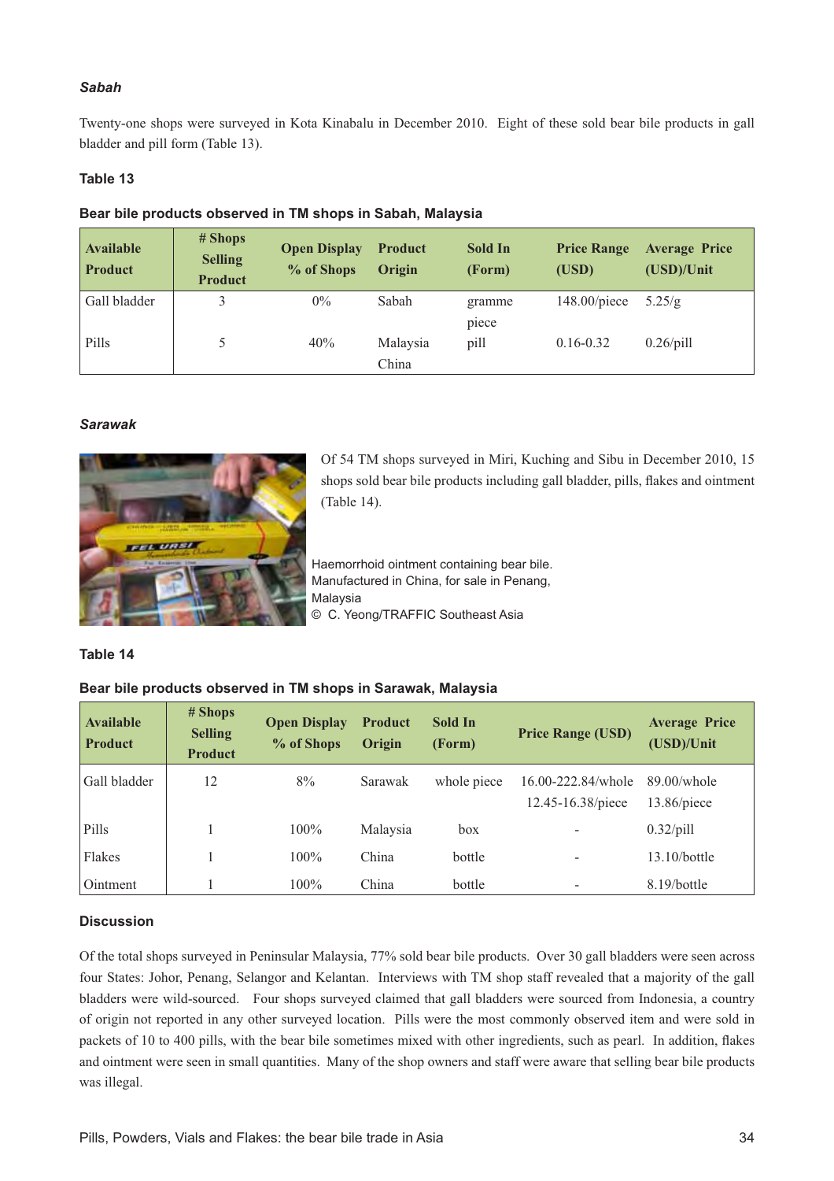### *Sabah*

Twenty-one shops were surveyed in Kota Kinabalu in December 2010. Eight of these sold bear bile products in gall bladder and pill form (Table 13).

**Table 13**

**Bear bile products observed in TM shops in Sabah, Malaysia**

| Available Product | # Shops Selling Product | Open Display % of Shops | Product Origin | Sold In (Form) | Price Range (USD) | Average Price (USD)/Unit |
|---|---|---|---|---|---|---|
| Gall bladder | 3 | 0% | Sabah | gramme piece | 148.00/piece | 5.25/g |
| Pills | 5 | 40% | Malaysia China | pill | 0.16-0.32 | 0.26/pill |

### *Sarawak*

Of 54 TM shops surveyed in Miri, Kuching and Sibu in December 2010, 15 shops sold bear bile products including gall bladder, pills, flakes and ointment (Table 14).

Haemorrhoid ointment containing bear bile. Manufactured in China, for sale in Penang, Malaysia
© C. Yeong/TRAFFIC Southeast Asia

**Table 14**

**Bear bile products observed in TM shops in Sarawak, Malaysia**

| Available Product | # Shops Selling Product | Open Display % of Shops | Product Origin | Sold In (Form) | Price Range (USD) | Average Price (USD)/Unit |
|---|---|---|---|---|---|---|
| Gall bladder | 12 | 8% | Sarawak | whole piece | 16.00-222.84/whole 12.45-16.38/piece | 89.00/whole 13.86/piece |
| Pills | 1 | 100% | Malaysia | box | - | 0.32/pill |
| Flakes | 1 | 100% | China | bottle | - | 13.10/bottle |
| Ointment | 1 | 100% | China | bottle | - | 8.19/bottle |

### Discussion

Of the total shops surveyed in Peninsular Malaysia, 77% sold bear bile products. Over 30 gall bladders were seen across four States: Johor, Penang, Selangor and Kelantan. Interviews with TM shop staff revealed that a majority of the gall bladders were wild-sourced. Four shops surveyed claimed that gall bladders were sourced from Indonesia, a country of origin not reported in any other surveyed location. Pills were the most commonly observed item and were sold in packets of 10 to 400 pills, with the bear bile sometimes mixed with other ingredients, such as pearl. In addition, flakes and ointment were seen in small quantities. Many of the shop owners and staff were aware that selling bear bile products was illegal.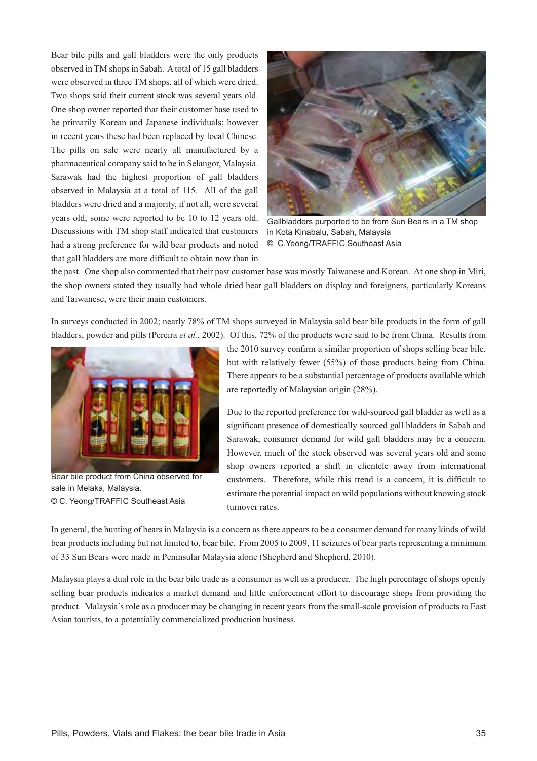Bear bile pills and gall bladders were the only products observed in TM shops in Sabah. A total of 15 gall bladders were observed in three TM shops, all of which were dried. Two shops said their current stock was several years old. One shop owner reported that their customer base used to be primarily Korean and Japanese individuals; however in recent years these had been replaced by local Chinese. The pills on sale were nearly all manufactured by a pharmaceutical company said to be in Selangor, Malaysia. Sarawak had the highest proportion of gall bladders observed in Malaysia at a total of 115. All of the gall bladders were dried and a majority, if not all, were several years old; some were reported to be 10 to 12 years old. Discussions with TM shop staff indicated that customers had a strong preference for wild bear products and noted that gall bladders are more difficult to obtain now than in the past. One shop also commented that their past customer base was mostly Taiwanese and Korean. At one shop in Miri, the shop owners stated they usually had whole dried bear gall bladders on display and foreigners, particularly Koreans and Taiwanese, were their main customers.

Gallbladders purported to be from Sun Bears in a TM shop in Kota Kinabalu, Sabah, Malaysia
© C.Yeong/TRAFFIC Southeast Asia

In surveys conducted in 2002; nearly 78% of TM shops surveyed in Malaysia sold bear bile products in the form of gall bladders, powder and pills (Pereira *et al.*, 2002). Of this, 72% of the products were said to be from China. Results from the 2010 survey confirm a similar proportion of shops selling bear bile, but with relatively fewer (55%) of those products being from China. There appears to be a substantial percentage of products available which are reportedly of Malaysian origin (28%).

Bear bile product from China observed for sale in Melaka, Malaysia.
© C. Yeong/TRAFFIC Southeast Asia

Due to the reported preference for wild-sourced gall bladder as well as a significant presence of domestically sourced gall bladders in Sabah and Sarawak, consumer demand for wild gall bladders may be a concern. However, much of the stock observed was several years old and some shop owners reported a shift in clientele away from international customers. Therefore, while this trend is a concern, it is difficult to estimate the potential impact on wild populations without knowing stock turnover rates.

In general, the hunting of bears in Malaysia is a concern as there appears to be a consumer demand for many kinds of wild bear products including but not limited to, bear bile. From 2005 to 2009, 11 seizures of bear parts representing a minimum of 33 Sun Bears were made in Peninsular Malaysia alone (Shepherd and Shepherd, 2010).

Malaysia plays a dual role in the bear bile trade as a consumer as well as a producer. The high percentage of shops openly selling bear products indicates a market demand and little enforcement effort to discourage shops from providing the product. Malaysia's role as a producer may be changing in recent years from the small-scale provision of products to East Asian tourists, to a potentially commercialized production business.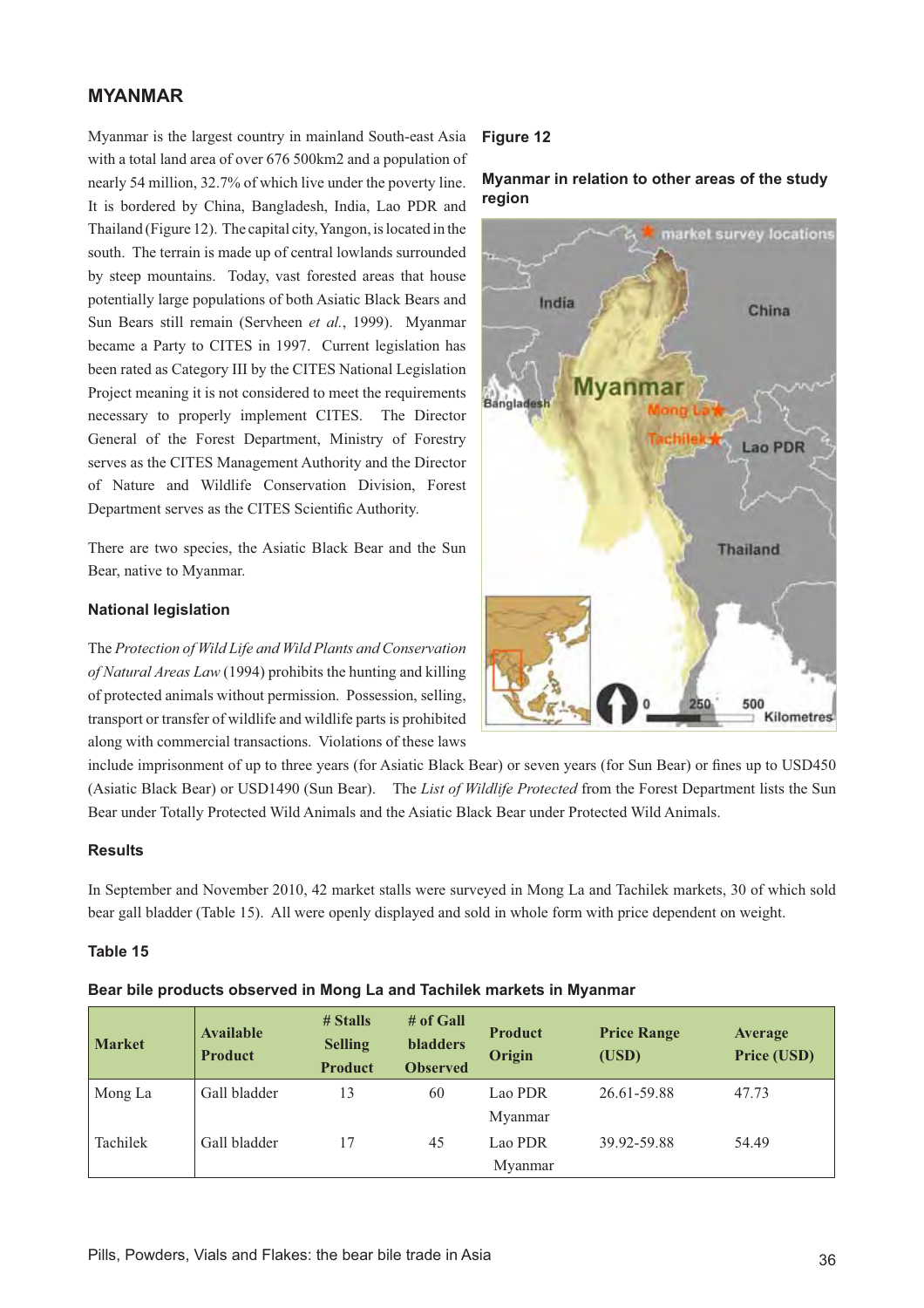## MYANMAR

Myanmar is the largest country in mainland South-east Asia with a total land area of over 676 500km2 and a population of nearly 54 million, 32.7% of which live under the poverty line. It is bordered by China, Bangladesh, India, Lao PDR and Thailand (Figure 12). The capital city, Yangon, is located in the south. The terrain is made up of central lowlands surrounded by steep mountains. Today, vast forested areas that house potentially large populations of both Asiatic Black Bears and Sun Bears still remain (Servheen *et al.*, 1999). Myanmar became a Party to CITES in 1997. Current legislation has been rated as Category III by the CITES National Legislation Project meaning it is not considered to meet the requirements necessary to properly implement CITES. The Director General of the Forest Department, Ministry of Forestry serves as the CITES Management Authority and the Director of Nature and Wildlife Conservation Division, Forest Department serves as the CITES Scientific Authority.

There are two species, the Asiatic Black Bear and the Sun Bear, native to Myanmar.

**Figure 12**

**Myanmar in relation to other areas of the study region**

### National legislation

The *Protection of Wild Life and Wild Plants and Conservation of Natural Areas Law* (1994) prohibits the hunting and killing of protected animals without permission. Possession, selling, transport or transfer of wildlife and wildlife parts is prohibited along with commercial transactions. Violations of these laws include imprisonment of up to three years (for Asiatic Black Bear) or seven years (for Sun Bear) or fines up to USD450 (Asiatic Black Bear) or USD1490 (Sun Bear). The *List of Wildlife Protected* from the Forest Department lists the Sun Bear under Totally Protected Wild Animals and the Asiatic Black Bear under Protected Wild Animals.

### Results

In September and November 2010, 42 market stalls were surveyed in Mong La and Tachilek markets, 30 of which sold bear gall bladder (Table 15). All were openly displayed and sold in whole form with price dependent on weight.

**Table 15**

**Bear bile products observed in Mong La and Tachilek markets in Myanmar**

| Market | Available Product | # Stalls Selling Product | # of Gall bladders Observed | Product Origin | Price Range (USD) | Average Price (USD) |
|---|---|---|---|---|---|---|
| Mong La | Gall bladder | 13 | 60 | Lao PDR<br>Myanmar | 26.61-59.88 | 47.73 |
| Tachilek | Gall bladder | 17 | 45 | Lao PDR<br>Myanmar | 39.92-59.88 | 54.49 |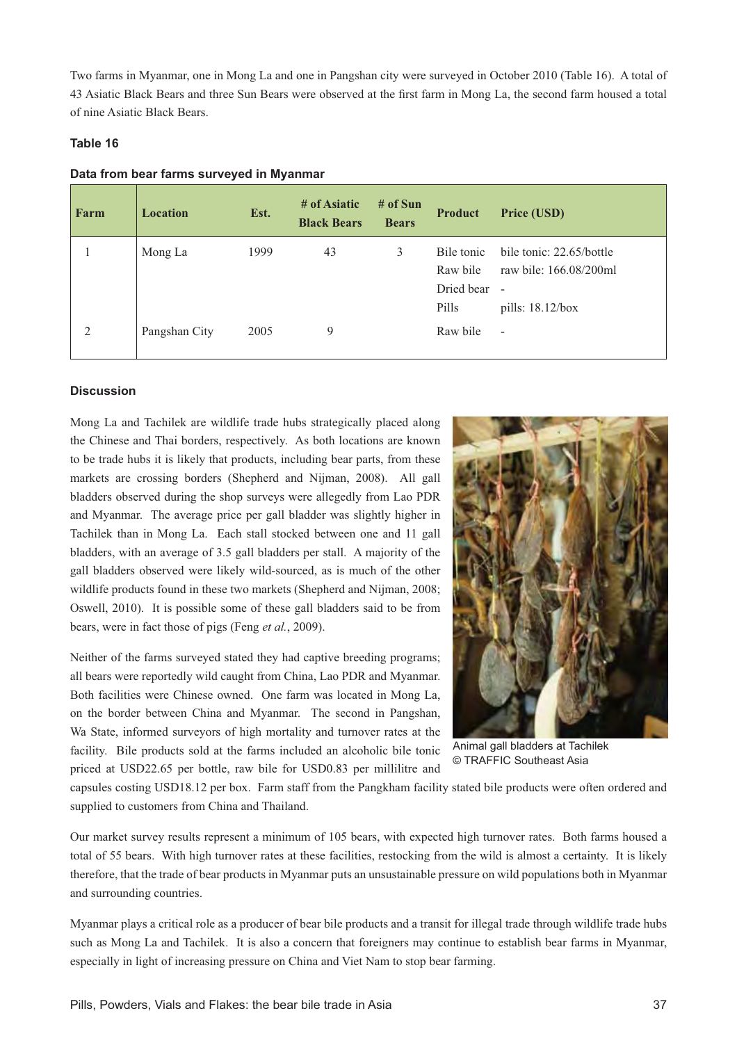Two farms in Myanmar, one in Mong La and one in Pangshan city were surveyed in October 2010 (Table 16). A total of 43 Asiatic Black Bears and three Sun Bears were observed at the first farm in Mong La, the second farm housed a total of nine Asiatic Black Bears.

**Table 16**

**Data from bear farms surveyed in Myanmar**

| Farm | Location | Est. | # of Asiatic Black Bears | # of Sun Bears | Product | Price (USD) |
|---|---|---|---|---|---|---|
| 1 | Mong La | 1999 | 43 | 3 | Bile tonic<br>Raw bile<br>Dried bear<br>Pills | bile tonic: 22.65/bottle<br>raw bile: 166.08/200ml<br>-<br>pills: 18.12/box |
| 2 | Pangshan City | 2005 | 9 | | Raw bile | - |

**Discussion**

Mong La and Tachilek are wildlife trade hubs strategically placed along the Chinese and Thai borders, respectively. As both locations are known to be trade hubs it is likely that products, including bear parts, from these markets are crossing borders (Shepherd and Nijman, 2008). All gall bladders observed during the shop surveys were allegedly from Lao PDR and Myanmar. The average price per gall bladder was slightly higher in Tachilek than in Mong La. Each stall stocked between one and 11 gall bladders, with an average of 3.5 gall bladders per stall. A majority of the gall bladders observed were likely wild-sourced, as is much of the other wildlife products found in these two markets (Shepherd and Nijman, 2008; Oswell, 2010). It is possible some of these gall bladders said to be from bears, were in fact those of pigs (Feng *et al.*, 2009).

Animal gall bladders at Tachilek © TRAFFIC Southeast Asia

Neither of the farms surveyed stated they had captive breeding programs; all bears were reportedly wild caught from China, Lao PDR and Myanmar. Both facilities were Chinese owned. One farm was located in Mong La, on the border between China and Myanmar. The second in Pangshan, Wa State, informed surveyors of high mortality and turnover rates at the facility. Bile products sold at the farms included an alcoholic bile tonic priced at USD22.65 per bottle, raw bile for USD0.83 per millilitre and capsules costing USD18.12 per box. Farm staff from the Pangkham facility stated bile products were often ordered and supplied to customers from China and Thailand.

Our market survey results represent a minimum of 105 bears, with expected high turnover rates. Both farms housed a total of 55 bears. With high turnover rates at these facilities, restocking from the wild is almost a certainty. It is likely therefore, that the trade of bear products in Myanmar puts an unsustainable pressure on wild populations both in Myanmar and surrounding countries.

Myanmar plays a critical role as a producer of bear bile products and a transit for illegal trade through wildlife trade hubs such as Mong La and Tachilek. It is also a concern that foreigners may continue to establish bear farms in Myanmar, especially in light of increasing pressure on China and Viet Nam to stop bear farming.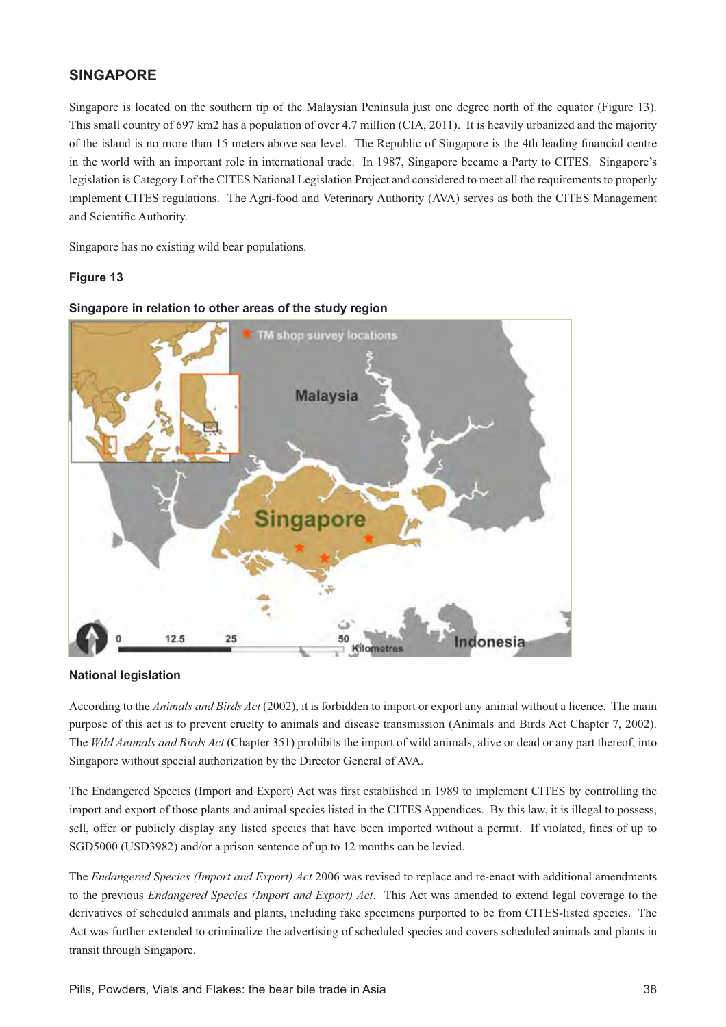## SINGAPORE

Singapore is located on the southern tip of the Malaysian Peninsula just one degree north of the equator (Figure 13). This small country of 697 km2 has a population of over 4.7 million (CIA, 2011). It is heavily urbanized and the majority of the island is no more than 15 meters above sea level. The Republic of Singapore is the 4th leading financial centre in the world with an important role in international trade. In 1987, Singapore became a Party to CITES. Singapore's legislation is Category I of the CITES National Legislation Project and considered to meet all the requirements to properly implement CITES regulations. The Agri-food and Veterinary Authority (AVA) serves as both the CITES Management and Scientific Authority.

Singapore has no existing wild bear populations.

**Figure 13**

**Singapore in relation to other areas of the study region**

### National legislation

According to the *Animals and Birds Act* (2002), it is forbidden to import or export any animal without a licence. The main purpose of this act is to prevent cruelty to animals and disease transmission (Animals and Birds Act Chapter 7, 2002). The *Wild Animals and Birds Act* (Chapter 351) prohibits the import of wild animals, alive or dead or any part thereof, into Singapore without special authorization by the Director General of AVA.

The Endangered Species (Import and Export) Act was first established in 1989 to implement CITES by controlling the import and export of those plants and animal species listed in the CITES Appendices. By this law, it is illegal to possess, sell, offer or publicly display any listed species that have been imported without a permit. If violated, fines of up to SGD5000 (USD3982) and/or a prison sentence of up to 12 months can be levied.

The *Endangered Species (Import and Export) Act* 2006 was revised to replace and re-enact with additional amendments to the previous *Endangered Species (Import and Export) Act*. This Act was amended to extend legal coverage to the derivatives of scheduled animals and plants, including fake specimens purported to be from CITES-listed species. The Act was further extended to criminalize the advertising of scheduled species and covers scheduled animals and plants in transit through Singapore.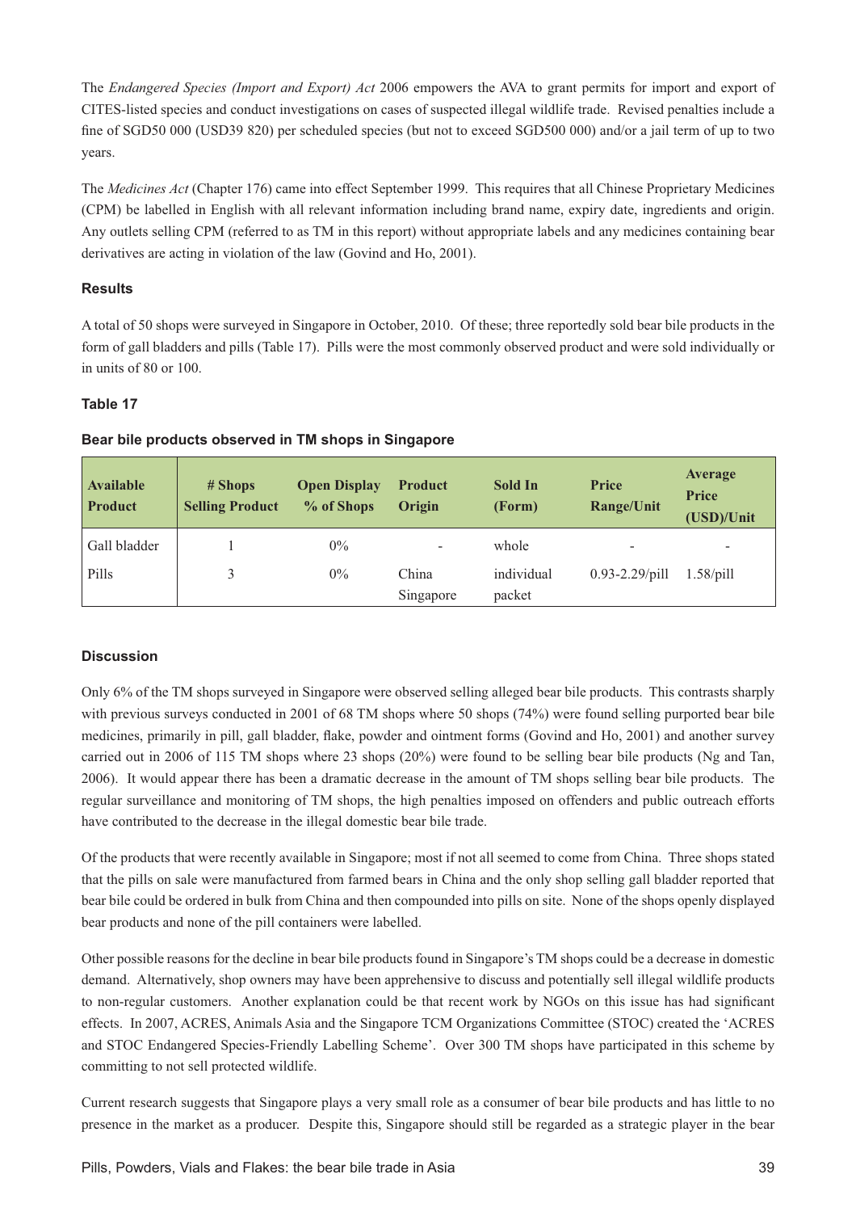The *Endangered Species (Import and Export) Act* 2006 empowers the AVA to grant permits for import and export of CITES-listed species and conduct investigations on cases of suspected illegal wildlife trade. Revised penalties include a fine of SGD50 000 (USD39 820) per scheduled species (but not to exceed SGD500 000) and/or a jail term of up to two years.

The *Medicines Act* (Chapter 176) came into effect September 1999. This requires that all Chinese Proprietary Medicines (CPM) be labelled in English with all relevant information including brand name, expiry date, ingredients and origin. Any outlets selling CPM (referred to as TM in this report) without appropriate labels and any medicines containing bear derivatives are acting in violation of the law (Govind and Ho, 2001).

### Results

A total of 50 shops were surveyed in Singapore in October, 2010. Of these; three reportedly sold bear bile products in the form of gall bladders and pills (Table 17). Pills were the most commonly observed product and were sold individually or in units of 80 or 100.

### Table 17

**Bear bile products observed in TM shops in Singapore**

| Available Product | # Shops Selling Product | Open Display % of Shops | Product Origin | Sold In (Form) | Price Range/Unit | Average Price (USD)/Unit |
|---|---|---|---|---|---|---|
| Gall bladder | 1 | 0% | - | whole | - | - |
| Pills | 3 | 0% | China Singapore | individual packet | 0.93-2.29/pill | 1.58/pill |

### Discussion

Only 6% of the TM shops surveyed in Singapore were observed selling alleged bear bile products. This contrasts sharply with previous surveys conducted in 2001 of 68 TM shops where 50 shops (74%) were found selling purported bear bile medicines, primarily in pill, gall bladder, flake, powder and ointment forms (Govind and Ho, 2001) and another survey carried out in 2006 of 115 TM shops where 23 shops (20%) were found to be selling bear bile products (Ng and Tan, 2006). It would appear there has been a dramatic decrease in the amount of TM shops selling bear bile products. The regular surveillance and monitoring of TM shops, the high penalties imposed on offenders and public outreach efforts have contributed to the decrease in the illegal domestic bear bile trade.

Of the products that were recently available in Singapore; most if not all seemed to come from China. Three shops stated that the pills on sale were manufactured from farmed bears in China and the only shop selling gall bladder reported that bear bile could be ordered in bulk from China and then compounded into pills on site. None of the shops openly displayed bear products and none of the pill containers were labelled.

Other possible reasons for the decline in bear bile products found in Singapore's TM shops could be a decrease in domestic demand. Alternatively, shop owners may have been apprehensive to discuss and potentially sell illegal wildlife products to non-regular customers. Another explanation could be that recent work by NGOs on this issue has had significant effects. In 2007, ACRES, Animals Asia and the Singapore TCM Organizations Committee (STOC) created the 'ACRES and STOC Endangered Species-Friendly Labelling Scheme'. Over 300 TM shops have participated in this scheme by committing to not sell protected wildlife.

Current research suggests that Singapore plays a very small role as a consumer of bear bile products and has little to no presence in the market as a producer. Despite this, Singapore should still be regarded as a strategic player in the bear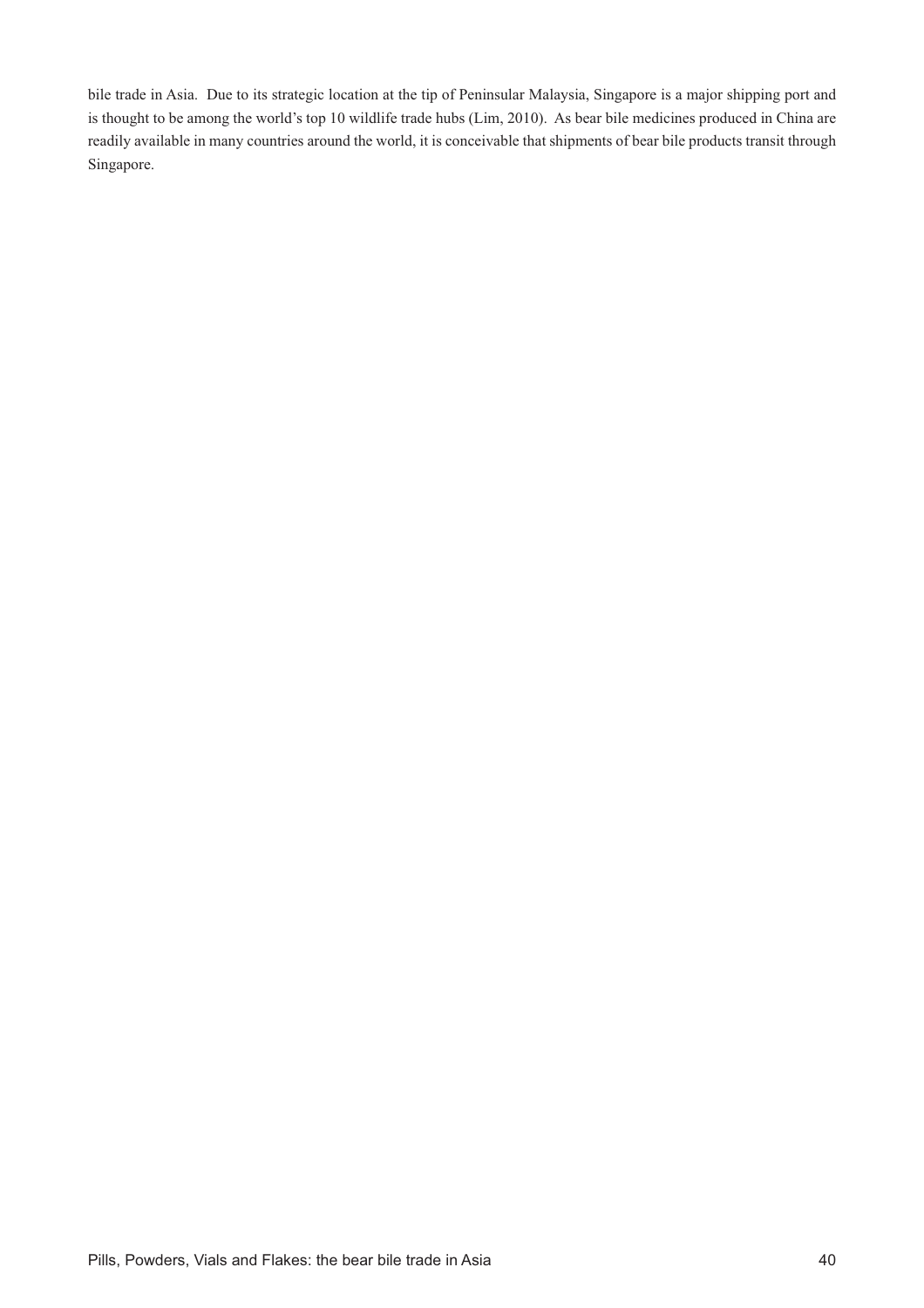bile trade in Asia. Due to its strategic location at the tip of Peninsular Malaysia, Singapore is a major shipping port and is thought to be among the world's top 10 wildlife trade hubs (Lim, 2010). As bear bile medicines produced in China are readily available in many countries around the world, it is conceivable that shipments of bear bile products transit through Singapore.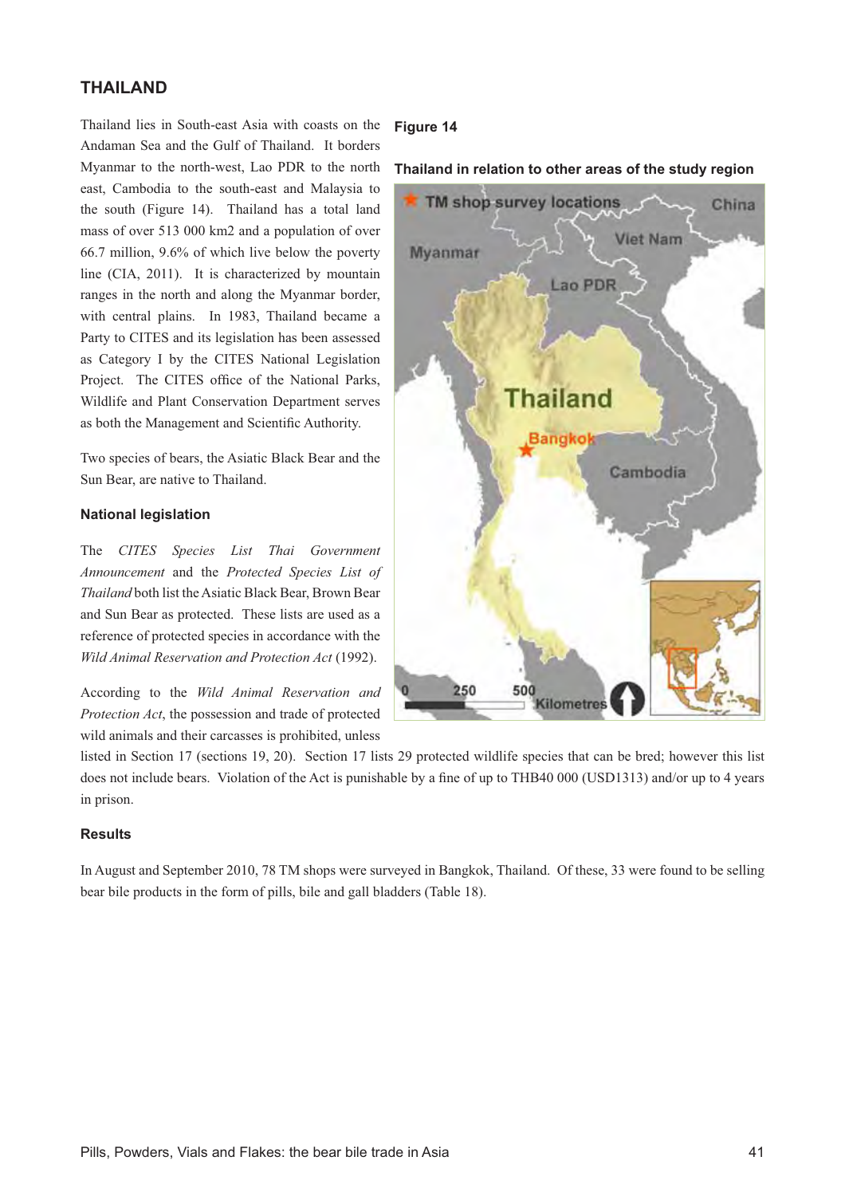## THAILAND

Thailand lies in South-east Asia with coasts on the Andaman Sea and the Gulf of Thailand. It borders Myanmar to the north-west, Lao PDR to the north east, Cambodia to the south-east and Malaysia to the south (Figure 14). Thailand has a total land mass of over 513 000 km2 and a population of over 66.7 million, 9.6% of which live below the poverty line (CIA, 2011). It is characterized by mountain ranges in the north and along the Myanmar border, with central plains. In 1983, Thailand became a Party to CITES and its legislation has been assessed as Category I by the CITES National Legislation Project. The CITES office of the National Parks, Wildlife and Plant Conservation Department serves as both the Management and Scientific Authority.

Two species of bears, the Asiatic Black Bear and the Sun Bear, are native to Thailand.

**Figure 14**

**Thailand in relation to other areas of the study region**

### National legislation

The *CITES Species List Thai Government Announcement* and the *Protected Species List of Thailand* both list the Asiatic Black Bear, Brown Bear and Sun Bear as protected. These lists are used as a reference of protected species in accordance with the *Wild Animal Reservation and Protection Act* (1992).

According to the *Wild Animal Reservation and Protection Act*, the possession and trade of protected wild animals and their carcasses is prohibited, unless listed in Section 17 (sections 19, 20). Section 17 lists 29 protected wildlife species that can be bred; however this list does not include bears. Violation of the Act is punishable by a fine of up to THB40 000 (USD1313) and/or up to 4 years in prison.

### Results

In August and September 2010, 78 TM shops were surveyed in Bangkok, Thailand. Of these, 33 were found to be selling bear bile products in the form of pills, bile and gall bladders (Table 18).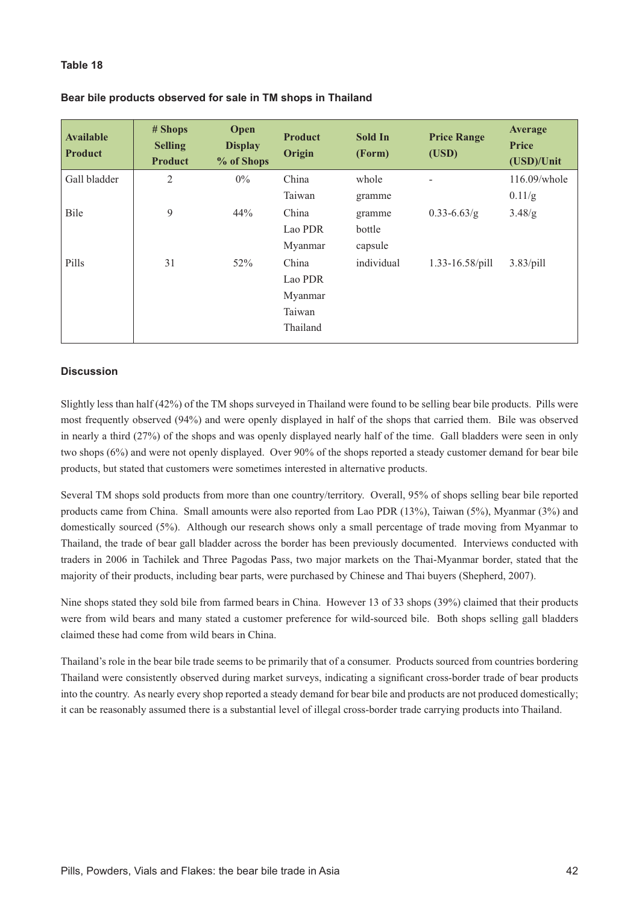**Table 18**

**Bear bile products observed for sale in TM shops in Thailand**

| Available Product | # Shops Selling Product | Open Display % of Shops | Product Origin | Sold In (Form) | Price Range (USD) | Average Price (USD)/Unit |
|---|---|---|---|---|---|---|
| Gall bladder | 2 | 0% | China<br>Taiwan | whole<br>gramme | - | 116.09/whole<br>0.11/g |
| Bile | 9 | 44% | China<br>Lao PDR<br>Myanmar | gramme<br>bottle<br>capsule | 0.33-6.63/g | 3.48/g |
| Pills | 31 | 52% | China<br>Lao PDR<br>Myanmar<br>Taiwan<br>Thailand | individual | 1.33-16.58/pill | 3.83/pill |

**Discussion**

Slightly less than half (42%) of the TM shops surveyed in Thailand were found to be selling bear bile products. Pills were most frequently observed (94%) and were openly displayed in half of the shops that carried them. Bile was observed in nearly a third (27%) of the shops and was openly displayed nearly half of the time. Gall bladders were seen in only two shops (6%) and were not openly displayed. Over 90% of the shops reported a steady customer demand for bear bile products, but stated that customers were sometimes interested in alternative products.

Several TM shops sold products from more than one country/territory. Overall, 95% of shops selling bear bile reported products came from China. Small amounts were also reported from Lao PDR (13%), Taiwan (5%), Myanmar (3%) and domestically sourced (5%). Although our research shows only a small percentage of trade moving from Myanmar to Thailand, the trade of bear gall bladder across the border has been previously documented. Interviews conducted with traders in 2006 in Tachilek and Three Pagodas Pass, two major markets on the Thai-Myanmar border, stated that the majority of their products, including bear parts, were purchased by Chinese and Thai buyers (Shepherd, 2007).

Nine shops stated they sold bile from farmed bears in China. However 13 of 33 shops (39%) claimed that their products were from wild bears and many stated a customer preference for wild-sourced bile. Both shops selling gall bladders claimed these had come from wild bears in China.

Thailand's role in the bear bile trade seems to be primarily that of a consumer. Products sourced from countries bordering Thailand were consistently observed during market surveys, indicating a significant cross-border trade of bear products into the country. As nearly every shop reported a steady demand for bear bile and products are not produced domestically; it can be reasonably assumed there is a substantial level of illegal cross-border trade carrying products into Thailand.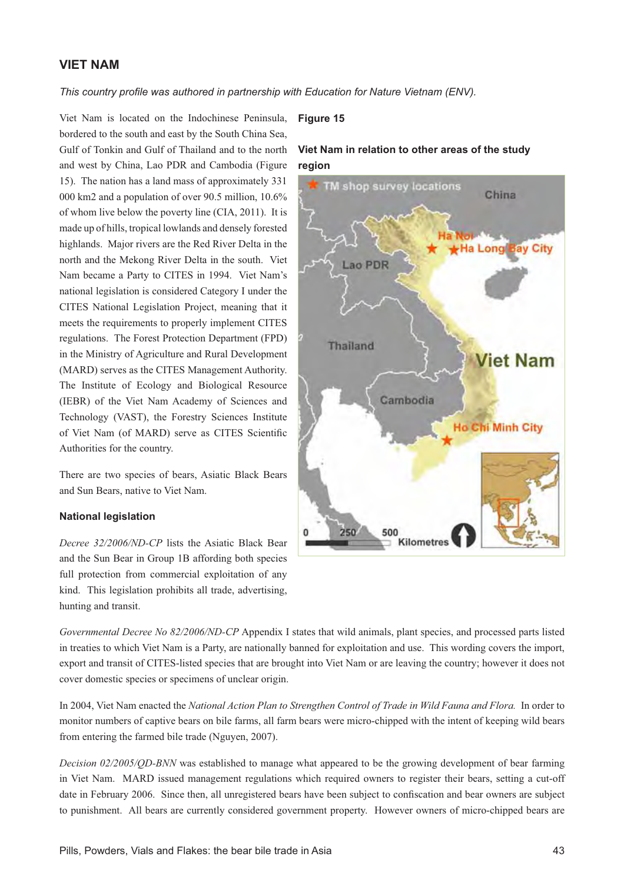## VIET NAM

*This country profile was authored in partnership with Education for Nature Vietnam (ENV).*

Viet Nam is located on the Indochinese Peninsula, bordered to the south and east by the South China Sea, Gulf of Tonkin and Gulf of Thailand and to the north and west by China, Lao PDR and Cambodia (Figure 15). The nation has a land mass of approximately 331 000 km2 and a population of over 90.5 million, 10.6% of whom live below the poverty line (CIA, 2011). It is made up of hills, tropical lowlands and densely forested highlands. Major rivers are the Red River Delta in the north and the Mekong River Delta in the south. Viet Nam became a Party to CITES in 1994. Viet Nam's national legislation is considered Category I under the CITES National Legislation Project, meaning that it meets the requirements to properly implement CITES regulations. The Forest Protection Department (FPD) in the Ministry of Agriculture and Rural Development (MARD) serves as the CITES Management Authority. The Institute of Ecology and Biological Resource (IEBR) of the Viet Nam Academy of Sciences and Technology (VAST), the Forestry Sciences Institute of Viet Nam (of MARD) serve as CITES Scientific Authorities for the country.

There are two species of bears, Asiatic Black Bears and Sun Bears, native to Viet Nam.

**Figure 15**

**Viet Nam in relation to other areas of the study region**

### National legislation

*Decree 32/2006/ND-CP* lists the Asiatic Black Bear and the Sun Bear in Group 1B affording both species full protection from commercial exploitation of any kind. This legislation prohibits all trade, advertising, hunting and transit.

*Governmental Decree No 82/2006/ND-CP* Appendix I states that wild animals, plant species, and processed parts listed in treaties to which Viet Nam is a Party, are nationally banned for exploitation and use. This wording covers the import, export and transit of CITES-listed species that are brought into Viet Nam or are leaving the country; however it does not cover domestic species or specimens of unclear origin.

In 2004, Viet Nam enacted the *National Action Plan to Strengthen Control of Trade in Wild Fauna and Flora.* In order to monitor numbers of captive bears on bile farms, all farm bears were micro-chipped with the intent of keeping wild bears from entering the farmed bile trade (Nguyen, 2007).

*Decision 02/2005/QD-BNN* was established to manage what appeared to be the growing development of bear farming in Viet Nam. MARD issued management regulations which required owners to register their bears, setting a cut-off date in February 2006. Since then, all unregistered bears have been subject to confiscation and bear owners are subject to punishment. All bears are currently considered government property. However owners of micro-chipped bears are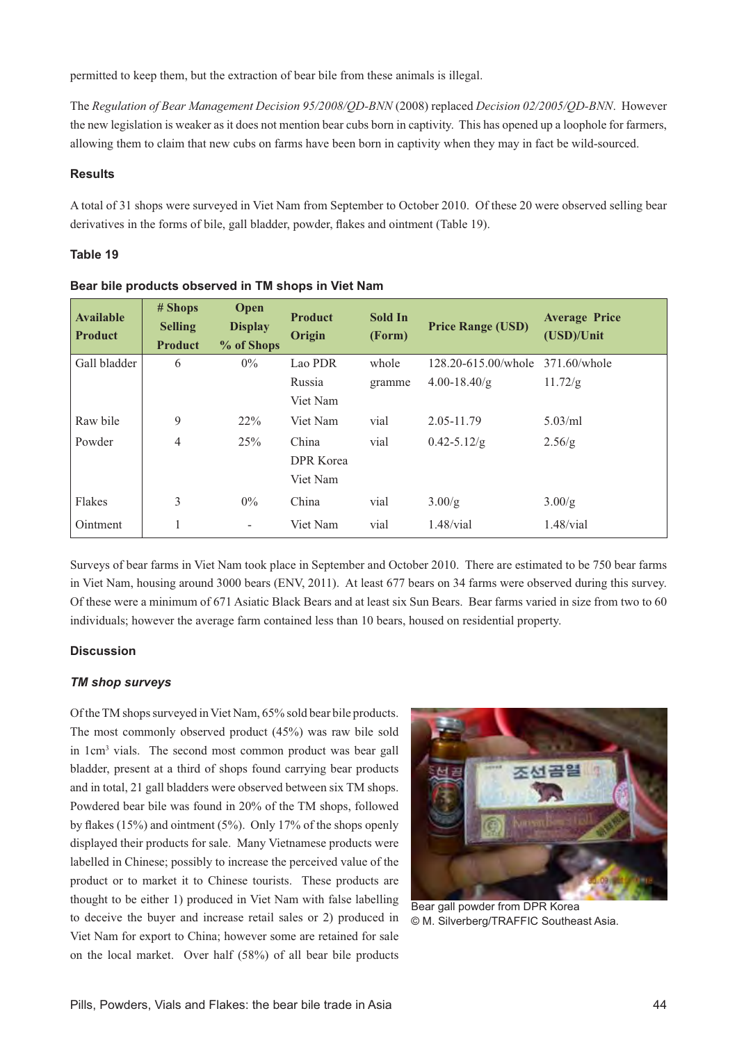permitted to keep them, but the extraction of bear bile from these animals is illegal.

The *Regulation of Bear Management Decision 95/2008/QD-BNN* (2008) replaced *Decision 02/2005/QD-BNN*. However the new legislation is weaker as it does not mention bear cubs born in captivity. This has opened up a loophole for farmers, allowing them to claim that new cubs on farms have been born in captivity when they may in fact be wild-sourced.

### Results

A total of 31 shops were surveyed in Viet Nam from September to October 2010. Of these 20 were observed selling bear derivatives in the forms of bile, gall bladder, powder, flakes and ointment (Table 19).

**Table 19**

**Bear bile products observed in TM shops in Viet Nam**

| Available Product | # Shops Selling Product | Open Display % of Shops | Product Origin | Sold In (Form) | Price Range (USD) | Average Price (USD)/Unit |
|---|---|---|---|---|---|---|
| Gall bladder | 6 | 0% | Lao PDR<br>Russia<br>Viet Nam | whole<br>gramme | 128.20-615.00/whole<br>4.00-18.40/g | 371.60/whole<br>11.72/g |
| Raw bile | 9 | 22% | Viet Nam | vial | 2.05-11.79 | 5.03/ml |
| Powder | 4 | 25% | China<br>DPR Korea<br>Viet Nam | vial | 0.42-5.12/g | 2.56/g |
| Flakes | 3 | 0% | China | vial | 3.00/g | 3.00/g |
| Ointment | 1 | - | Viet Nam | vial | 1.48/vial | 1.48/vial |

Surveys of bear farms in Viet Nam took place in September and October 2010. There are estimated to be 750 bear farms in Viet Nam, housing around 3000 bears (ENV, 2011). At least 677 bears on 34 farms were observed during this survey. Of these were a minimum of 671 Asiatic Black Bears and at least six Sun Bears. Bear farms varied in size from two to 60 individuals; however the average farm contained less than 10 bears, housed on residential property.

### Discussion

#### *TM shop surveys*

Of the TM shops surveyed in Viet Nam, 65% sold bear bile products. The most commonly observed product (45%) was raw bile sold in 1cm$^3$ vials. The second most common product was bear gall bladder, present at a third of shops found carrying bear products and in total, 21 gall bladders were observed between six TM shops. Powdered bear bile was found in 20% of the TM shops, followed by flakes (15%) and ointment (5%). Only 17% of the shops openly displayed their products for sale. Many Vietnamese products were labelled in Chinese; possibly to increase the perceived value of the product or to market it to Chinese tourists. These products are thought to be either 1) produced in Viet Nam with false labelling to deceive the buyer and increase retail sales or 2) produced in Viet Nam for export to China; however some are retained for sale on the local market. Over half (58%) of all bear bile products

Bear gall powder from DPR Korea
© M. Silverberg/TRAFFIC Southeast Asia.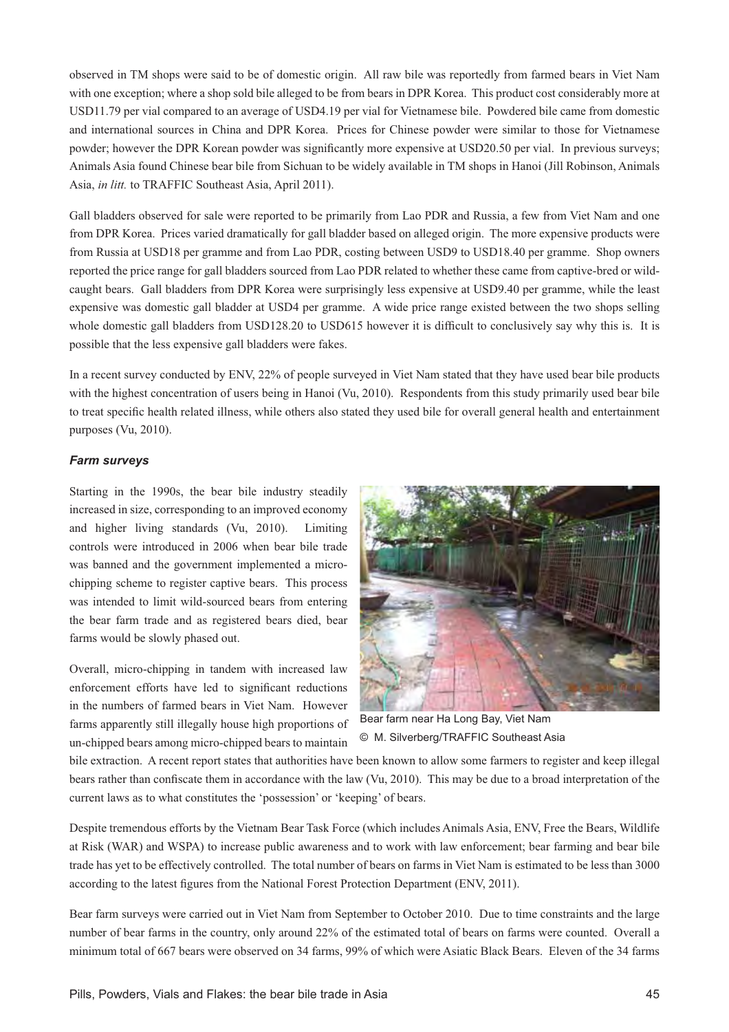observed in TM shops were said to be of domestic origin. All raw bile was reportedly from farmed bears in Viet Nam with one exception; where a shop sold bile alleged to be from bears in DPR Korea. This product cost considerably more at USD11.79 per vial compared to an average of USD4.19 per vial for Vietnamese bile. Powdered bile came from domestic and international sources in China and DPR Korea. Prices for Chinese powder were similar to those for Vietnamese powder; however the DPR Korean powder was significantly more expensive at USD20.50 per vial. In previous surveys; Animals Asia found Chinese bear bile from Sichuan to be widely available in TM shops in Hanoi (Jill Robinson, Animals Asia, *in litt.* to TRAFFIC Southeast Asia, April 2011).

Gall bladders observed for sale were reported to be primarily from Lao PDR and Russia, a few from Viet Nam and one from DPR Korea. Prices varied dramatically for gall bladder based on alleged origin. The more expensive products were from Russia at USD18 per gramme and from Lao PDR, costing between USD9 to USD18.40 per gramme. Shop owners reported the price range for gall bladders sourced from Lao PDR related to whether these came from captive-bred or wild-caught bears. Gall bladders from DPR Korea were surprisingly less expensive at USD9.40 per gramme, while the least expensive was domestic gall bladder at USD4 per gramme. A wide price range existed between the two shops selling whole domestic gall bladders from USD128.20 to USD615 however it is difficult to conclusively say why this is. It is possible that the less expensive gall bladders were fakes.

In a recent survey conducted by ENV, 22% of people surveyed in Viet Nam stated that they have used bear bile products with the highest concentration of users being in Hanoi (Vu, 2010). Respondents from this study primarily used bear bile to treat specific health related illness, while others also stated they used bile for overall general health and entertainment purposes (Vu, 2010).

### *Farm surveys*

Starting in the 1990s, the bear bile industry steadily increased in size, corresponding to an improved economy and higher living standards (Vu, 2010). Limiting controls were introduced in 2006 when bear bile trade was banned and the government implemented a micro-chipping scheme to register captive bears. This process was intended to limit wild-sourced bears from entering the bear farm trade and as registered bears died, bear farms would be slowly phased out.

Bear farm near Ha Long Bay, Viet Nam
© M. Silverberg/TRAFFIC Southeast Asia

Overall, micro-chipping in tandem with increased law enforcement efforts have led to significant reductions in the numbers of farmed bears in Viet Nam. However farms apparently still illegally house high proportions of un-chipped bears among micro-chipped bears to maintain bile extraction. A recent report states that authorities have been known to allow some farmers to register and keep illegal bears rather than confiscate them in accordance with the law (Vu, 2010). This may be due to a broad interpretation of the current laws as to what constitutes the 'possession' or 'keeping' of bears.

Despite tremendous efforts by the Vietnam Bear Task Force (which includes Animals Asia, ENV, Free the Bears, Wildlife at Risk (WAR) and WSPA) to increase public awareness and to work with law enforcement; bear farming and bear bile trade has yet to be effectively controlled. The total number of bears on farms in Viet Nam is estimated to be less than 3000 according to the latest figures from the National Forest Protection Department (ENV, 2011).

Bear farm surveys were carried out in Viet Nam from September to October 2010. Due to time constraints and the large number of bear farms in the country, only around 22% of the estimated total of bears on farms were counted. Overall a minimum total of 667 bears were observed on 34 farms, 99% of which were Asiatic Black Bears. Eleven of the 34 farms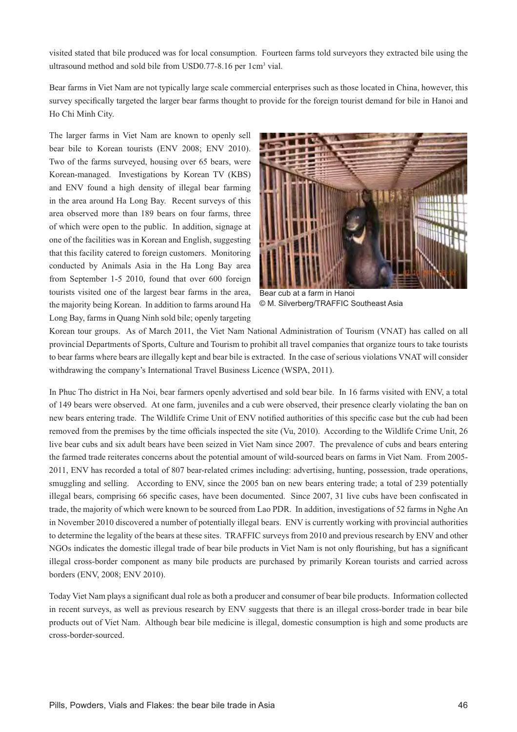visited stated that bile produced was for local consumption. Fourteen farms told surveyors they extracted bile using the ultrasound method and sold bile from USD0.77-8.16 per 1cm$^3$ vial.

Bear farms in Viet Nam are not typically large scale commercial enterprises such as those located in China, however, this survey specifically targeted the larger bear farms thought to provide for the foreign tourist demand for bile in Hanoi and Ho Chi Minh City.

The larger farms in Viet Nam are known to openly sell bear bile to Korean tourists (ENV 2008; ENV 2010). Two of the farms surveyed, housing over 65 bears, were Korean-managed. Investigations by Korean TV (KBS) and ENV found a high density of illegal bear farming in the area around Ha Long Bay. Recent surveys of this area observed more than 189 bears on four farms, three of which were open to the public. In addition, signage at one of the facilities was in Korean and English, suggesting that this facility catered to foreign customers. Monitoring conducted by Animals Asia in the Ha Long Bay area from September 1-5 2010, found that over 600 foreign tourists visited one of the largest bear farms in the area, the majority being Korean. In addition to farms around Ha Long Bay, farms in Quang Ninh sold bile; openly targeting Korean tour groups. As of March 2011, the Viet Nam National Administration of Tourism (VNAT) has called on all provincial Departments of Sports, Culture and Tourism to prohibit all travel companies that organize tours to take tourists to bear farms where bears are illegally kept and bear bile is extracted. In the case of serious violations VNAT will consider withdrawing the company's International Travel Business Licence (WSPA, 2011).

Bear cub at a farm in Hanoi
© M. Silverberg/TRAFFIC Southeast Asia

In Phuc Tho district in Ha Noi, bear farmers openly advertised and sold bear bile. In 16 farms visited with ENV, a total of 149 bears were observed. At one farm, juveniles and a cub were observed, their presence clearly violating the ban on new bears entering trade. The Wildlife Crime Unit of ENV notified authorities of this specific case but the cub had been removed from the premises by the time officials inspected the site (Vu, 2010). According to the Wildlife Crime Unit, 26 live bear cubs and six adult bears have been seized in Viet Nam since 2007. The prevalence of cubs and bears entering the farmed trade reiterates concerns about the potential amount of wild-sourced bears on farms in Viet Nam. From 2005-2011, ENV has recorded a total of 807 bear-related crimes including: advertising, hunting, possession, trade operations, smuggling and selling. According to ENV, since the 2005 ban on new bears entering trade; a total of 239 potentially illegal bears, comprising 66 specific cases, have been documented. Since 2007, 31 live cubs have been confiscated in trade, the majority of which were known to be sourced from Lao PDR. In addition, investigations of 52 farms in Nghe An in November 2010 discovered a number of potentially illegal bears. ENV is currently working with provincial authorities to determine the legality of the bears at these sites. TRAFFIC surveys from 2010 and previous research by ENV and other NGOs indicates the domestic illegal trade of bear bile products in Viet Nam is not only flourishing, but has a significant illegal cross-border component as many bile products are purchased by primarily Korean tourists and carried across borders (ENV, 2008; ENV 2010).

Today Viet Nam plays a significant dual role as both a producer and consumer of bear bile products. Information collected in recent surveys, as well as previous research by ENV suggests that there is an illegal cross-border trade in bear bile products out of Viet Nam. Although bear bile medicine is illegal, domestic consumption is high and some products are cross-border-sourced.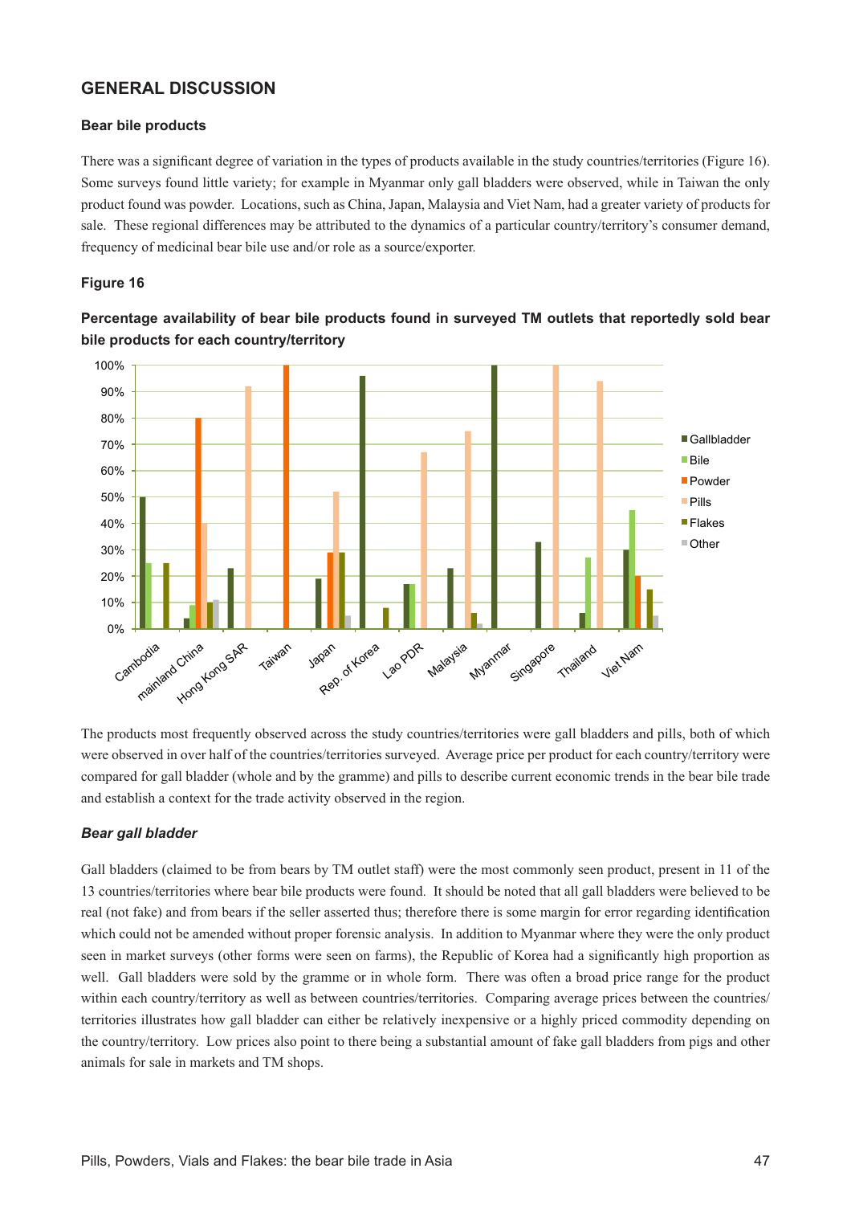## GENERAL DISCUSSION

### Bear bile products

There was a significant degree of variation in the types of products available in the study countries/territories (Figure 16). Some surveys found little variety; for example in Myanmar only gall bladders were observed, while in Taiwan the only product found was powder. Locations, such as China, Japan, Malaysia and Viet Nam, had a greater variety of products for sale. These regional differences may be attributed to the dynamics of a particular country/territory's consumer demand, frequency of medicinal bear bile use and/or role as a source/exporter.

**Figure 16**

**Percentage availability of bear bile products found in surveyed TM outlets that reportedly sold bear bile products for each country/territory**

The products most frequently observed across the study countries/territories were gall bladders and pills, both of which were observed in over half of the countries/territories surveyed. Average price per product for each country/territory were compared for gall bladder (whole and by the gramme) and pills to describe current economic trends in the bear bile trade and establish a context for the trade activity observed in the region.

### *Bear gall bladder*

Gall bladders (claimed to be from bears by TM outlet staff) were the most commonly seen product, present in 11 of the 13 countries/territories where bear bile products were found. It should be noted that all gall bladders were believed to be real (not fake) and from bears if the seller asserted thus; therefore there is some margin for error regarding identification which could not be amended without proper forensic analysis. In addition to Myanmar where they were the only product seen in market surveys (other forms were seen on farms), the Republic of Korea had a significantly high proportion as well. Gall bladders were sold by the gramme or in whole form. There was often a broad price range for the product within each country/territory as well as between countries/territories. Comparing average prices between the countries/territories illustrates how gall bladder can either be relatively inexpensive or a highly priced commodity depending on the country/territory. Low prices also point to there being a substantial amount of fake gall bladders from pigs and other animals for sale in markets and TM shops.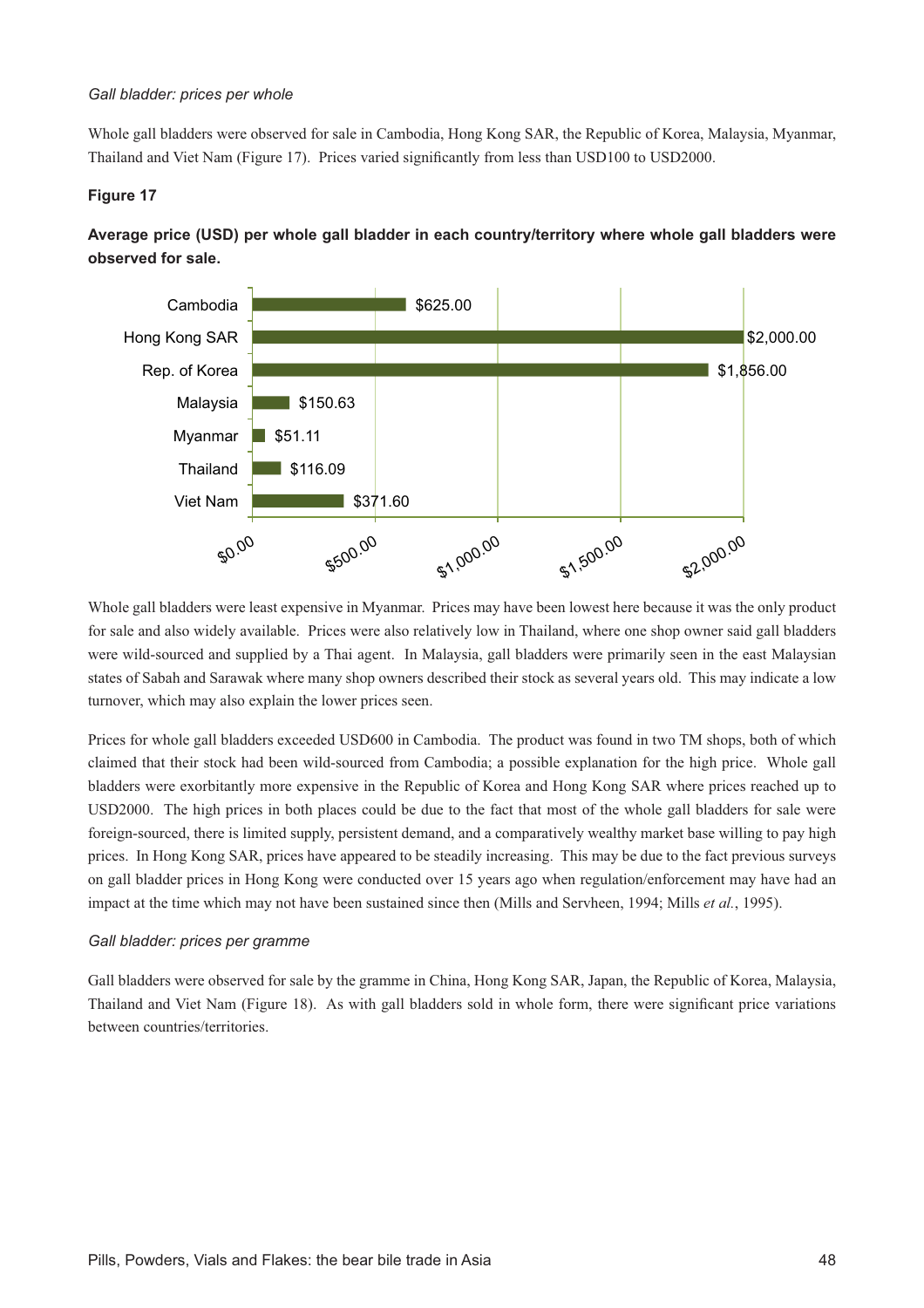*Gall bladder: prices per whole*

Whole gall bladders were observed for sale in Cambodia, Hong Kong SAR, the Republic of Korea, Malaysia, Myanmar, Thailand and Viet Nam (Figure 17). Prices varied significantly from less than USD100 to USD2000.

**Figure 17**

**Average price (USD) per whole gall bladder in each country/territory where whole gall bladders were observed for sale.**

| Country/territory | Average price (USD) |
| --- | --- |
| Cambodia | $625.00 |
| Hong Kong SAR | $2,000.00 |
| Rep. of Korea | $1,856.00 |
| Malaysia | $150.63 |
| Myanmar | $51.11 |
| Thailand | $116.09 |
| Viet Nam | $371.60 |

Whole gall bladders were least expensive in Myanmar. Prices may have been lowest here because it was the only product for sale and also widely available. Prices were also relatively low in Thailand, where one shop owner said gall bladders were wild-sourced and supplied by a Thai agent. In Malaysia, gall bladders were primarily seen in the east Malaysian states of Sabah and Sarawak where many shop owners described their stock as several years old. This may indicate a low turnover, which may also explain the lower prices seen.

Prices for whole gall bladders exceeded USD600 in Cambodia. The product was found in two TM shops, both of which claimed that their stock had been wild-sourced from Cambodia; a possible explanation for the high price. Whole gall bladders were exorbitantly more expensive in the Republic of Korea and Hong Kong SAR where prices reached up to USD2000. The high prices in both places could be due to the fact that most of the whole gall bladders for sale were foreign-sourced, there is limited supply, persistent demand, and a comparatively wealthy market base willing to pay high prices. In Hong Kong SAR, prices have appeared to be steadily increasing. This may be due to the fact previous surveys on gall bladder prices in Hong Kong were conducted over 15 years ago when regulation/enforcement may have had an impact at the time which may not have been sustained since then (Mills and Servheen, 1994; Mills *et al.*, 1995).

*Gall bladder: prices per gramme*

Gall bladders were observed for sale by the gramme in China, Hong Kong SAR, Japan, the Republic of Korea, Malaysia, Thailand and Viet Nam (Figure 18). As with gall bladders sold in whole form, there were significant price variations between countries/territories.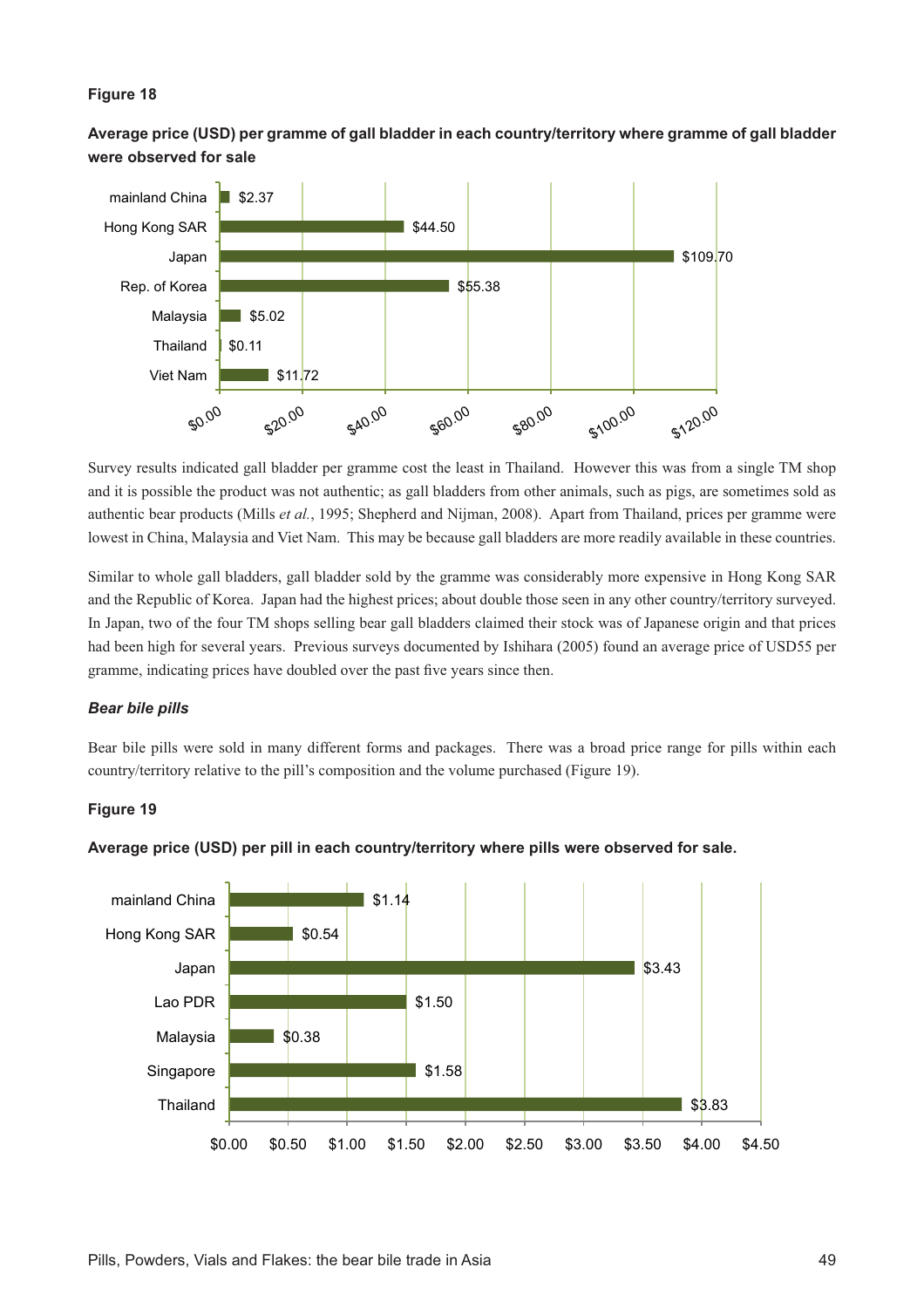**Figure 18**

**Average price (USD) per gramme of gall bladder in each country/territory where gramme of gall bladder were observed for sale**

| Country/territory | Average price (USD) per gramme |
|---|---|
| mainland China | $2.37 |
| Hong Kong SAR | $44.50 |
| Japan | $109.70 |
| Rep. of Korea | $55.38 |
| Malaysia | $5.02 |
| Thailand | $0.11 |
| Viet Nam | $11.72 |

Survey results indicated gall bladder per gramme cost the least in Thailand. However this was from a single TM shop and it is possible the product was not authentic; as gall bladders from other animals, such as pigs, are sometimes sold as authentic bear products (Mills *et al.*, 1995; Shepherd and Nijman, 2008). Apart from Thailand, prices per gramme were lowest in China, Malaysia and Viet Nam. This may be because gall bladders are more readily available in these countries.

Similar to whole gall bladders, gall bladder sold by the gramme was considerably more expensive in Hong Kong SAR and the Republic of Korea. Japan had the highest prices; about double those seen in any other country/territory surveyed. In Japan, two of the four TM shops selling bear gall bladders claimed their stock was of Japanese origin and that prices had been high for several years. Previous surveys documented by Ishihara (2005) found an average price of USD55 per gramme, indicating prices have doubled over the past five years since then.

### *Bear bile pills*

Bear bile pills were sold in many different forms and packages. There was a broad price range for pills within each country/territory relative to the pill's composition and the volume purchased (Figure 19).

**Figure 19**

**Average price (USD) per pill in each country/territory where pills were observed for sale.**

| Country/territory | Average price (USD) per pill |
|---|---|
| mainland China | $1.14 |
| Hong Kong SAR | $0.54 |
| Japan | $3.43 |
| Lao PDR | $1.50 |
| Malaysia | $0.38 |
| Singapore | $1.58 |
| Thailand | $3.83 |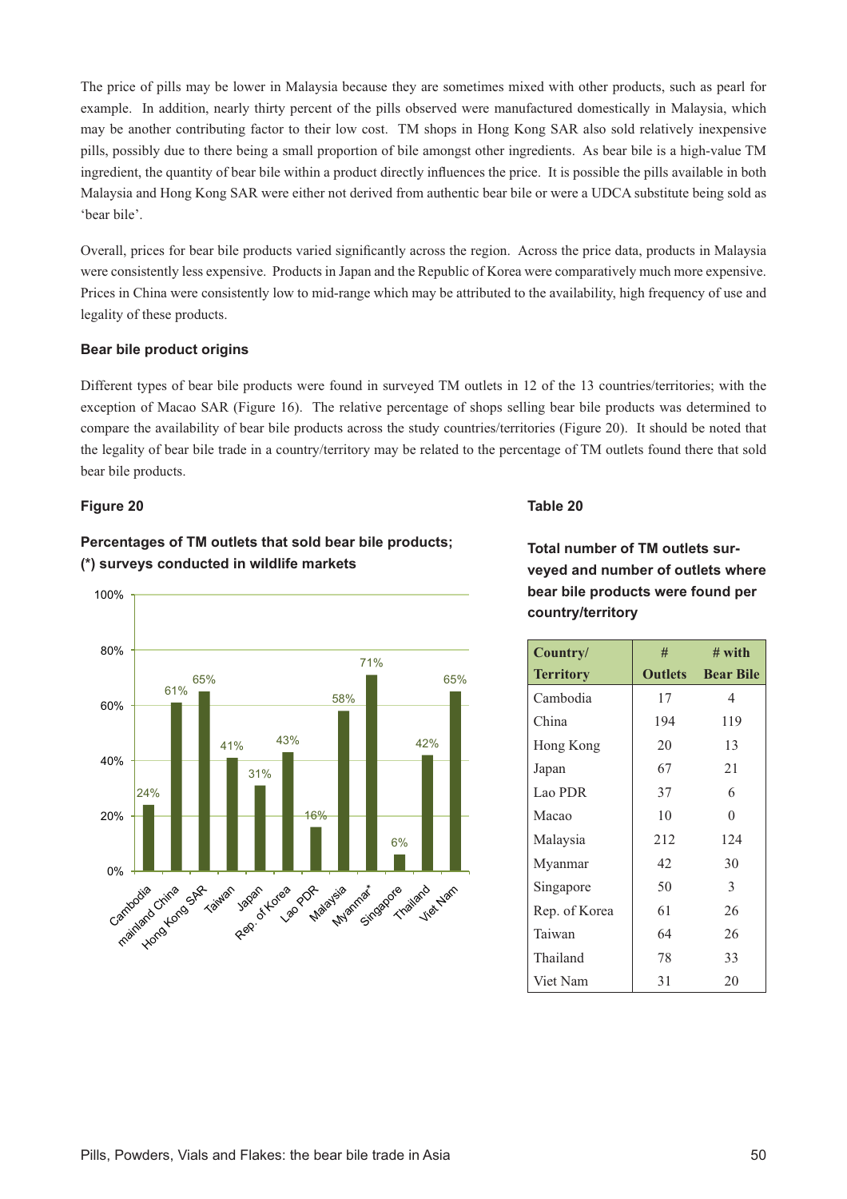The price of pills may be lower in Malaysia because they are sometimes mixed with other products, such as pearl for example. In addition, nearly thirty percent of the pills observed were manufactured domestically in Malaysia, which may be another contributing factor to their low cost. TM shops in Hong Kong SAR also sold relatively inexpensive pills, possibly due to there being a small proportion of bile amongst other ingredients. As bear bile is a high-value TM ingredient, the quantity of bear bile within a product directly influences the price. It is possible the pills available in both Malaysia and Hong Kong SAR were either not derived from authentic bear bile or were a UDCA substitute being sold as 'bear bile'.

Overall, prices for bear bile products varied significantly across the region. Across the price data, products in Malaysia were consistently less expensive. Products in Japan and the Republic of Korea were comparatively much more expensive. Prices in China were consistently low to mid-range which may be attributed to the availability, high frequency of use and legality of these products.

### Bear bile product origins

Different types of bear bile products were found in surveyed TM outlets in 12 of the 13 countries/territories; with the exception of Macao SAR (Figure 16). The relative percentage of shops selling bear bile products was determined to compare the availability of bear bile products across the study countries/territories (Figure 20). It should be noted that the legality of bear bile trade in a country/territory may be related to the percentage of TM outlets found there that sold bear bile products.

**Figure 20**

**Percentages of TM outlets that sold bear bile products; (*) surveys conducted in wildlife markets**

| Country/Territory | % |
|---|---|
| Cambodia | 24% |
| mainland China | 61% |
| Hong Kong SAR | 65% |
| Taiwan | 41% |
| Japan | 31% |
| Rep. of Korea | 43% |
| Lao PDR | 16% |
| Malaysia | 58% |
| Myanmar* | 71% |
| Singapore | 6% |
| Thailand | 42% |
| Viet Nam | 65% |

**Table 20**

**Total number of TM outlets surveyed and number of outlets where bear bile products were found per country/territory**

| Country/ Territory | # Outlets | # with Bear Bile |
|---|---|---|
| Cambodia | 17 | 4 |
| China | 194 | 119 |
| Hong Kong | 20 | 13 |
| Japan | 67 | 21 |
| Lao PDR | 37 | 6 |
| Macao | 10 | 0 |
| Malaysia | 212 | 124 |
| Myanmar | 42 | 30 |
| Singapore | 50 | 3 |
| Rep. of Korea | 61 | 26 |
| Taiwan | 64 | 26 |
| Thailand | 78 | 33 |
| Viet Nam | 31 | 20 |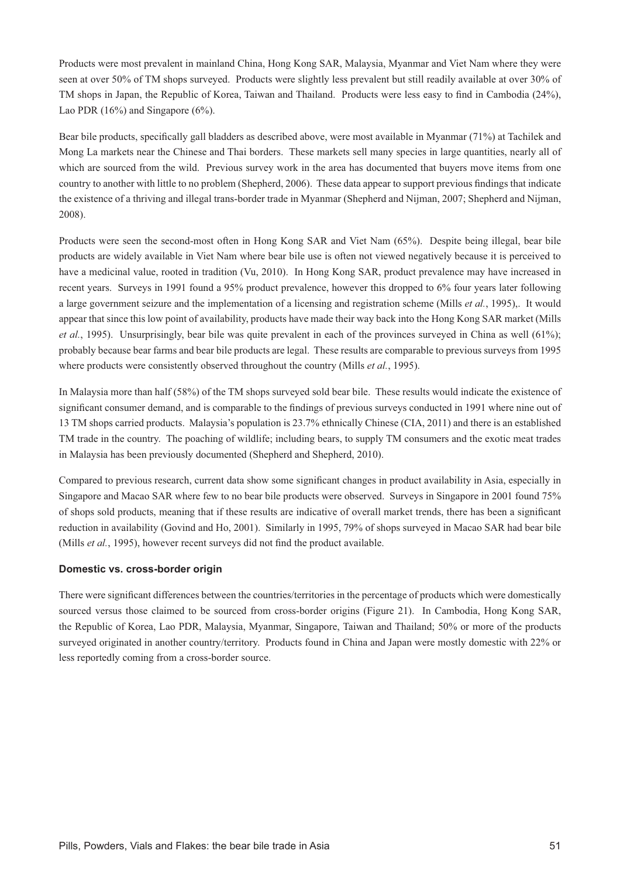Products were most prevalent in mainland China, Hong Kong SAR, Malaysia, Myanmar and Viet Nam where they were seen at over 50% of TM shops surveyed. Products were slightly less prevalent but still readily available at over 30% of TM shops in Japan, the Republic of Korea, Taiwan and Thailand. Products were less easy to find in Cambodia (24%), Lao PDR (16%) and Singapore (6%).

Bear bile products, specifically gall bladders as described above, were most available in Myanmar (71%) at Tachilek and Mong La markets near the Chinese and Thai borders. These markets sell many species in large quantities, nearly all of which are sourced from the wild. Previous survey work in the area has documented that buyers move items from one country to another with little to no problem (Shepherd, 2006). These data appear to support previous findings that indicate the existence of a thriving and illegal trans-border trade in Myanmar (Shepherd and Nijman, 2007; Shepherd and Nijman, 2008).

Products were seen the second-most often in Hong Kong SAR and Viet Nam (65%). Despite being illegal, bear bile products are widely available in Viet Nam where bear bile use is often not viewed negatively because it is perceived to have a medicinal value, rooted in tradition (Vu, 2010). In Hong Kong SAR, product prevalence may have increased in recent years. Surveys in 1991 found a 95% product prevalence, however this dropped to 6% four years later following a large government seizure and the implementation of a licensing and registration scheme (Mills *et al.*, 1995),. It would appear that since this low point of availability, products have made their way back into the Hong Kong SAR market (Mills *et al.*, 1995). Unsurprisingly, bear bile was quite prevalent in each of the provinces surveyed in China as well (61%); probably because bear farms and bear bile products are legal. These results are comparable to previous surveys from 1995 where products were consistently observed throughout the country (Mills *et al.*, 1995).

In Malaysia more than half (58%) of the TM shops surveyed sold bear bile. These results would indicate the existence of significant consumer demand, and is comparable to the findings of previous surveys conducted in 1991 where nine out of 13 TM shops carried products. Malaysia's population is 23.7% ethnically Chinese (CIA, 2011) and there is an established TM trade in the country. The poaching of wildlife; including bears, to supply TM consumers and the exotic meat trades in Malaysia has been previously documented (Shepherd and Shepherd, 2010).

Compared to previous research, current data show some significant changes in product availability in Asia, especially in Singapore and Macao SAR where few to no bear bile products were observed. Surveys in Singapore in 2001 found 75% of shops sold products, meaning that if these results are indicative of overall market trends, there has been a significant reduction in availability (Govind and Ho, 2001). Similarly in 1995, 79% of shops surveyed in Macao SAR had bear bile (Mills *et al.*, 1995), however recent surveys did not find the product available.

#### Domestic vs. cross-border origin

There were significant differences between the countries/territories in the percentage of products which were domestically sourced versus those claimed to be sourced from cross-border origins (Figure 21). In Cambodia, Hong Kong SAR, the Republic of Korea, Lao PDR, Malaysia, Myanmar, Singapore, Taiwan and Thailand; 50% or more of the products surveyed originated in another country/territory. Products found in China and Japan were mostly domestic with 22% or less reportedly coming from a cross-border source.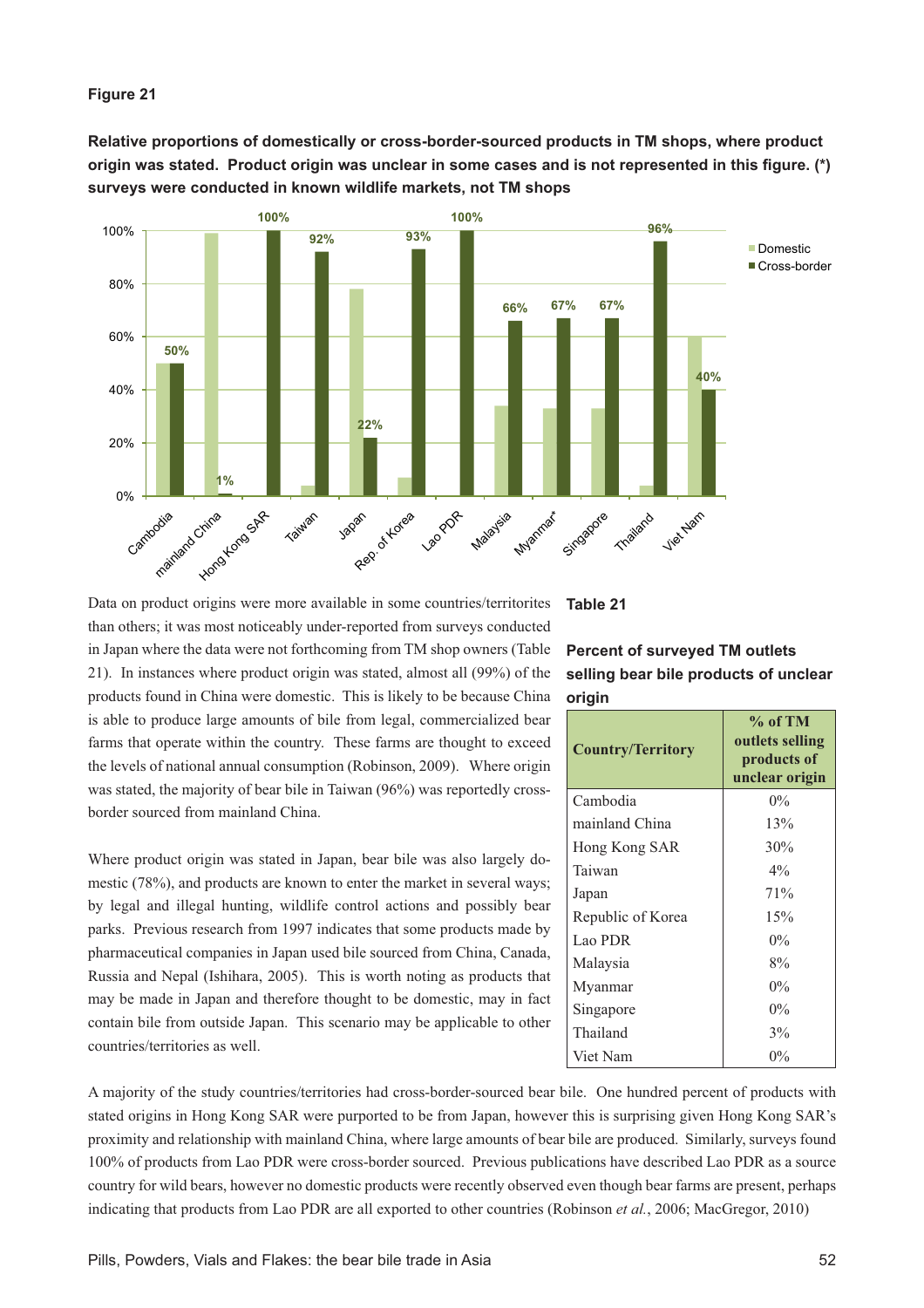**Figure 21**

**Relative proportions of domestically or cross-border-sourced products in TM shops, where product origin was stated. Product origin was unclear in some cases and is not represented in this figure. (*) surveys were conducted in known wildlife markets, not TM shops**

Data on product origins were more available in some countries/territories than others; it was most noticeably under-reported from surveys conducted in Japan where the data were not forthcoming from TM shop owners (Table 21). In instances where product origin was stated, almost all (99%) of the products found in China were domestic. This is likely to be because China is able to produce large amounts of bile from legal, commercialized bear farms that operate within the country. These farms are thought to exceed the levels of national annual consumption (Robinson, 2009). Where origin was stated, the majority of bear bile in Taiwan (96%) was reportedly cross-border sourced from mainland China.

Where product origin was stated in Japan, bear bile was also largely domestic (78%), and products are known to enter the market in several ways; by legal and illegal hunting, wildlife control actions and possibly bear parks. Previous research from 1997 indicates that some products made by pharmaceutical companies in Japan used bile sourced from China, Canada, Russia and Nepal (Ishihara, 2005). This is worth noting as products that may be made in Japan and therefore thought to be domestic, may in fact contain bile from outside Japan. This scenario may be applicable to other countries/territories as well.

**Table 21**

**Percent of surveyed TM outlets selling bear bile products of unclear origin**

| Country/Territory | % of TM outlets selling products of unclear origin |
|---|---|
| Cambodia | 0% |
| mainland China | 13% |
| Hong Kong SAR | 30% |
| Taiwan | 4% |
| Japan | 71% |
| Republic of Korea | 15% |
| Lao PDR | 0% |
| Malaysia | 8% |
| Myanmar | 0% |
| Singapore | 0% |
| Thailand | 3% |
| Viet Nam | 0% |

A majority of the study countries/territories had cross-border-sourced bear bile. One hundred percent of products with stated origins in Hong Kong SAR were purported to be from Japan, however this is surprising given Hong Kong SAR's proximity and relationship with mainland China, where large amounts of bear bile are produced. Similarly, surveys found 100% of products from Lao PDR were cross-border sourced. Previous publications have described Lao PDR as a source country for wild bears, however no domestic products were recently observed even though bear farms are present, perhaps indicating that products from Lao PDR are all exported to other countries (Robinson *et al.*, 2006; MacGregor, 2010)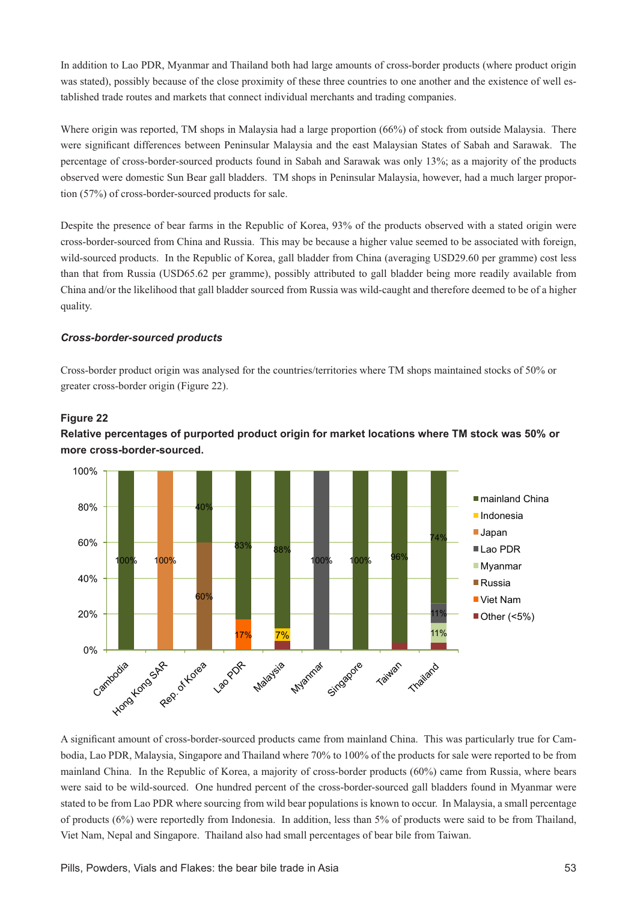In addition to Lao PDR, Myanmar and Thailand both had large amounts of cross-border products (where product origin was stated), possibly because of the close proximity of these three countries to one another and the existence of well established trade routes and markets that connect individual merchants and trading companies.

Where origin was reported, TM shops in Malaysia had a large proportion (66%) of stock from outside Malaysia. There were significant differences between Peninsular Malaysia and the east Malaysian States of Sabah and Sarawak. The percentage of cross-border-sourced products found in Sabah and Sarawak was only 13%; as a majority of the products observed were domestic Sun Bear gall bladders. TM shops in Peninsular Malaysia, however, had a much larger proportion (57%) of cross-border-sourced products for sale.

Despite the presence of bear farms in the Republic of Korea, 93% of the products observed with a stated origin were cross-border-sourced from China and Russia. This may be because a higher value seemed to be associated with foreign, wild-sourced products. In the Republic of Korea, gall bladder from China (averaging USD29.60 per gramme) cost less than that from Russia (USD65.62 per gramme), possibly attributed to gall bladder being more readily available from China and/or the likelihood that gall bladder sourced from Russia was wild-caught and therefore deemed to be of a higher quality.

***Cross-border-sourced products***

Cross-border product origin was analysed for the countries/territories where TM shops maintained stocks of 50% or greater cross-border origin (Figure 22).

**Figure 22**

**Relative percentages of purported product origin for market locations where TM stock was 50% or more cross-border-sourced.**

| Market location | mainland China | Indonesia | Japan | Lao PDR | Myanmar | Russia | Viet Nam | Other (<5%) |
|---|---|---|---|---|---|---|---|---|
| Cambodia | 100% | | | | | | | |
| Hong Kong SAR | | | 100% | | | | | |
| Rep. of Korea | 40% | | | | | 60% | | |
| Lao PDR | 83% | | | | | | 17% | |
| Malaysia | 88% | 7% | | | | | | |
| Myanmar | | | | 100% | | | | |
| Singapore | 100% | | | | | | | |
| Taiwan | 96% | | | | | | | |
| Thailand | 74% | | | 11% | 11% | | | |

A significant amount of cross-border-sourced products came from mainland China. This was particularly true for Cambodia, Lao PDR, Malaysia, Singapore and Thailand where 70% to 100% of the products for sale were reported to be from mainland China. In the Republic of Korea, a majority of cross-border products (60%) came from Russia, where bears were said to be wild-sourced. One hundred percent of the cross-border-sourced gall bladders found in Myanmar were stated to be from Lao PDR where sourcing from wild bear populations is known to occur. In Malaysia, a small percentage of products (6%) were reportedly from Indonesia. In addition, less than 5% of products were said to be from Thailand, Viet Nam, Nepal and Singapore. Thailand also had small percentages of bear bile from Taiwan.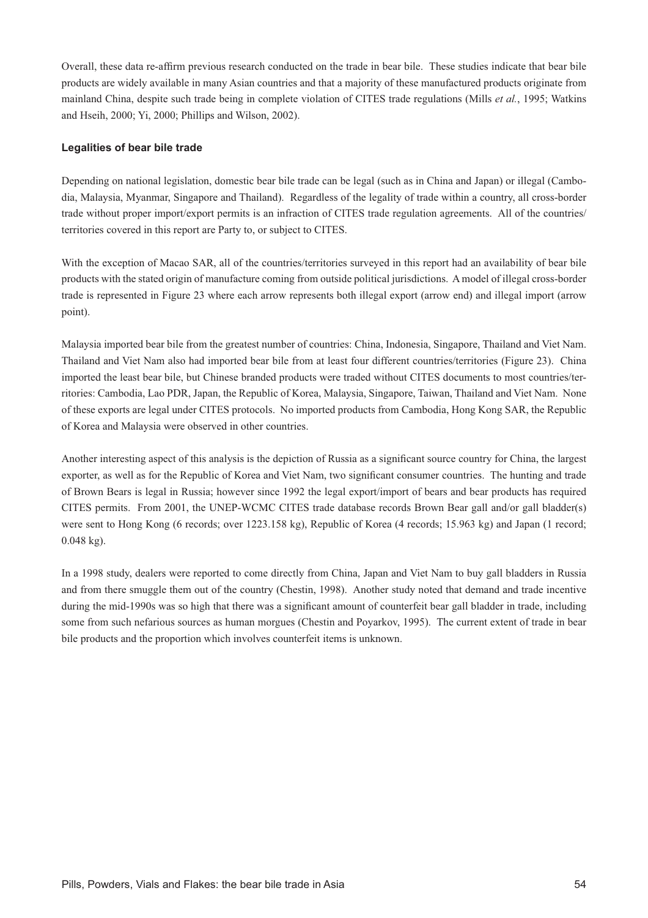Overall, these data re-affirm previous research conducted on the trade in bear bile. These studies indicate that bear bile products are widely available in many Asian countries and that a majority of these manufactured products originate from mainland China, despite such trade being in complete violation of CITES trade regulations (Mills *et al.*, 1995; Watkins and Hseih, 2000; Yi, 2000; Phillips and Wilson, 2002).

#### Legalities of bear bile trade

Depending on national legislation, domestic bear bile trade can be legal (such as in China and Japan) or illegal (Cambodia, Malaysia, Myanmar, Singapore and Thailand). Regardless of the legality of trade within a country, all cross-border trade without proper import/export permits is an infraction of CITES trade regulation agreements. All of the countries/territories covered in this report are Party to, or subject to CITES.

With the exception of Macao SAR, all of the countries/territories surveyed in this report had an availability of bear bile products with the stated origin of manufacture coming from outside political jurisdictions. A model of illegal cross-border trade is represented in Figure 23 where each arrow represents both illegal export (arrow end) and illegal import (arrow point).

Malaysia imported bear bile from the greatest number of countries: China, Indonesia, Singapore, Thailand and Viet Nam. Thailand and Viet Nam also had imported bear bile from at least four different countries/territories (Figure 23). China imported the least bear bile, but Chinese branded products were traded without CITES documents to most countries/territories: Cambodia, Lao PDR, Japan, the Republic of Korea, Malaysia, Singapore, Taiwan, Thailand and Viet Nam. None of these exports are legal under CITES protocols. No imported products from Cambodia, Hong Kong SAR, the Republic of Korea and Malaysia were observed in other countries.

Another interesting aspect of this analysis is the depiction of Russia as a significant source country for China, the largest exporter, as well as for the Republic of Korea and Viet Nam, two significant consumer countries. The hunting and trade of Brown Bears is legal in Russia; however since 1992 the legal export/import of bears and bear products has required CITES permits. From 2001, the UNEP-WCMC CITES trade database records Brown Bear gall and/or gall bladder(s) were sent to Hong Kong (6 records; over 1223.158 kg), Republic of Korea (4 records; 15.963 kg) and Japan (1 record; 0.048 kg).

In a 1998 study, dealers were reported to come directly from China, Japan and Viet Nam to buy gall bladders in Russia and from there smuggle them out of the country (Chestin, 1998). Another study noted that demand and trade incentive during the mid-1990s was so high that there was a significant amount of counterfeit bear gall bladder in trade, including some from such nefarious sources as human morgues (Chestin and Poyarkov, 1995). The current extent of trade in bear bile products and the proportion which involves counterfeit items is unknown.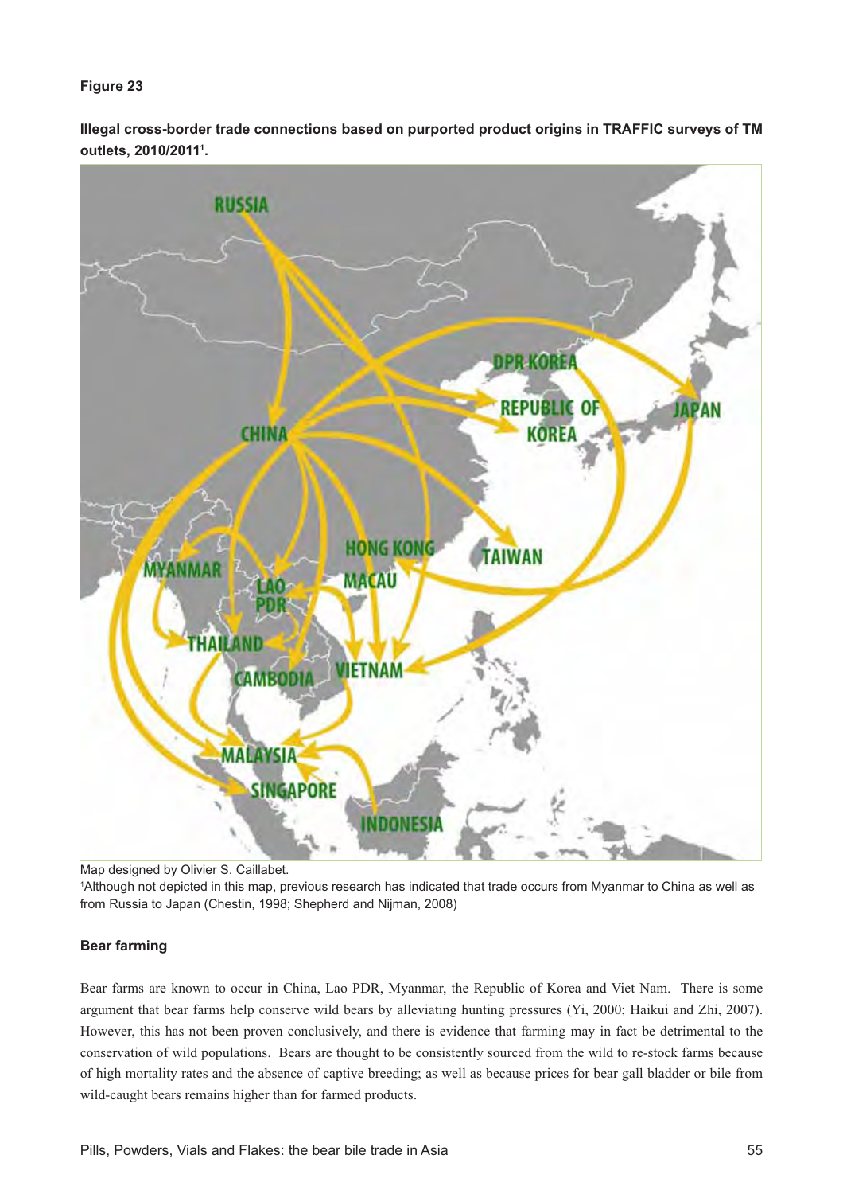**Figure 23**

**Illegal cross-border trade connections based on purported product origins in TRAFFIC surveys of TM outlets, 2010/2011[1].**

Map designed by Olivier S. Caillabet.

[1]Although not depicted in this map, previous research has indicated that trade occurs from Myanmar to China as well as from Russia to Japan (Chestin, 1998; Shepherd and Nijman, 2008)

### Bear farming

Bear farms are known to occur in China, Lao PDR, Myanmar, the Republic of Korea and Viet Nam. There is some argument that bear farms help conserve wild bears by alleviating hunting pressures (Yi, 2000; Haikui and Zhi, 2007). However, this has not been proven conclusively, and there is evidence that farming may in fact be detrimental to the conservation of wild populations. Bears are thought to be consistently sourced from the wild to re-stock farms because of high mortality rates and the absence of captive breeding; as well as because prices for bear gall bladder or bile from wild-caught bears remains higher than for farmed products.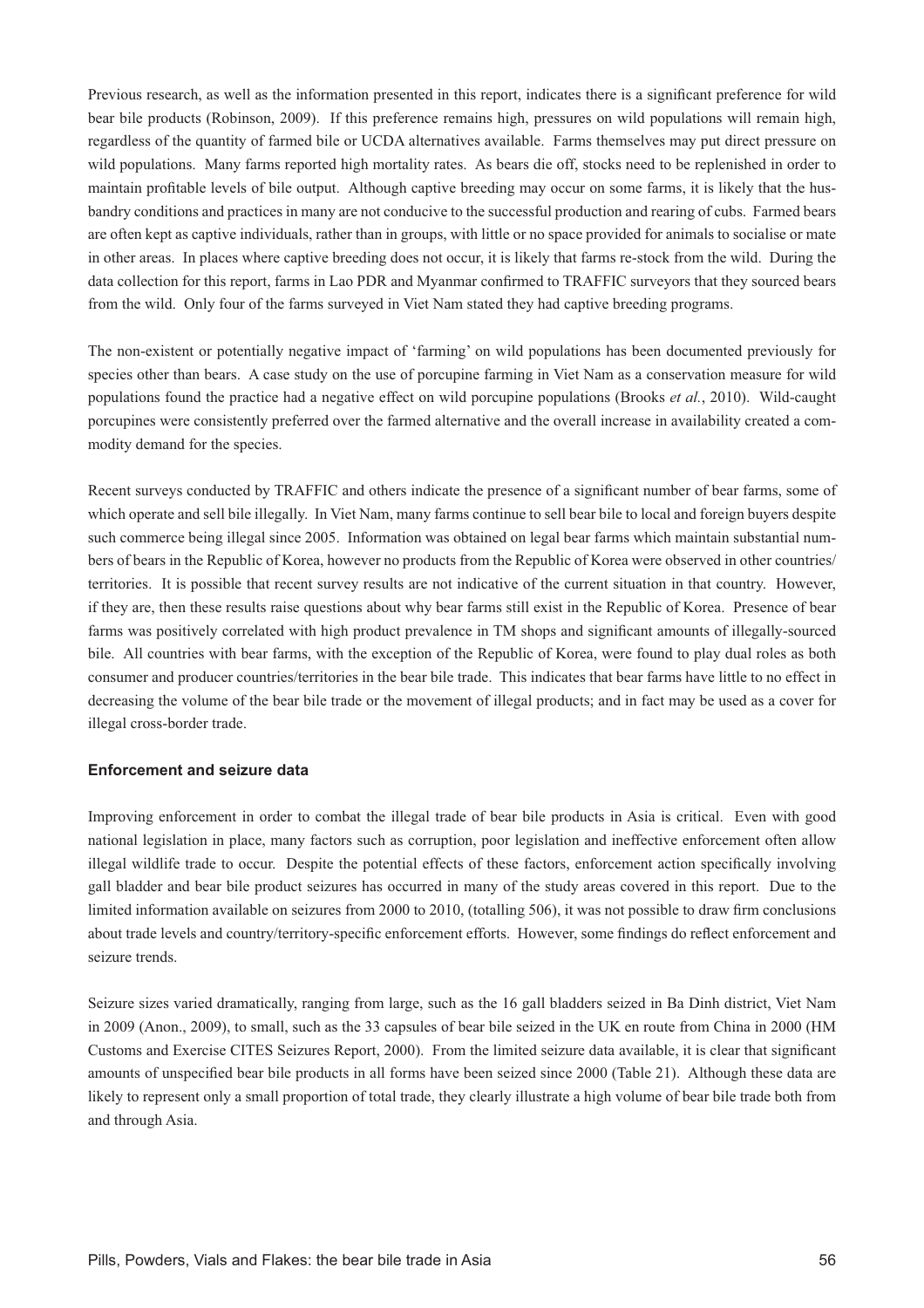Previous research, as well as the information presented in this report, indicates there is a significant preference for wild bear bile products (Robinson, 2009). If this preference remains high, pressures on wild populations will remain high, regardless of the quantity of farmed bile or UCDA alternatives available. Farms themselves may put direct pressure on wild populations. Many farms reported high mortality rates. As bears die off, stocks need to be replenished in order to maintain profitable levels of bile output. Although captive breeding may occur on some farms, it is likely that the husbandry conditions and practices in many are not conducive to the successful production and rearing of cubs. Farmed bears are often kept as captive individuals, rather than in groups, with little or no space provided for animals to socialise or mate in other areas. In places where captive breeding does not occur, it is likely that farms re-stock from the wild. During the data collection for this report, farms in Lao PDR and Myanmar confirmed to TRAFFIC surveyors that they sourced bears from the wild. Only four of the farms surveyed in Viet Nam stated they had captive breeding programs.

The non-existent or potentially negative impact of 'farming' on wild populations has been documented previously for species other than bears. A case study on the use of porcupine farming in Viet Nam as a conservation measure for wild populations found the practice had a negative effect on wild porcupine populations (Brooks *et al.*, 2010). Wild-caught porcupines were consistently preferred over the farmed alternative and the overall increase in availability created a commodity demand for the species.

Recent surveys conducted by TRAFFIC and others indicate the presence of a significant number of bear farms, some of which operate and sell bile illegally. In Viet Nam, many farms continue to sell bear bile to local and foreign buyers despite such commerce being illegal since 2005. Information was obtained on legal bear farms which maintain substantial numbers of bears in the Republic of Korea, however no products from the Republic of Korea were observed in other countries/territories. It is possible that recent survey results are not indicative of the current situation in that country. However, if they are, then these results raise questions about why bear farms still exist in the Republic of Korea. Presence of bear farms was positively correlated with high product prevalence in TM shops and significant amounts of illegally-sourced bile. All countries with bear farms, with the exception of the Republic of Korea, were found to play dual roles as both consumer and producer countries/territories in the bear bile trade. This indicates that bear farms have little to no effect in decreasing the volume of the bear bile trade or the movement of illegal products; and in fact may be used as a cover for illegal cross-border trade.

### Enforcement and seizure data

Improving enforcement in order to combat the illegal trade of bear bile products in Asia is critical. Even with good national legislation in place, many factors such as corruption, poor legislation and ineffective enforcement often allow illegal wildlife trade to occur. Despite the potential effects of these factors, enforcement action specifically involving gall bladder and bear bile product seizures has occurred in many of the study areas covered in this report. Due to the limited information available on seizures from 2000 to 2010, (totalling 506), it was not possible to draw firm conclusions about trade levels and country/territory-specific enforcement efforts. However, some findings do reflect enforcement and seizure trends.

Seizure sizes varied dramatically, ranging from large, such as the 16 gall bladders seized in Ba Dinh district, Viet Nam in 2009 (Anon., 2009), to small, such as the 33 capsules of bear bile seized in the UK en route from China in 2000 (HM Customs and Exercise CITES Seizures Report, 2000). From the limited seizure data available, it is clear that significant amounts of unspecified bear bile products in all forms have been seized since 2000 (Table 21). Although these data are likely to represent only a small proportion of total trade, they clearly illustrate a high volume of bear bile trade both from and through Asia.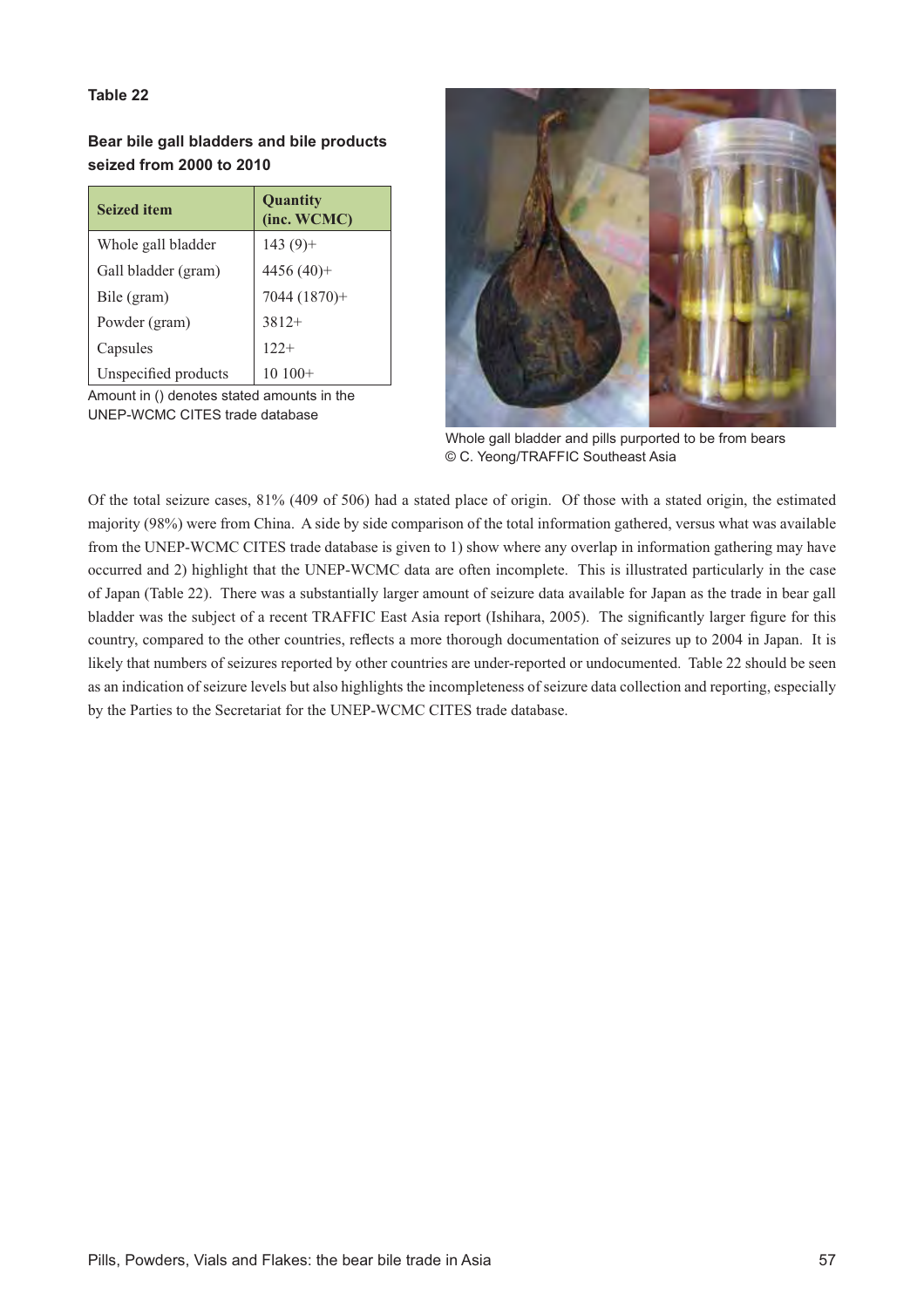**Table 22**

**Bear bile gall bladders and bile products seized from 2000 to 2010**

| Seized item | Quantity (inc. WCMC) |
|---|---|
| Whole gall bladder | 143 (9)+ |
| Gall bladder (gram) | 4456 (40)+ |
| Bile (gram) | 7044 (1870)+ |
| Powder (gram) | 3812+ |
| Capsules | 122+ |
| Unspecified products | 10 100+ |

Amount in () denotes stated amounts in the UNEP-WCMC CITES trade database

Whole gall bladder and pills purported to be from bears
© C. Yeong/TRAFFIC Southeast Asia

Of the total seizure cases, 81% (409 of 506) had a stated place of origin. Of those with a stated origin, the estimated majority (98%) were from China. A side by side comparison of the total information gathered, versus what was available from the UNEP-WCMC CITES trade database is given to 1) show where any overlap in information gathering may have occurred and 2) highlight that the UNEP-WCMC data are often incomplete. This is illustrated particularly in the case of Japan (Table 22). There was a substantially larger amount of seizure data available for Japan as the trade in bear gall bladder was the subject of a recent TRAFFIC East Asia report (Ishihara, 2005). The significantly larger figure for this country, compared to the other countries, reflects a more thorough documentation of seizures up to 2004 in Japan. It is likely that numbers of seizures reported by other countries are under-reported or undocumented. Table 22 should be seen as an indication of seizure levels but also highlights the incompleteness of seizure data collection and reporting, especially by the Parties to the Secretariat for the UNEP-WCMC CITES trade database.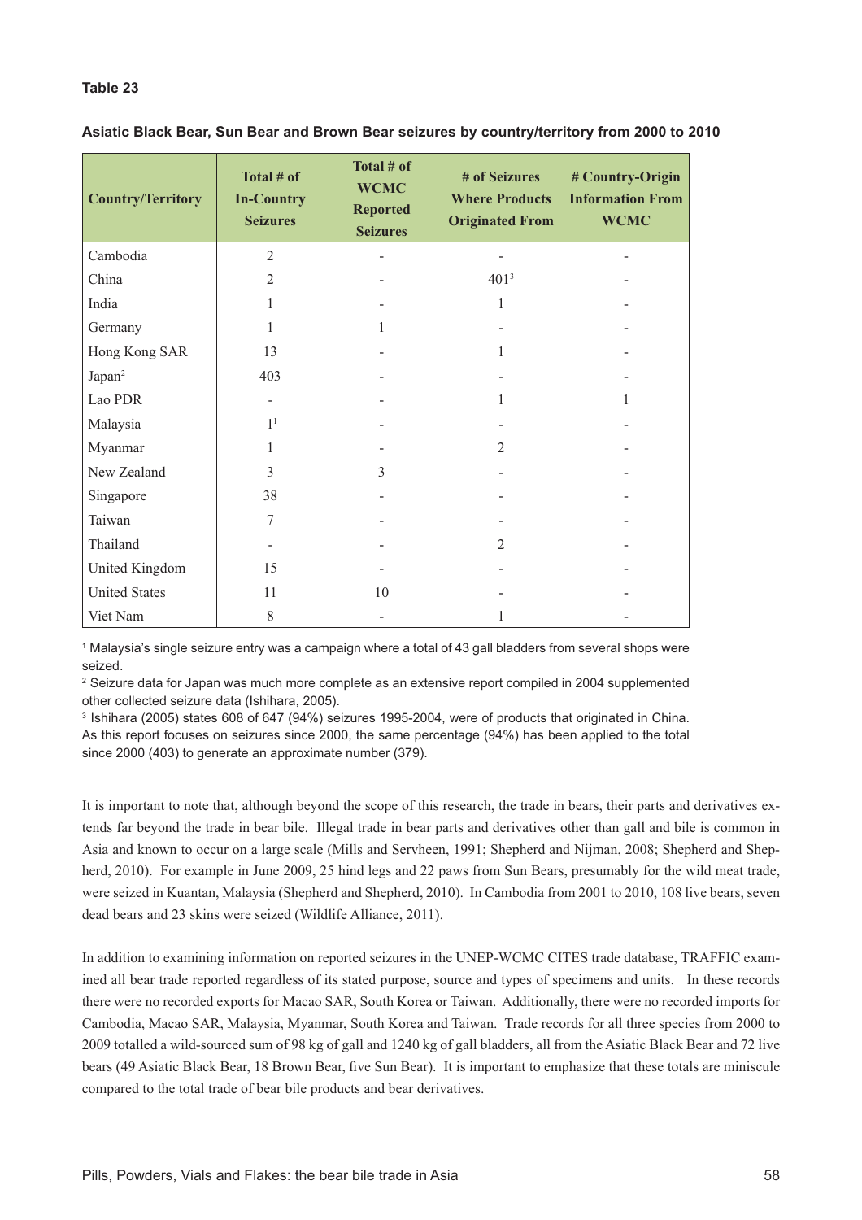**Table 23**

**Asiatic Black Bear, Sun Bear and Brown Bear seizures by country/territory from 2000 to 2010**

| Country/Territory | Total # of In-Country Seizures | Total # of WCMC Reported Seizures | # of Seizures Where Products Originated From | # Country-Origin Information From WCMC |
|---|---|---|---|---|
| Cambodia | 2 | - | - | - |
| China | 2 | - | 401[3] | - |
| India | 1 | - | 1 | - |
| Germany | 1 | 1 | - | - |
| Hong Kong SAR | 13 | - | 1 | - |
| Japan[2] | 403 | - | - | - |
| Lao PDR | - | - | 1 | 1 |
| Malaysia | 1[1] | - | - | - |
| Myanmar | 1 | - | 2 | - |
| New Zealand | 3 | 3 | - | - |
| Singapore | 38 | - | - | - |
| Taiwan | 7 | - | - | - |
| Thailand | - | - | 2 | - |
| United Kingdom | 15 | - | - | - |
| United States | 11 | 10 | - | - |
| Viet Nam | 8 | - | 1 | - |

[1] Malaysia's single seizure entry was a campaign where a total of 43 gall bladders from several shops were seized.

[2] Seizure data for Japan was much more complete as an extensive report compiled in 2004 supplemented other collected seizure data (Ishihara, 2005).

[3] Ishihara (2005) states 608 of 647 (94%) seizures 1995-2004, were of products that originated in China. As this report focuses on seizures since 2000, the same percentage (94%) has been applied to the total since 2000 (403) to generate an approximate number (379).

It is important to note that, although beyond the scope of this research, the trade in bears, their parts and derivatives extends far beyond the trade in bear bile. Illegal trade in bear parts and derivatives other than gall and bile is common in Asia and known to occur on a large scale (Mills and Servheen, 1991; Shepherd and Nijman, 2008; Shepherd and Shepherd, 2010). For example in June 2009, 25 hind legs and 22 paws from Sun Bears, presumably for the wild meat trade, were seized in Kuantan, Malaysia (Shepherd and Shepherd, 2010). In Cambodia from 2001 to 2010, 108 live bears, seven dead bears and 23 skins were seized (Wildlife Alliance, 2011).

In addition to examining information on reported seizures in the UNEP-WCMC CITES trade database, TRAFFIC examined all bear trade reported regardless of its stated purpose, source and types of specimens and units. In these records there were no recorded exports for Macao SAR, South Korea or Taiwan. Additionally, there were no recorded imports for Cambodia, Macao SAR, Malaysia, Myanmar, South Korea and Taiwan. Trade records for all three species from 2000 to 2009 totalled a wild-sourced sum of 98 kg of gall and 1240 kg of gall bladders, all from the Asiatic Black Bear and 72 live bears (49 Asiatic Black Bear, 18 Brown Bear, five Sun Bear). It is important to emphasize that these totals are miniscule compared to the total trade of bear bile products and bear derivatives.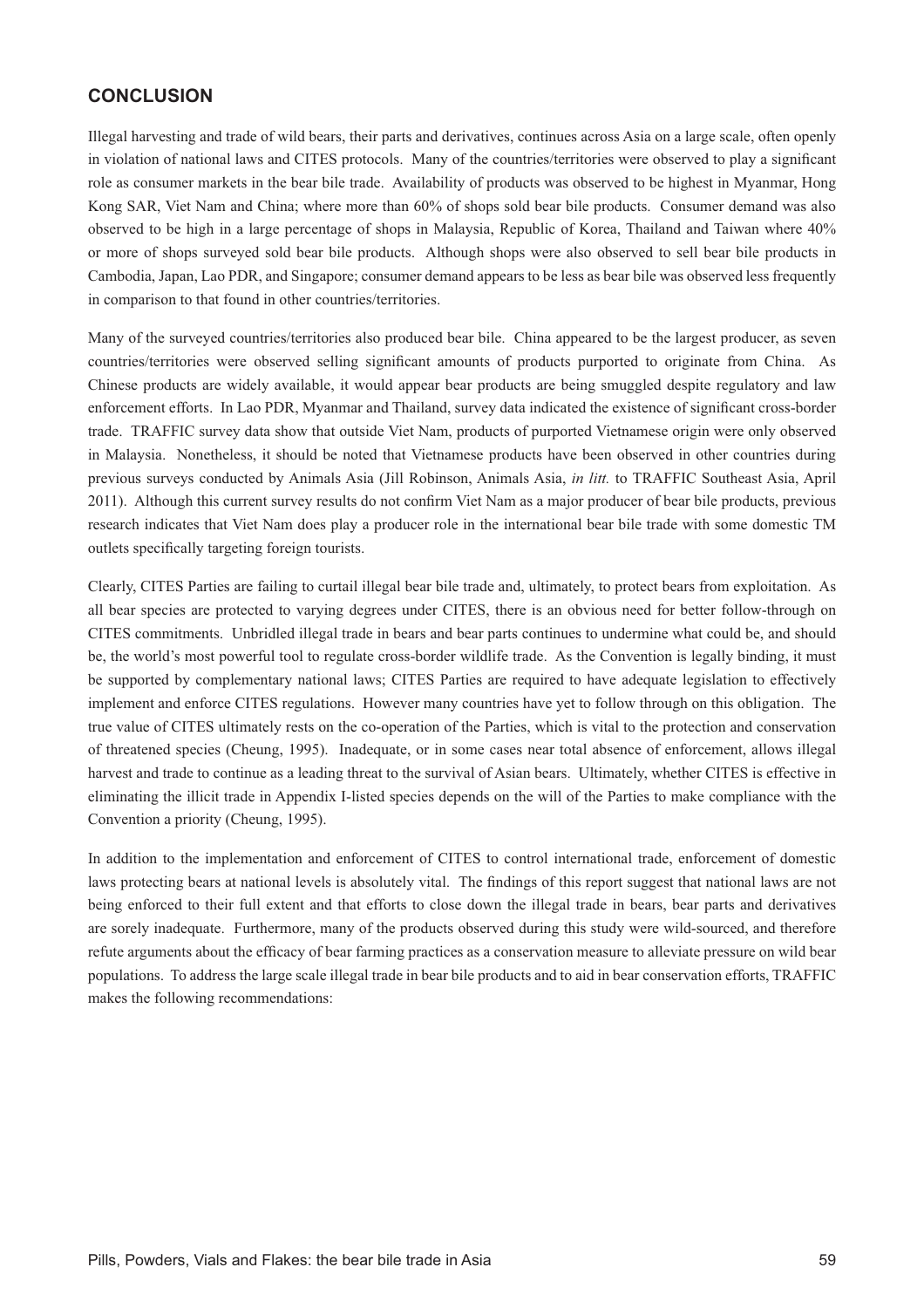## CONCLUSION

Illegal harvesting and trade of wild bears, their parts and derivatives, continues across Asia on a large scale, often openly in violation of national laws and CITES protocols. Many of the countries/territories were observed to play a significant role as consumer markets in the bear bile trade. Availability of products was observed to be highest in Myanmar, Hong Kong SAR, Viet Nam and China; where more than 60% of shops sold bear bile products. Consumer demand was also observed to be high in a large percentage of shops in Malaysia, Republic of Korea, Thailand and Taiwan where 40% or more of shops surveyed sold bear bile products. Although shops were also observed to sell bear bile products in Cambodia, Japan, Lao PDR, and Singapore; consumer demand appears to be less as bear bile was observed less frequently in comparison to that found in other countries/territories.

Many of the surveyed countries/territories also produced bear bile. China appeared to be the largest producer, as seven countries/territories were observed selling significant amounts of products purported to originate from China. As Chinese products are widely available, it would appear bear products are being smuggled despite regulatory and law enforcement efforts. In Lao PDR, Myanmar and Thailand, survey data indicated the existence of significant cross-border trade. TRAFFIC survey data show that outside Viet Nam, products of purported Vietnamese origin were only observed in Malaysia. Nonetheless, it should be noted that Vietnamese products have been observed in other countries during previous surveys conducted by Animals Asia (Jill Robinson, Animals Asia, *in litt.* to TRAFFIC Southeast Asia, April 2011). Although this current survey results do not confirm Viet Nam as a major producer of bear bile products, previous research indicates that Viet Nam does play a producer role in the international bear bile trade with some domestic TM outlets specifically targeting foreign tourists.

Clearly, CITES Parties are failing to curtail illegal bear bile trade and, ultimately, to protect bears from exploitation. As all bear species are protected to varying degrees under CITES, there is an obvious need for better follow-through on CITES commitments. Unbridled illegal trade in bears and bear parts continues to undermine what could be, and should be, the world's most powerful tool to regulate cross-border wildlife trade. As the Convention is legally binding, it must be supported by complementary national laws; CITES Parties are required to have adequate legislation to effectively implement and enforce CITES regulations. However many countries have yet to follow through on this obligation. The true value of CITES ultimately rests on the co-operation of the Parties, which is vital to the protection and conservation of threatened species (Cheung, 1995). Inadequate, or in some cases near total absence of enforcement, allows illegal harvest and trade to continue as a leading threat to the survival of Asian bears. Ultimately, whether CITES is effective in eliminating the illicit trade in Appendix I-listed species depends on the will of the Parties to make compliance with the Convention a priority (Cheung, 1995).

In addition to the implementation and enforcement of CITES to control international trade, enforcement of domestic laws protecting bears at national levels is absolutely vital. The findings of this report suggest that national laws are not being enforced to their full extent and that efforts to close down the illegal trade in bears, bear parts and derivatives are sorely inadequate. Furthermore, many of the products observed during this study were wild-sourced, and therefore refute arguments about the efficacy of bear farming practices as a conservation measure to alleviate pressure on wild bear populations. To address the large scale illegal trade in bear bile products and to aid in bear conservation efforts, TRAFFIC makes the following recommendations: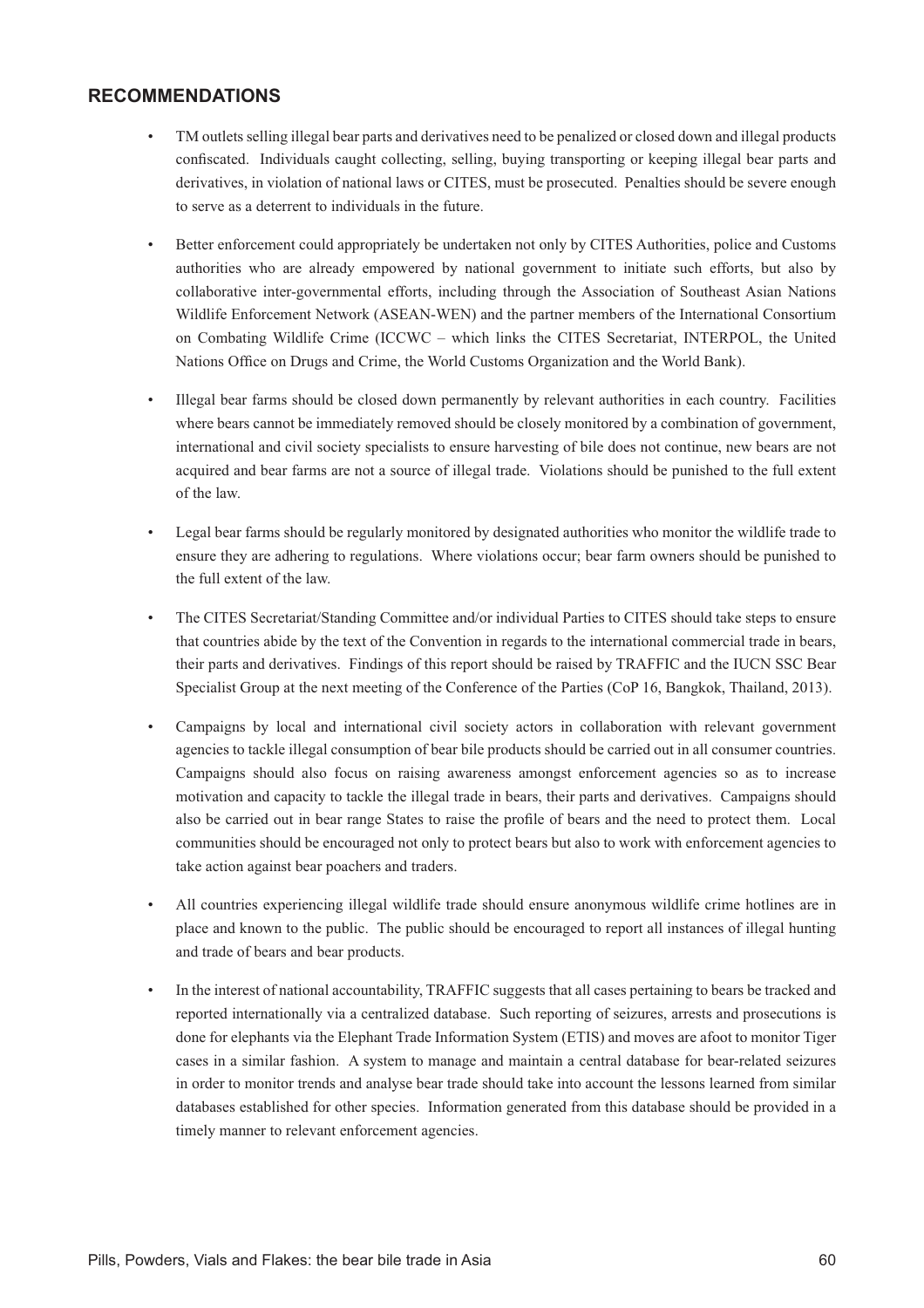## RECOMMENDATIONS

- TM outlets selling illegal bear parts and derivatives need to be penalized or closed down and illegal products confiscated. Individuals caught collecting, selling, buying transporting or keeping illegal bear parts and derivatives, in violation of national laws or CITES, must be prosecuted. Penalties should be severe enough to serve as a deterrent to individuals in the future.

- Better enforcement could appropriately be undertaken not only by CITES Authorities, police and Customs authorities who are already empowered by national government to initiate such efforts, but also by collaborative inter-governmental efforts, including through the Association of Southeast Asian Nations Wildlife Enforcement Network (ASEAN-WEN) and the partner members of the International Consortium on Combating Wildlife Crime (ICCWC – which links the CITES Secretariat, INTERPOL, the United Nations Office on Drugs and Crime, the World Customs Organization and the World Bank).

- Illegal bear farms should be closed down permanently by relevant authorities in each country. Facilities where bears cannot be immediately removed should be closely monitored by a combination of government, international and civil society specialists to ensure harvesting of bile does not continue, new bears are not acquired and bear farms are not a source of illegal trade. Violations should be punished to the full extent of the law.

- Legal bear farms should be regularly monitored by designated authorities who monitor the wildlife trade to ensure they are adhering to regulations. Where violations occur; bear farm owners should be punished to the full extent of the law.

- The CITES Secretariat/Standing Committee and/or individual Parties to CITES should take steps to ensure that countries abide by the text of the Convention in regards to the international commercial trade in bears, their parts and derivatives. Findings of this report should be raised by TRAFFIC and the IUCN SSC Bear Specialist Group at the next meeting of the Conference of the Parties (CoP 16, Bangkok, Thailand, 2013).

- Campaigns by local and international civil society actors in collaboration with relevant government agencies to tackle illegal consumption of bear bile products should be carried out in all consumer countries. Campaigns should also focus on raising awareness amongst enforcement agencies so as to increase motivation and capacity to tackle the illegal trade in bears, their parts and derivatives. Campaigns should also be carried out in bear range States to raise the profile of bears and the need to protect them. Local communities should be encouraged not only to protect bears but also to work with enforcement agencies to take action against bear poachers and traders.

- All countries experiencing illegal wildlife trade should ensure anonymous wildlife crime hotlines are in place and known to the public. The public should be encouraged to report all instances of illegal hunting and trade of bears and bear products.

- In the interest of national accountability, TRAFFIC suggests that all cases pertaining to bears be tracked and reported internationally via a centralized database. Such reporting of seizures, arrests and prosecutions is done for elephants via the Elephant Trade Information System (ETIS) and moves are afoot to monitor Tiger cases in a similar fashion. A system to manage and maintain a central database for bear-related seizures in order to monitor trends and analyse bear trade should take into account the lessons learned from similar databases established for other species. Information generated from this database should be provided in a timely manner to relevant enforcement agencies.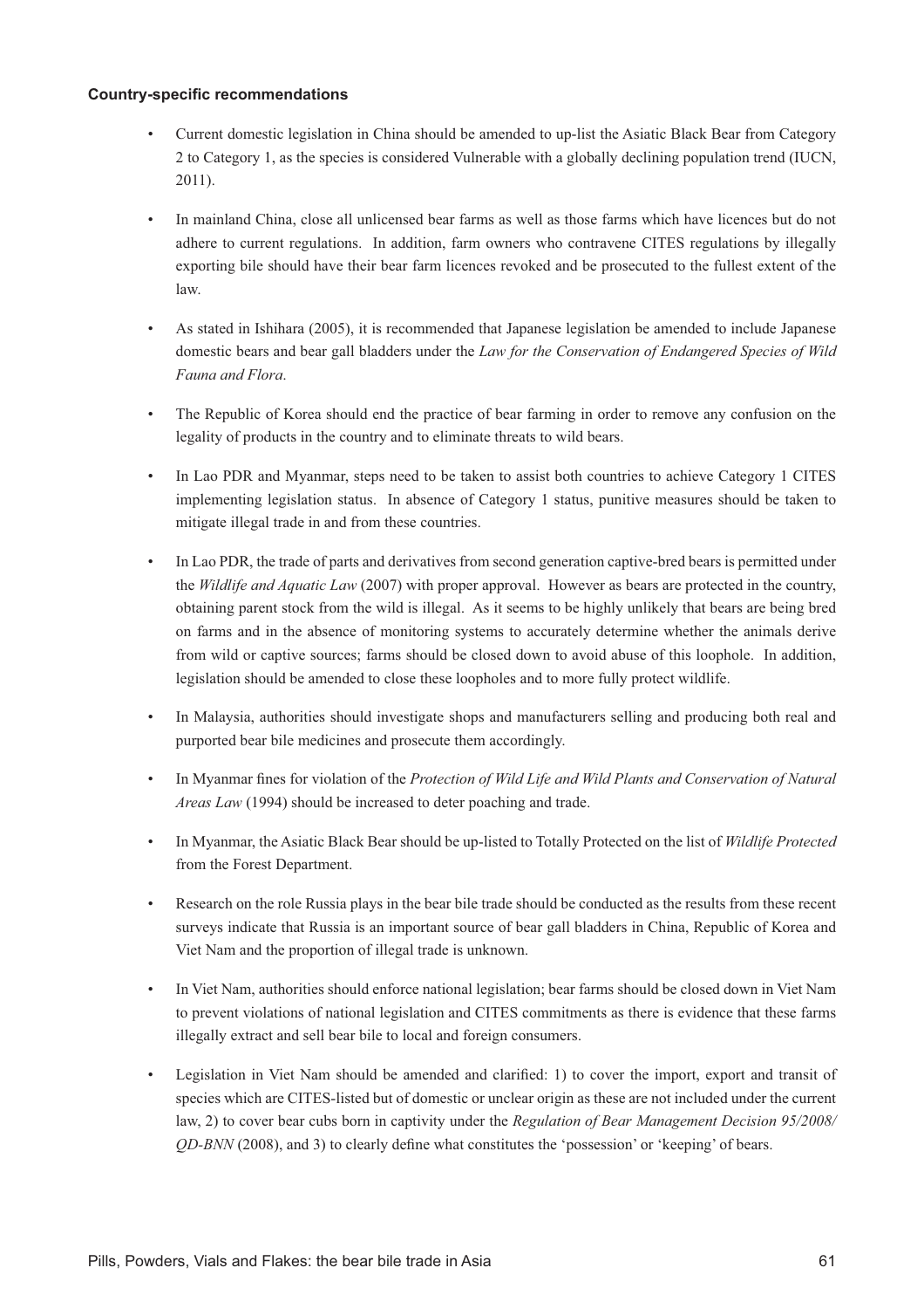**Country-specific recommendations**

- Current domestic legislation in China should be amended to up-list the Asiatic Black Bear from Category 2 to Category 1, as the species is considered Vulnerable with a globally declining population trend (IUCN, 2011).
- In mainland China, close all unlicensed bear farms as well as those farms which have licences but do not adhere to current regulations. In addition, farm owners who contravene CITES regulations by illegally exporting bile should have their bear farm licences revoked and be prosecuted to the fullest extent of the law.
- As stated in Ishihara (2005), it is recommended that Japanese legislation be amended to include Japanese domestic bears and bear gall bladders under the *Law for the Conservation of Endangered Species of Wild Fauna and Flora*.
- The Republic of Korea should end the practice of bear farming in order to remove any confusion on the legality of products in the country and to eliminate threats to wild bears.
- In Lao PDR and Myanmar, steps need to be taken to assist both countries to achieve Category 1 CITES implementing legislation status. In absence of Category 1 status, punitive measures should be taken to mitigate illegal trade in and from these countries.
- In Lao PDR, the trade of parts and derivatives from second generation captive-bred bears is permitted under the *Wildlife and Aquatic Law* (2007) with proper approval. However as bears are protected in the country, obtaining parent stock from the wild is illegal. As it seems to be highly unlikely that bears are being bred on farms and in the absence of monitoring systems to accurately determine whether the animals derive from wild or captive sources; farms should be closed down to avoid abuse of this loophole. In addition, legislation should be amended to close these loopholes and to more fully protect wildlife.
- In Malaysia, authorities should investigate shops and manufacturers selling and producing both real and purported bear bile medicines and prosecute them accordingly.
- In Myanmar fines for violation of the *Protection of Wild Life and Wild Plants and Conservation of Natural Areas Law* (1994) should be increased to deter poaching and trade.
- In Myanmar, the Asiatic Black Bear should be up-listed to Totally Protected on the list of *Wildlife Protected* from the Forest Department.
- Research on the role Russia plays in the bear bile trade should be conducted as the results from these recent surveys indicate that Russia is an important source of bear gall bladders in China, Republic of Korea and Viet Nam and the proportion of illegal trade is unknown.
- In Viet Nam, authorities should enforce national legislation; bear farms should be closed down in Viet Nam to prevent violations of national legislation and CITES commitments as there is evidence that these farms illegally extract and sell bear bile to local and foreign consumers.
- Legislation in Viet Nam should be amended and clarified: 1) to cover the import, export and transit of species which are CITES-listed but of domestic or unclear origin as these are not included under the current law, 2) to cover bear cubs born in captivity under the *Regulation of Bear Management Decision 95/2008/ QD-BNN* (2008), and 3) to clearly define what constitutes the 'possession' or 'keeping' of bears.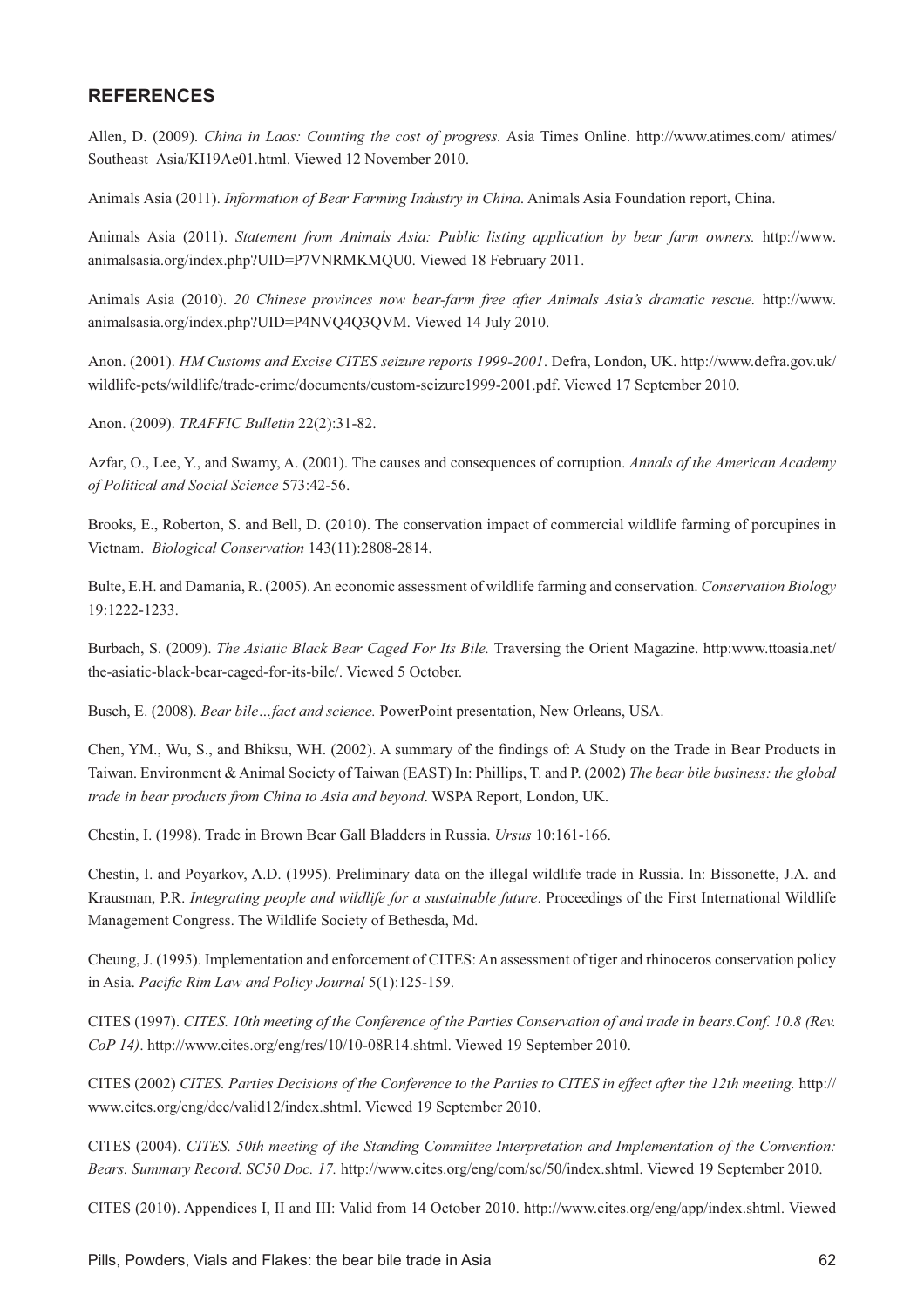## REFERENCES

Allen, D. (2009). *China in Laos: Counting the cost of progress.* Asia Times Online. http://www.atimes.com/ atimes/ Southeast_Asia/KI19Ae01.html. Viewed 12 November 2010.

Animals Asia (2011). *Information of Bear Farming Industry in China*. Animals Asia Foundation report, China.

Animals Asia (2011). *Statement from Animals Asia: Public listing application by bear farm owners.* http://www.animalsasia.org/index.php?UID=P7VNRMKMQU0. Viewed 18 February 2011.

Animals Asia (2010). *20 Chinese provinces now bear-farm free after Animals Asia's dramatic rescue.* http://www.animalsasia.org/index.php?UID=P4NVQ4Q3QVM. Viewed 14 July 2010.

Anon. (2001). *HM Customs and Excise CITES seizure reports 1999-2001*. Defra, London, UK. http://www.defra.gov.uk/wildlife-pets/wildlife/trade-crime/documents/custom-seizure1999-2001.pdf. Viewed 17 September 2010.

Anon. (2009). *TRAFFIC Bulletin* 22(2):31-82.

Azfar, O., Lee, Y., and Swamy, A. (2001). The causes and consequences of corruption. *Annals of the American Academy of Political and Social Science* 573:42-56.

Brooks, E., Roberton, S. and Bell, D. (2010). The conservation impact of commercial wildlife farming of porcupines in Vietnam. *Biological Conservation* 143(11):2808-2814.

Bulte, E.H. and Damania, R. (2005). An economic assessment of wildlife farming and conservation. *Conservation Biology* 19:1222-1233.

Burbach, S. (2009). *The Asiatic Black Bear Caged For Its Bile.* Traversing the Orient Magazine. http:www.ttoasia.net/the-asiatic-black-bear-caged-for-its-bile/. Viewed 5 October.

Busch, E. (2008). *Bear bile…fact and science.* PowerPoint presentation, New Orleans, USA.

Chen, YM., Wu, S., and Bhiksu, WH. (2002). A summary of the findings of: A Study on the Trade in Bear Products in Taiwan. Environment & Animal Society of Taiwan (EAST) In: Phillips, T. and P. (2002) *The bear bile business: the global trade in bear products from China to Asia and beyond*. WSPA Report, London, UK.

Chestin, I. (1998). Trade in Brown Bear Gall Bladders in Russia. *Ursus* 10:161-166.

Chestin, I. and Poyarkov, A.D. (1995). Preliminary data on the illegal wildlife trade in Russia. In: Bissonette, J.A. and Krausman, P.R. *Integrating people and wildlife for a sustainable future*. Proceedings of the First International Wildlife Management Congress. The Wildlife Society of Bethesda, Md.

Cheung, J. (1995). Implementation and enforcement of CITES: An assessment of tiger and rhinoceros conservation policy in Asia. *Pacific Rim Law and Policy Journal* 5(1):125-159.

CITES (1997). *CITES. 10th meeting of the Conference of the Parties Conservation of and trade in bears.Conf. 10.8 (Rev. CoP 14)*. http://www.cites.org/eng/res/10/10-08R14.shtml. Viewed 19 September 2010.

CITES (2002) *CITES. Parties Decisions of the Conference to the Parties to CITES in effect after the 12th meeting.* http://www.cites.org/eng/dec/valid12/index.shtml. Viewed 19 September 2010.

CITES (2004). *CITES. 50th meeting of the Standing Committee Interpretation and Implementation of the Convention: Bears. Summary Record. SC50 Doc. 17.* http://www.cites.org/eng/com/sc/50/index.shtml. Viewed 19 September 2010.

CITES (2010). Appendices I, II and III: Valid from 14 October 2010. http://www.cites.org/eng/app/index.shtml. Viewed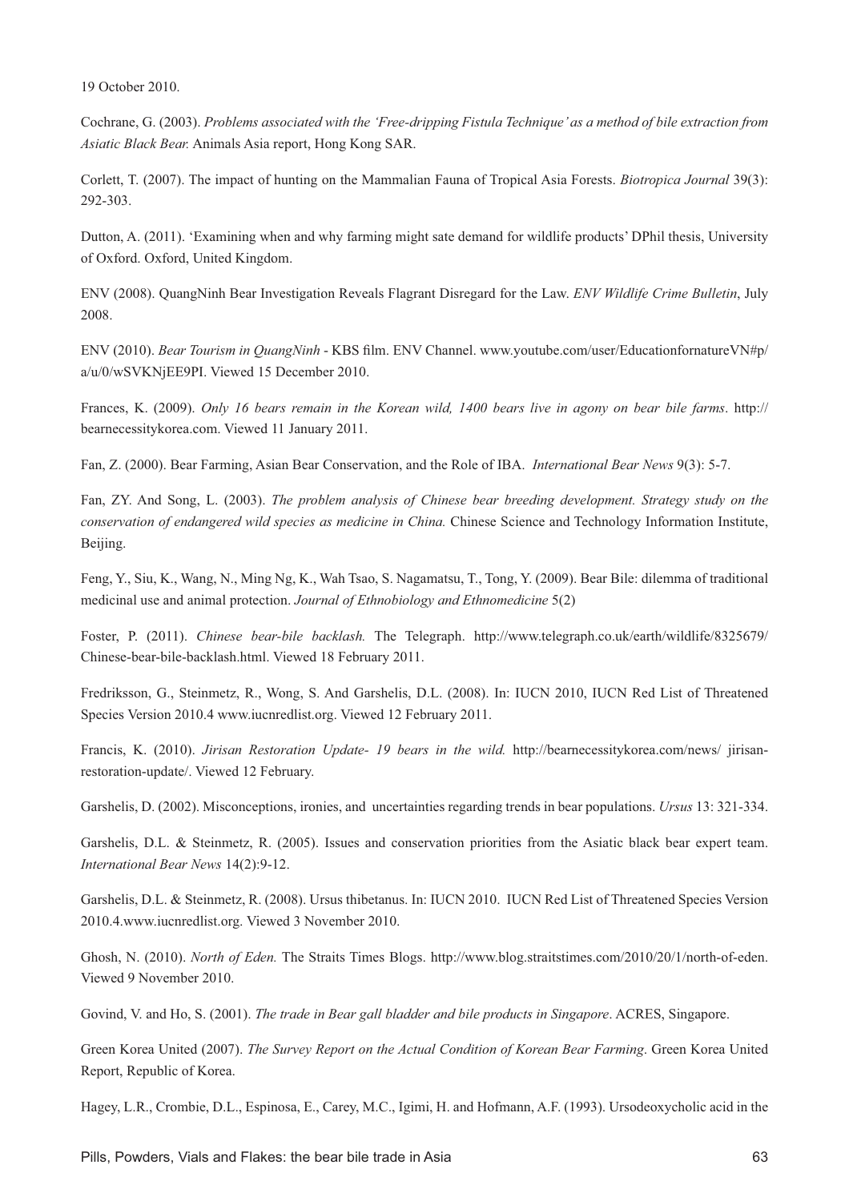19 October 2010.

Cochrane, G. (2003). *Problems associated with the 'Free-dripping Fistula Technique' as a method of bile extraction from Asiatic Black Bear.* Animals Asia report, Hong Kong SAR.

Corlett, T. (2007). The impact of hunting on the Mammalian Fauna of Tropical Asia Forests. *Biotropica Journal* 39(3): 292-303.

Dutton, A. (2011). 'Examining when and why farming might sate demand for wildlife products' DPhil thesis, University of Oxford. Oxford, United Kingdom.

ENV (2008). QuangNinh Bear Investigation Reveals Flagrant Disregard for the Law. *ENV Wildlife Crime Bulletin*, July 2008.

ENV (2010). *Bear Tourism in QuangNinh* - KBS film. ENV Channel. www.youtube.com/user/EducationfornatureVN#p/a/u/0/wSVKNjEE9PI. Viewed 15 December 2010.

Frances, K. (2009). *Only 16 bears remain in the Korean wild, 1400 bears live in agony on bear bile farms*. http://bearnecessitykorea.com. Viewed 11 January 2011.

Fan, Z. (2000). Bear Farming, Asian Bear Conservation, and the Role of IBA. *International Bear News* 9(3): 5-7.

Fan, ZY. And Song, L. (2003). *The problem analysis of Chinese bear breeding development. Strategy study on the conservation of endangered wild species as medicine in China.* Chinese Science and Technology Information Institute, Beijing.

Feng, Y., Siu, K., Wang, N., Ming Ng, K., Wah Tsao, S. Nagamatsu, T., Tong, Y. (2009). Bear Bile: dilemma of traditional medicinal use and animal protection. *Journal of Ethnobiology and Ethnomedicine* 5(2)

Foster, P. (2011). *Chinese bear-bile backlash.* The Telegraph. http://www.telegraph.co.uk/earth/wildlife/8325679/Chinese-bear-bile-backlash.html. Viewed 18 February 2011.

Fredriksson, G., Steinmetz, R., Wong, S. And Garshelis, D.L. (2008). In: IUCN 2010, IUCN Red List of Threatened Species Version 2010.4 www.iucnredlist.org. Viewed 12 February 2011.

Francis, K. (2010). *Jirisan Restoration Update- 19 bears in the wild.* http://bearnecessitykorea.com/news/ jirisan-restoration-update/. Viewed 12 February.

Garshelis, D. (2002). Misconceptions, ironies, and uncertainties regarding trends in bear populations. *Ursus* 13: 321-334.

Garshelis, D.L. & Steinmetz, R. (2005). Issues and conservation priorities from the Asiatic black bear expert team. *International Bear News* 14(2):9-12.

Garshelis, D.L. & Steinmetz, R. (2008). Ursus thibetanus. In: IUCN 2010. IUCN Red List of Threatened Species Version 2010.4.www.iucnredlist.org. Viewed 3 November 2010.

Ghosh, N. (2010). *North of Eden.* The Straits Times Blogs. http://www.blog.straitstimes.com/2010/20/1/north-of-eden. Viewed 9 November 2010.

Govind, V. and Ho, S. (2001). *The trade in Bear gall bladder and bile products in Singapore*. ACRES, Singapore.

Green Korea United (2007). *The Survey Report on the Actual Condition of Korean Bear Farming*. Green Korea United Report, Republic of Korea.

Hagey, L.R., Crombie, D.L., Espinosa, E., Carey, M.C., Igimi, H. and Hofmann, A.F. (1993). Ursodeoxycholic acid in the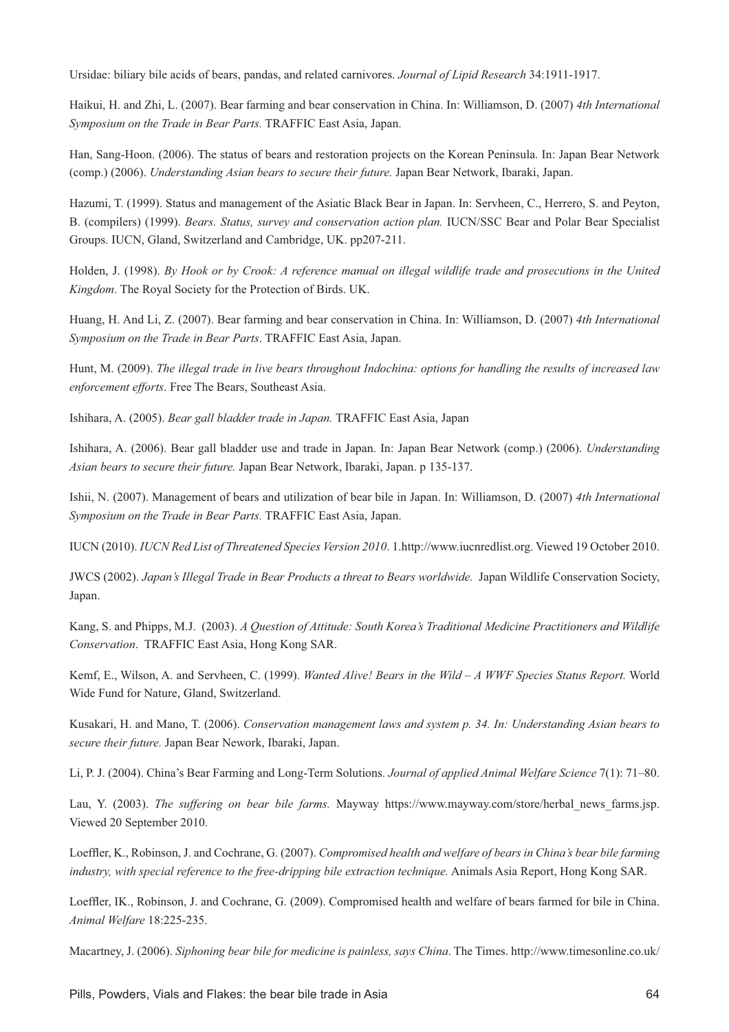Ursidae: biliary bile acids of bears, pandas, and related carnivores. *Journal of Lipid Research* 34:1911-1917.

Haikui, H. and Zhi, L. (2007). Bear farming and bear conservation in China. In: Williamson, D. (2007) *4th International Symposium on the Trade in Bear Parts.* TRAFFIC East Asia, Japan.

Han, Sang-Hoon. (2006). The status of bears and restoration projects on the Korean Peninsula. In: Japan Bear Network (comp.) (2006). *Understanding Asian bears to secure their future.* Japan Bear Network, Ibaraki, Japan.

Hazumi, T. (1999). Status and management of the Asiatic Black Bear in Japan. In: Servheen, C., Herrero, S. and Peyton, B. (compilers) (1999). *Bears. Status, survey and conservation action plan.* IUCN/SSC Bear and Polar Bear Specialist Groups. IUCN, Gland, Switzerland and Cambridge, UK. pp207-211.

Holden, J. (1998). *By Hook or by Crook: A reference manual on illegal wildlife trade and prosecutions in the United Kingdom*. The Royal Society for the Protection of Birds. UK.

Huang, H. And Li, Z. (2007). Bear farming and bear conservation in China. In: Williamson, D. (2007) *4th International Symposium on the Trade in Bear Parts*. TRAFFIC East Asia, Japan.

Hunt, M. (2009). *The illegal trade in live bears throughout Indochina: options for handling the results of increased law enforcement efforts*. Free The Bears, Southeast Asia.

Ishihara, A. (2005). *Bear gall bladder trade in Japan.* TRAFFIC East Asia, Japan

Ishihara, A. (2006). Bear gall bladder use and trade in Japan. In: Japan Bear Network (comp.) (2006). *Understanding Asian bears to secure their future.* Japan Bear Network, Ibaraki, Japan. p 135-137.

Ishii, N. (2007). Management of bears and utilization of bear bile in Japan. In: Williamson, D. (2007) *4th International Symposium on the Trade in Bear Parts.* TRAFFIC East Asia, Japan.

IUCN (2010). *IUCN Red List of Threatened Species Version 2010*. 1.http://www.iucnredlist.org. Viewed 19 October 2010.

JWCS (2002). *Japan's Illegal Trade in Bear Products a threat to Bears worldwide.* Japan Wildlife Conservation Society, Japan.

Kang, S. and Phipps, M.J. (2003). *A Question of Attitude: South Korea's Traditional Medicine Practitioners and Wildlife Conservation*. TRAFFIC East Asia, Hong Kong SAR.

Kemf, E., Wilson, A. and Servheen, C. (1999). *Wanted Alive! Bears in the Wild – A WWF Species Status Report.* World Wide Fund for Nature, Gland, Switzerland.

Kusakari, H. and Mano, T. (2006). *Conservation management laws and system p. 34. In: Understanding Asian bears to secure their future.* Japan Bear Nework, Ibaraki, Japan.

Li, P. J. (2004). China's Bear Farming and Long-Term Solutions. *Journal of applied Animal Welfare Science* 7(1): 71–80.

Lau, Y. (2003). *The suffering on bear bile farms.* Mayway https://www.mayway.com/store/herbal_news_farms.jsp. Viewed 20 September 2010.

Loeffler, K., Robinson, J. and Cochrane, G. (2007). *Compromised health and welfare of bears in China's bear bile farming industry, with special reference to the free-dripping bile extraction technique.* Animals Asia Report, Hong Kong SAR.

Loeffler, IK., Robinson, J. and Cochrane, G. (2009). Compromised health and welfare of bears farmed for bile in China. *Animal Welfare* 18:225-235.

Macartney, J. (2006). *Siphoning bear bile for medicine is painless, says China*. The Times. http://www.timesonline.co.uk/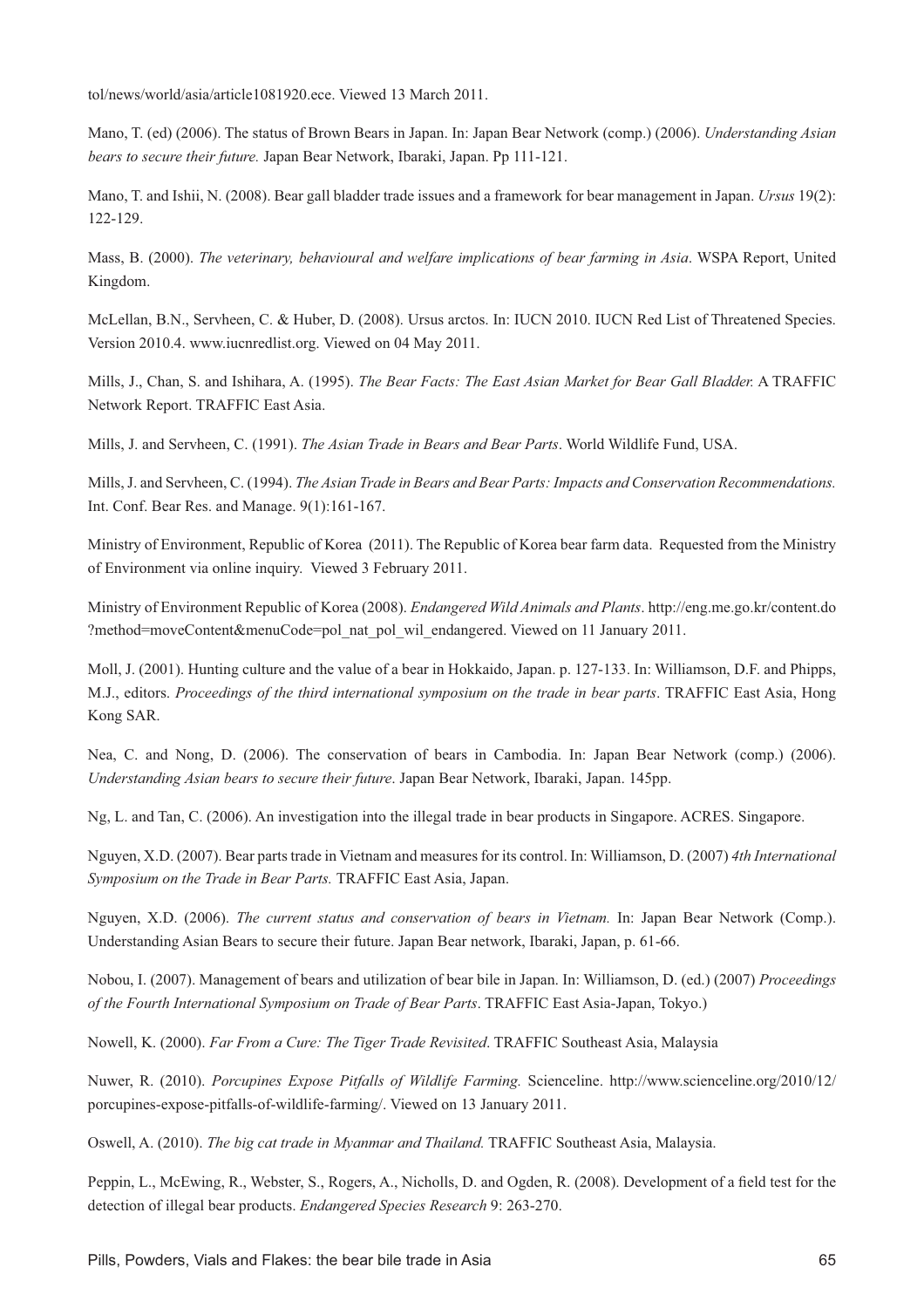tol/news/world/asia/article1081920.ece. Viewed 13 March 2011.

Mano, T. (ed) (2006). The status of Brown Bears in Japan. In: Japan Bear Network (comp.) (2006). *Understanding Asian bears to secure their future.* Japan Bear Network, Ibaraki, Japan. Pp 111-121.

Mano, T. and Ishii, N. (2008). Bear gall bladder trade issues and a framework for bear management in Japan. *Ursus* 19(2): 122-129.

Mass, B. (2000). *The veterinary, behavioural and welfare implications of bear farming in Asia*. WSPA Report, United Kingdom.

McLellan, B.N., Servheen, C. & Huber, D. (2008). Ursus arctos. In: IUCN 2010. IUCN Red List of Threatened Species. Version 2010.4. www.iucnredlist.org. Viewed on 04 May 2011.

Mills, J., Chan, S. and Ishihara, A. (1995). *The Bear Facts: The East Asian Market for Bear Gall Bladder.* A TRAFFIC Network Report. TRAFFIC East Asia.

Mills, J. and Servheen, C. (1991). *The Asian Trade in Bears and Bear Parts*. World Wildlife Fund, USA.

Mills, J. and Servheen, C. (1994). *The Asian Trade in Bears and Bear Parts: Impacts and Conservation Recommendations.* Int. Conf. Bear Res. and Manage. 9(1):161-167.

Ministry of Environment, Republic of Korea (2011). The Republic of Korea bear farm data. Requested from the Ministry of Environment via online inquiry. Viewed 3 February 2011.

Ministry of Environment Republic of Korea (2008). *Endangered Wild Animals and Plants*. http://eng.me.go.kr/content.do?method=moveContent&menuCode=pol_nat_pol_wil_endangered. Viewed on 11 January 2011.

Moll, J. (2001). Hunting culture and the value of a bear in Hokkaido, Japan. p. 127-133. In: Williamson, D.F. and Phipps, M.J., editors. *Proceedings of the third international symposium on the trade in bear parts*. TRAFFIC East Asia, Hong Kong SAR.

Nea, C. and Nong, D. (2006). The conservation of bears in Cambodia. In: Japan Bear Network (comp.) (2006). *Understanding Asian bears to secure their future*. Japan Bear Network, Ibaraki, Japan. 145pp.

Ng, L. and Tan, C. (2006). An investigation into the illegal trade in bear products in Singapore. ACRES. Singapore.

Nguyen, X.D. (2007). Bear parts trade in Vietnam and measures for its control. In: Williamson, D. (2007) *4th International Symposium on the Trade in Bear Parts.* TRAFFIC East Asia, Japan.

Nguyen, X.D. (2006). *The current status and conservation of bears in Vietnam.* In: Japan Bear Network (Comp.). Understanding Asian Bears to secure their future. Japan Bear network, Ibaraki, Japan, p. 61-66.

Nobou, I. (2007). Management of bears and utilization of bear bile in Japan. In: Williamson, D. (ed.) (2007) *Proceedings of the Fourth International Symposium on Trade of Bear Parts*. TRAFFIC East Asia-Japan, Tokyo.)

Nowell, K. (2000). *Far From a Cure: The Tiger Trade Revisited*. TRAFFIC Southeast Asia, Malaysia

Nuwer, R. (2010). *Porcupines Expose Pitfalls of Wildlife Farming.* Scienceline. http://www.scienceline.org/2010/12/porcupines-expose-pitfalls-of-wildlife-farming/. Viewed on 13 January 2011.

Oswell, A. (2010). *The big cat trade in Myanmar and Thailand.* TRAFFIC Southeast Asia, Malaysia.

Peppin, L., McEwing, R., Webster, S., Rogers, A., Nicholls, D. and Ogden, R. (2008). Development of a field test for the detection of illegal bear products. *Endangered Species Research* 9: 263-270.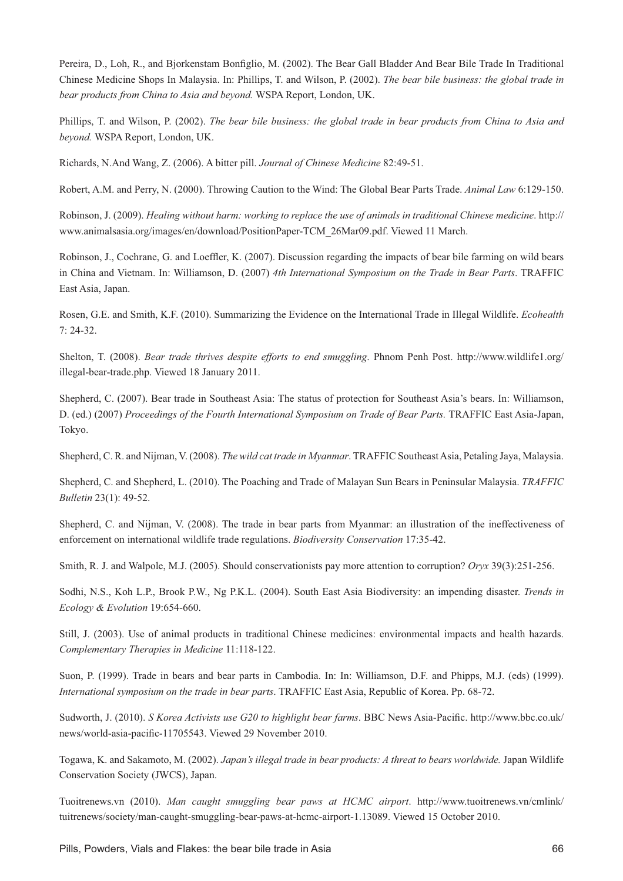Pereira, D., Loh, R., and Bjorkenstam Bonfiglio, M. (2002). The Bear Gall Bladder And Bear Bile Trade In Traditional Chinese Medicine Shops In Malaysia. In: Phillips, T. and Wilson, P. (2002). *The bear bile business: the global trade in bear products from China to Asia and beyond.* WSPA Report, London, UK.

Phillips, T. and Wilson, P. (2002). *The bear bile business: the global trade in bear products from China to Asia and beyond.* WSPA Report, London, UK.

Richards, N.And Wang, Z. (2006). A bitter pill. *Journal of Chinese Medicine* 82:49-51.

Robert, A.M. and Perry, N. (2000). Throwing Caution to the Wind: The Global Bear Parts Trade. *Animal Law* 6:129-150.

Robinson, J. (2009). *Healing without harm: working to replace the use of animals in traditional Chinese medicine*. http://www.animalsasia.org/images/en/download/PositionPaper-TCM_26Mar09.pdf. Viewed 11 March.

Robinson, J., Cochrane, G. and Loeffler, K. (2007). Discussion regarding the impacts of bear bile farming on wild bears in China and Vietnam. In: Williamson, D. (2007) *4th International Symposium on the Trade in Bear Parts*. TRAFFIC East Asia, Japan.

Rosen, G.E. and Smith, K.F. (2010). Summarizing the Evidence on the International Trade in Illegal Wildlife. *Ecohealth* 7: 24-32.

Shelton, T. (2008). *Bear trade thrives despite efforts to end smuggling*. Phnom Penh Post. http://www.wildlife1.org/illegal-bear-trade.php. Viewed 18 January 2011.

Shepherd, C. (2007). Bear trade in Southeast Asia: The status of protection for Southeast Asia's bears. In: Williamson, D. (ed.) (2007) *Proceedings of the Fourth International Symposium on Trade of Bear Parts.* TRAFFIC East Asia-Japan, Tokyo.

Shepherd, C. R. and Nijman, V. (2008). *The wild cat trade in Myanmar*. TRAFFIC Southeast Asia, Petaling Jaya, Malaysia.

Shepherd, C. and Shepherd, L. (2010). The Poaching and Trade of Malayan Sun Bears in Peninsular Malaysia. *TRAFFIC Bulletin* 23(1): 49-52.

Shepherd, C. and Nijman, V. (2008). The trade in bear parts from Myanmar: an illustration of the ineffectiveness of enforcement on international wildlife trade regulations. *Biodiversity Conservation* 17:35-42.

Smith, R. J. and Walpole, M.J. (2005). Should conservationists pay more attention to corruption? *Oryx* 39(3):251-256.

Sodhi, N.S., Koh L.P., Brook P.W., Ng P.K.L. (2004). South East Asia Biodiversity: an impending disaster. *Trends in Ecology & Evolution* 19:654-660.

Still, J. (2003). Use of animal products in traditional Chinese medicines: environmental impacts and health hazards. *Complementary Therapies in Medicine* 11:118-122.

Suon, P. (1999). Trade in bears and bear parts in Cambodia. In: In: Williamson, D.F. and Phipps, M.J. (eds) (1999). *International symposium on the trade in bear parts*. TRAFFIC East Asia, Republic of Korea. Pp. 68-72.

Sudworth, J. (2010). *S Korea Activists use G20 to highlight bear farms*. BBC News Asia-Pacific. http://www.bbc.co.uk/news/world-asia-pacific-11705543. Viewed 29 November 2010.

Togawa, K. and Sakamoto, M. (2002). *Japan's illegal trade in bear products: A threat to bears worldwide.* Japan Wildlife Conservation Society (JWCS), Japan.

Tuoitrenews.vn (2010). *Man caught smuggling bear paws at HCMC airport*. http://www.tuoitrenews.vn/cmlink/tuitrenews/society/man-caught-smuggling-bear-paws-at-hcmc-airport-1.13089. Viewed 15 October 2010.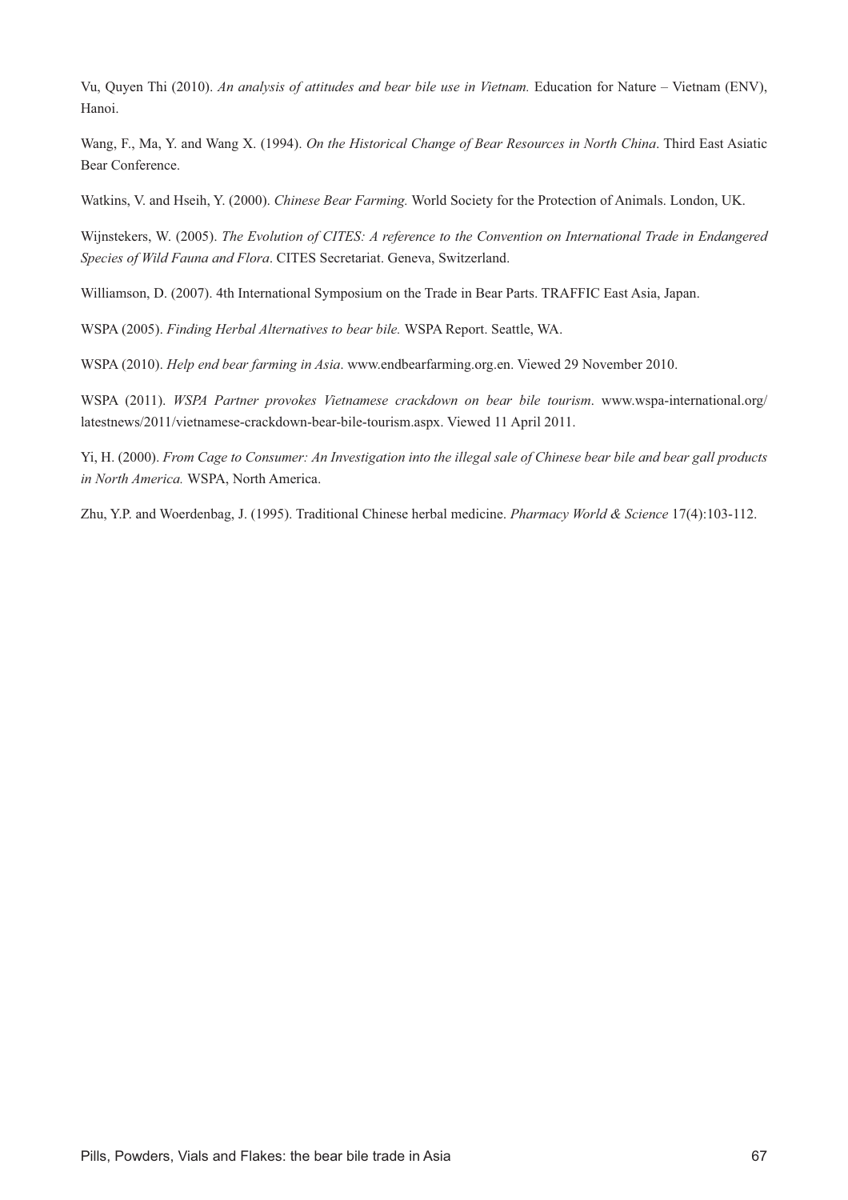Vu, Quyen Thi (2010). *An analysis of attitudes and bear bile use in Vietnam.* Education for Nature – Vietnam (ENV), Hanoi.

Wang, F., Ma, Y. and Wang X. (1994). *On the Historical Change of Bear Resources in North China*. Third East Asiatic Bear Conference.

Watkins, V. and Hseih, Y. (2000). *Chinese Bear Farming.* World Society for the Protection of Animals. London, UK.

Wijnstekers, W. (2005). *The Evolution of CITES: A reference to the Convention on International Trade in Endangered Species of Wild Fauna and Flora*. CITES Secretariat. Geneva, Switzerland.

Williamson, D. (2007). 4th International Symposium on the Trade in Bear Parts. TRAFFIC East Asia, Japan.

WSPA (2005). *Finding Herbal Alternatives to bear bile.* WSPA Report. Seattle, WA.

WSPA (2010). *Help end bear farming in Asia*. www.endbearfarming.org.en. Viewed 29 November 2010.

WSPA (2011). *WSPA Partner provokes Vietnamese crackdown on bear bile tourism*. www.wspa-international.org/latestnews/2011/vietnamese-crackdown-bear-bile-tourism.aspx. Viewed 11 April 2011.

Yi, H. (2000). *From Cage to Consumer: An Investigation into the illegal sale of Chinese bear bile and bear gall products in North America.* WSPA, North America.

Zhu, Y.P. and Woerdenbag, J. (1995). Traditional Chinese herbal medicine. *Pharmacy World & Science* 17(4):103-112.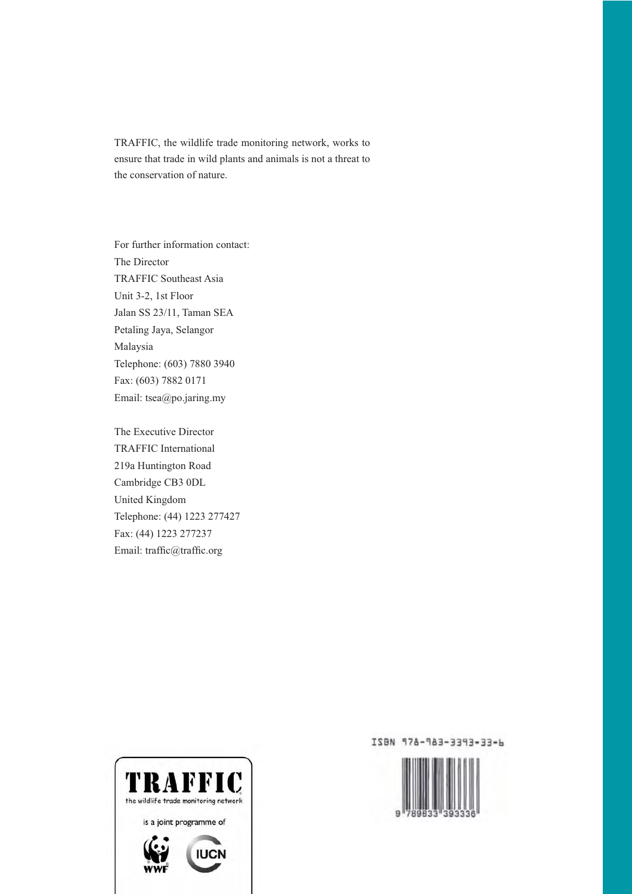TRAFFIC, the wildlife trade monitoring network, works to ensure that trade in wild plants and animals is not a threat to the conservation of nature.

For further information contact:
The Director
TRAFFIC Southeast Asia
Unit 3-2, 1st Floor
Jalan SS 23/11, Taman SEA
Petaling Jaya, Selangor
Malaysia
Telephone: (603) 7880 3940
Fax: (603) 7882 0171
Email: tsea@po.jaring.my

The Executive Director
TRAFFIC International
219a Huntington Road
Cambridge CB3 0DL
United Kingdom
Telephone: (44) 1223 277427
Fax: (44) 1223 277237
Email: traffic@traffic.org

TRAFFIC
the wildlife trade monitoring network

is a joint programme of

WWF IUCN

ISBN 978-983-3393-33-6

9 789833 393336